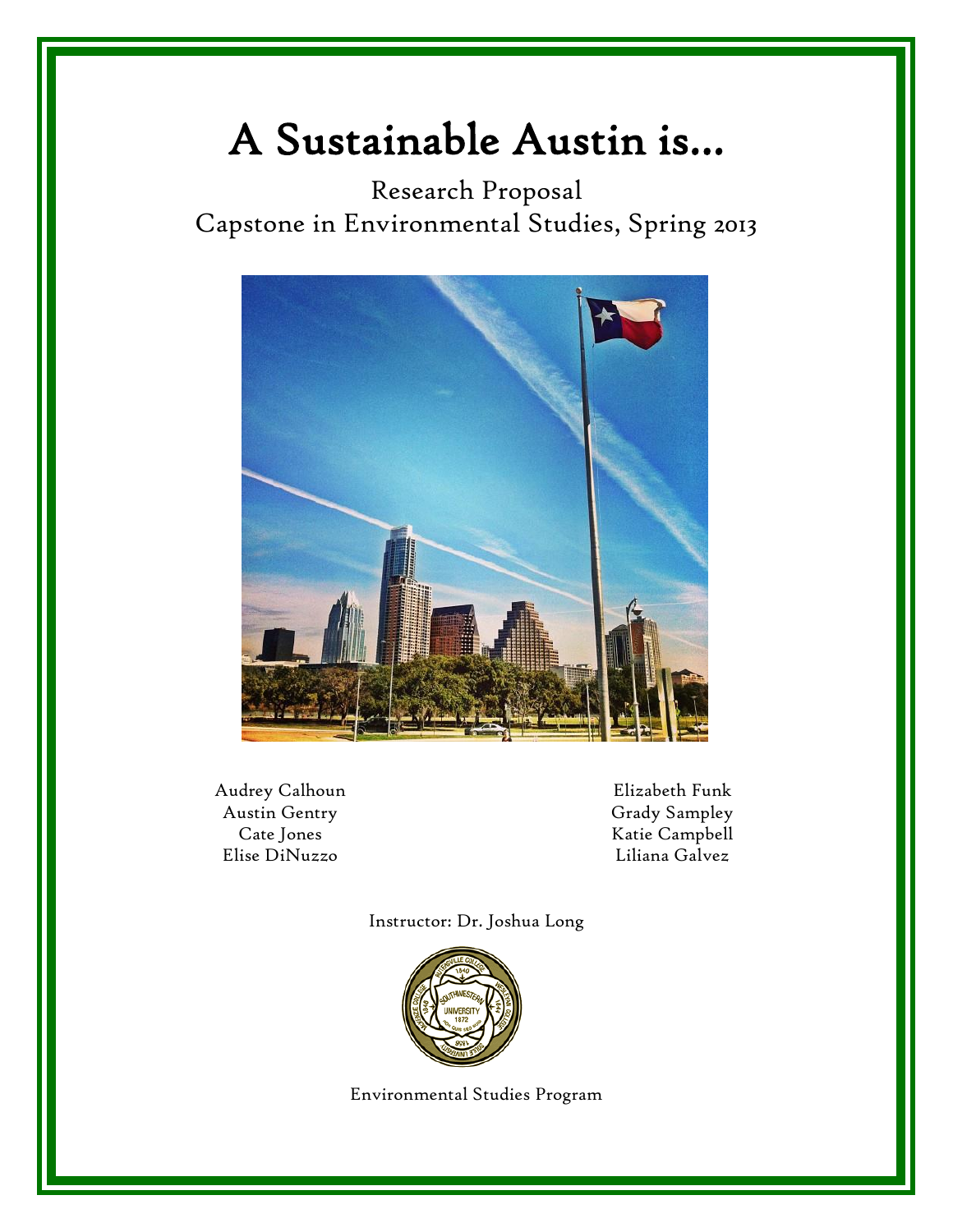# A Sustainable Austin is…

Research Proposal
Capstone in Environmental Studies, Spring 2013

Audrey Calhoun
Austin Gentry
Cate Jones
Elise DiNuzzo

Elizabeth Funk
Grady Sampley
Katie Campbell
Liliana Galvez

Instructor: Dr. Joshua Long

Environmental Studies Program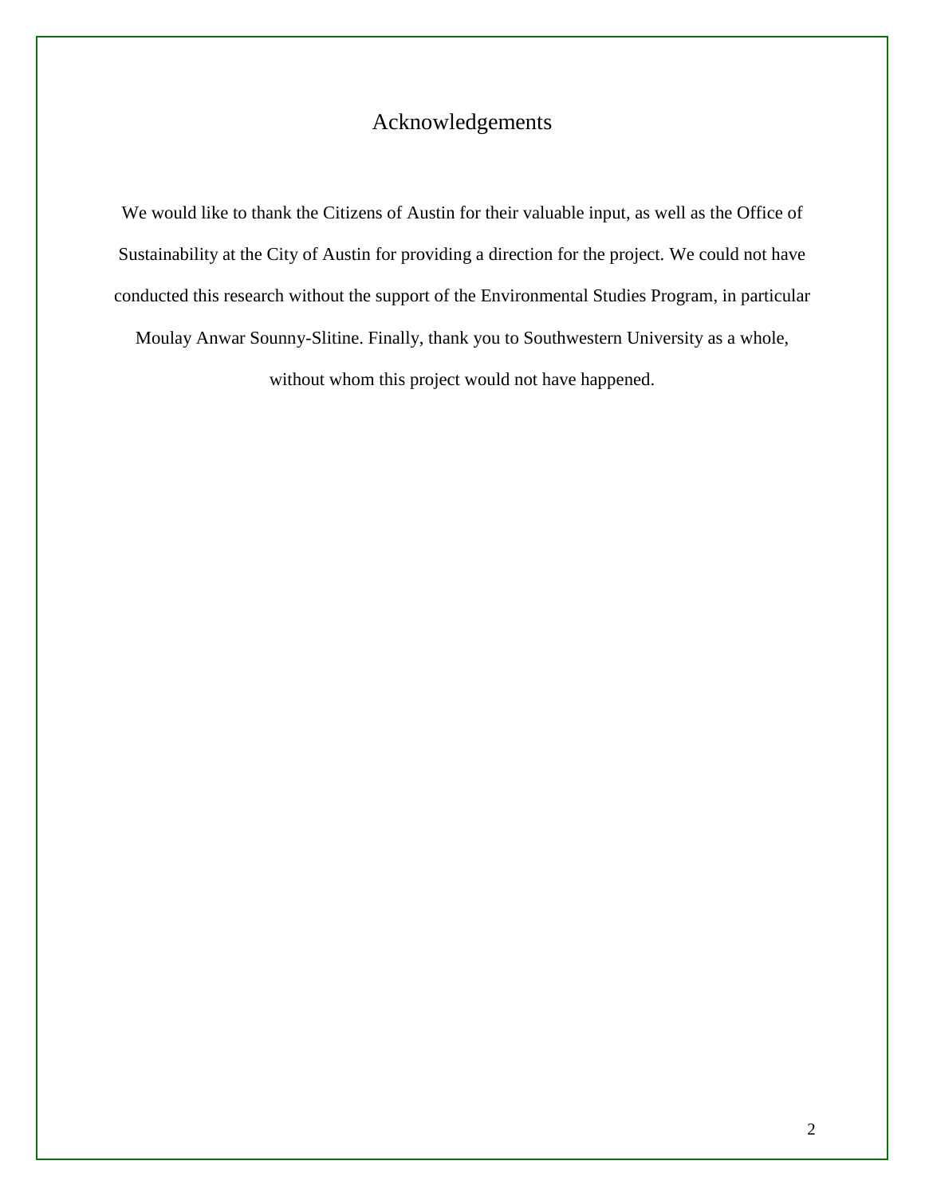# Acknowledgements

We would like to thank the Citizens of Austin for their valuable input, as well as the Office of Sustainability at the City of Austin for providing a direction for the project. We could not have conducted this research without the support of the Environmental Studies Program, in particular Moulay Anwar Sounny-Slitine. Finally, thank you to Southwestern University as a whole, without whom this project would not have happened.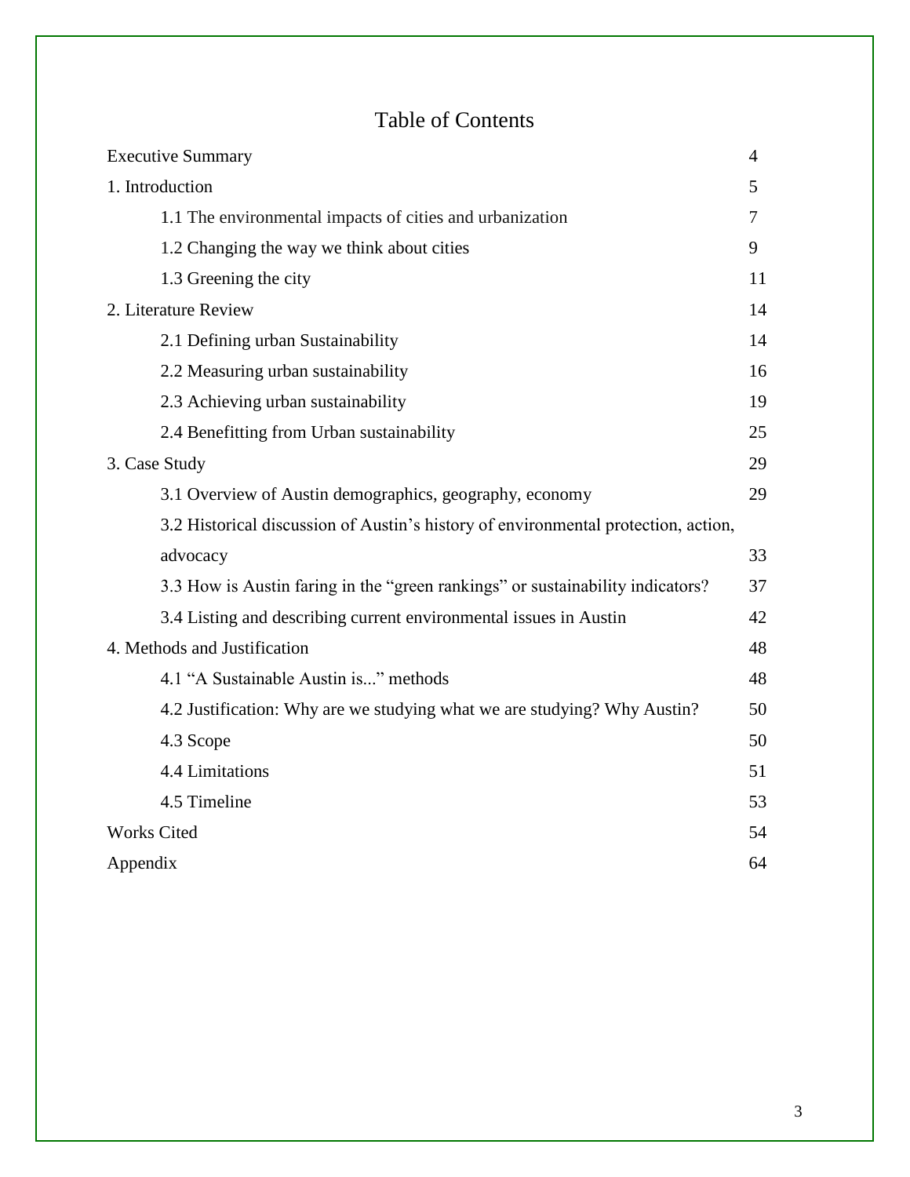# Table of Contents

| | |
|---|---|
| Executive Summary | 4 |
| 1. Introduction | 5 |
| 1.1 The environmental impacts of cities and urbanization | 7 |
| 1.2 Changing the way we think about cities | 9 |
| 1.3 Greening the city | 11 |
| 2. Literature Review | 14 |
| 2.1 Defining urban Sustainability | 14 |
| 2.2 Measuring urban sustainability | 16 |
| 2.3 Achieving urban sustainability | 19 |
| 2.4 Benefitting from Urban sustainability | 25 |
| 3. Case Study | 29 |
| 3.1 Overview of Austin demographics, geography, economy | 29 |
| 3.2 Historical discussion of Austin's history of environmental protection, action, advocacy | 33 |
| 3.3 How is Austin faring in the "green rankings" or sustainability indicators? | 37 |
| 3.4 Listing and describing current environmental issues in Austin | 42 |
| 4. Methods and Justification | 48 |
| 4.1 "A Sustainable Austin is..." methods | 48 |
| 4.2 Justification: Why are we studying what we are studying? Why Austin? | 50 |
| 4.3 Scope | 50 |
| 4.4 Limitations | 51 |
| 4.5 Timeline | 53 |
| Works Cited | 54 |
| Appendix | 64 |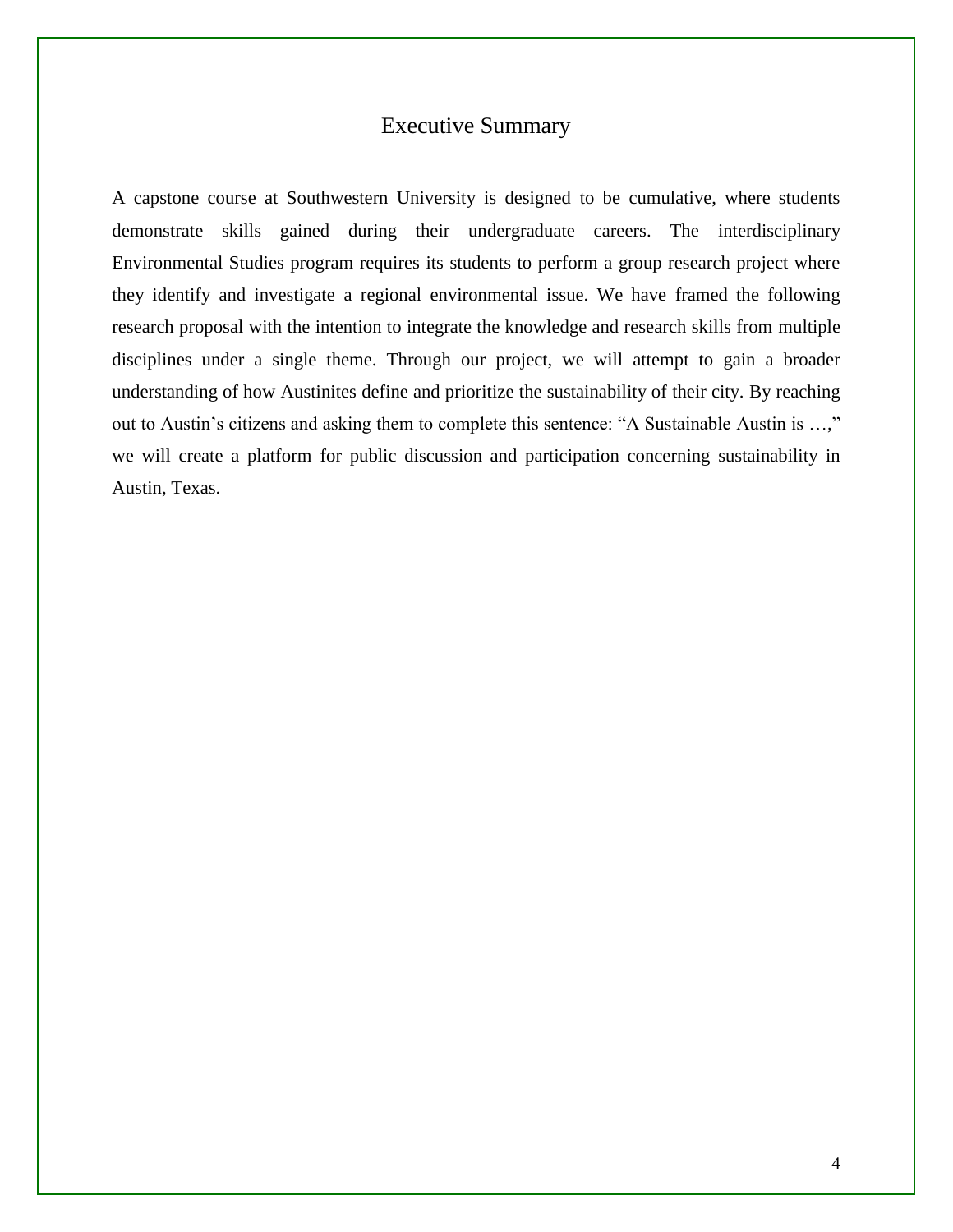# Executive Summary

A capstone course at Southwestern University is designed to be cumulative, where students demonstrate skills gained during their undergraduate careers. The interdisciplinary Environmental Studies program requires its students to perform a group research project where they identify and investigate a regional environmental issue. We have framed the following research proposal with the intention to integrate the knowledge and research skills from multiple disciplines under a single theme. Through our project, we will attempt to gain a broader understanding of how Austinites define and prioritize the sustainability of their city. By reaching out to Austin's citizens and asking them to complete this sentence: "A Sustainable Austin is …," we will create a platform for public discussion and participation concerning sustainability in Austin, Texas.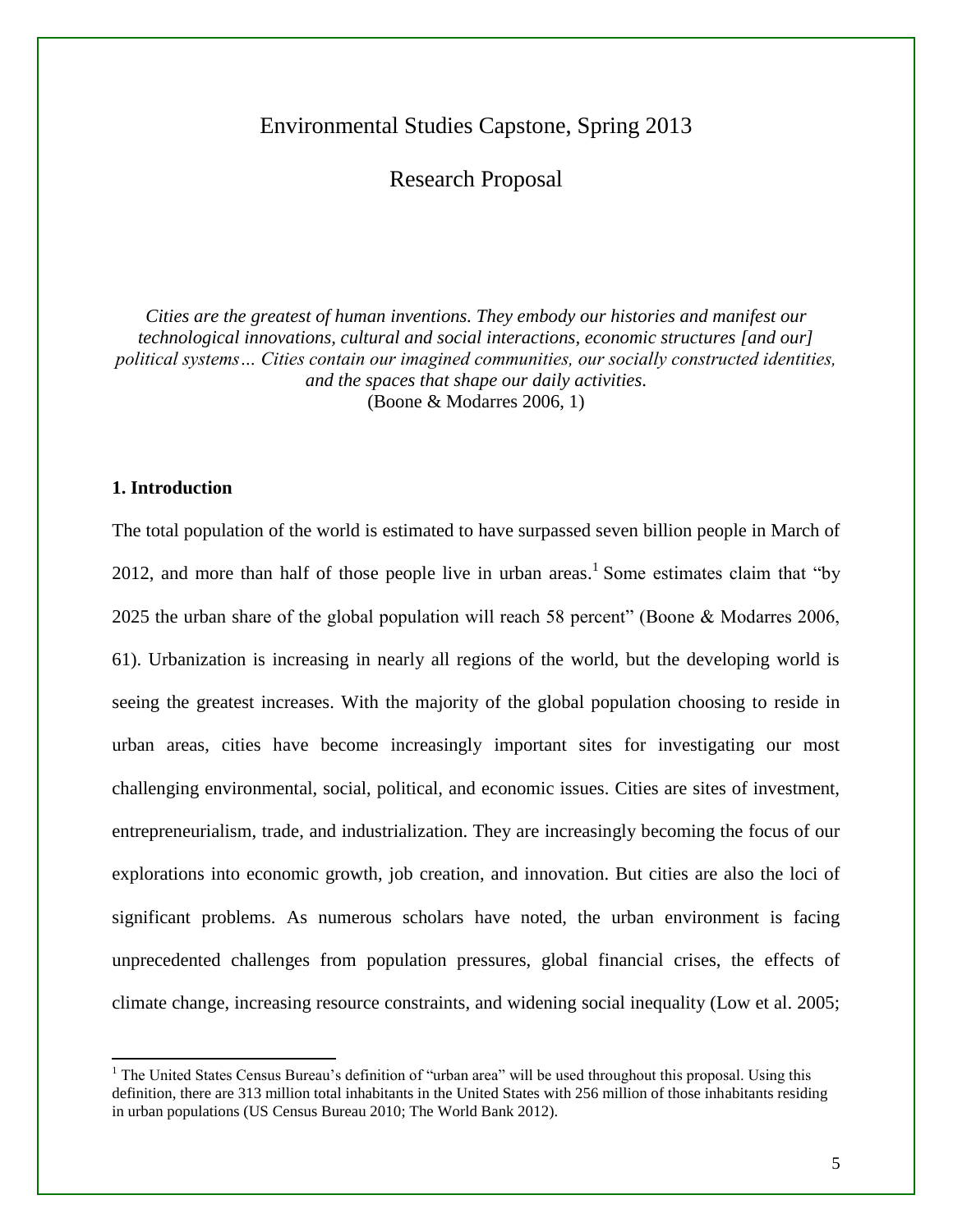Environmental Studies Capstone, Spring 2013

Research Proposal

*Cities are the greatest of human inventions. They embody our histories and manifest our technological innovations, cultural and social interactions, economic structures [and our] political systems… Cities contain our imagined communities, our socially constructed identities, and the spaces that shape our daily activities.*
(Boone & Modarres 2006, 1)

## 1. Introduction

The total population of the world is estimated to have surpassed seven billion people in March of 2012, and more than half of those people live in urban areas.[1] Some estimates claim that "by 2025 the urban share of the global population will reach 58 percent" (Boone & Modarres 2006, 61). Urbanization is increasing in nearly all regions of the world, but the developing world is seeing the greatest increases. With the majority of the global population choosing to reside in urban areas, cities have become increasingly important sites for investigating our most challenging environmental, social, political, and economic issues. Cities are sites of investment, entrepreneurialism, trade, and industrialization. They are increasingly becoming the focus of our explorations into economic growth, job creation, and innovation. But cities are also the loci of significant problems. As numerous scholars have noted, the urban environment is facing unprecedented challenges from population pressures, global financial crises, the effects of climate change, increasing resource constraints, and widening social inequality (Low et al. 2005;

[1] The United States Census Bureau's definition of "urban area" will be used throughout this proposal. Using this definition, there are 313 million total inhabitants in the United States with 256 million of those inhabitants residing in urban populations (US Census Bureau 2010; The World Bank 2012).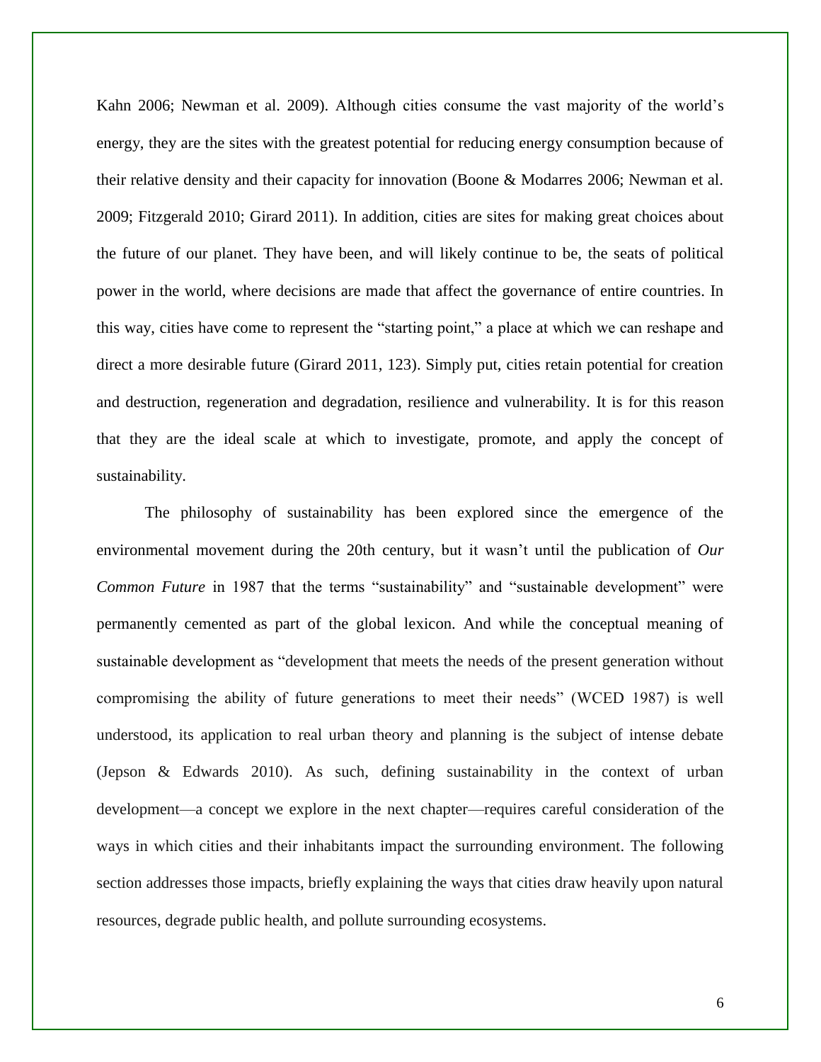Kahn 2006; Newman et al. 2009). Although cities consume the vast majority of the world's energy, they are the sites with the greatest potential for reducing energy consumption because of their relative density and their capacity for innovation (Boone & Modarres 2006; Newman et al. 2009; Fitzgerald 2010; Girard 2011). In addition, cities are sites for making great choices about the future of our planet. They have been, and will likely continue to be, the seats of political power in the world, where decisions are made that affect the governance of entire countries. In this way, cities have come to represent the "starting point," a place at which we can reshape and direct a more desirable future (Girard 2011, 123). Simply put, cities retain potential for creation and destruction, regeneration and degradation, resilience and vulnerability. It is for this reason that they are the ideal scale at which to investigate, promote, and apply the concept of sustainability.

The philosophy of sustainability has been explored since the emergence of the environmental movement during the 20th century, but it wasn't until the publication of *Our Common Future* in 1987 that the terms "sustainability" and "sustainable development" were permanently cemented as part of the global lexicon. And while the conceptual meaning of sustainable development as "development that meets the needs of the present generation without compromising the ability of future generations to meet their needs" (WCED 1987) is well understood, its application to real urban theory and planning is the subject of intense debate (Jepson & Edwards 2010). As such, defining sustainability in the context of urban development—a concept we explore in the next chapter—requires careful consideration of the ways in which cities and their inhabitants impact the surrounding environment. The following section addresses those impacts, briefly explaining the ways that cities draw heavily upon natural resources, degrade public health, and pollute surrounding ecosystems.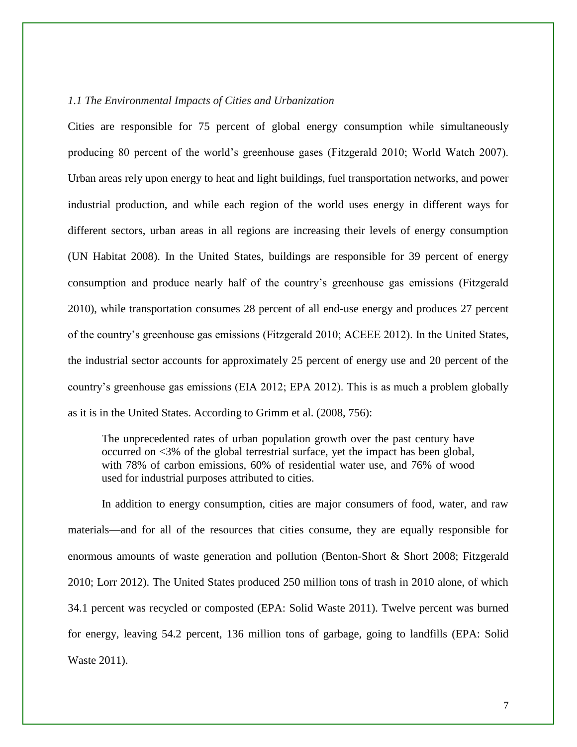### *1.1 The Environmental Impacts of Cities and Urbanization*

Cities are responsible for 75 percent of global energy consumption while simultaneously producing 80 percent of the world's greenhouse gases (Fitzgerald 2010; World Watch 2007). Urban areas rely upon energy to heat and light buildings, fuel transportation networks, and power industrial production, and while each region of the world uses energy in different ways for different sectors, urban areas in all regions are increasing their levels of energy consumption (UN Habitat 2008). In the United States, buildings are responsible for 39 percent of energy consumption and produce nearly half of the country's greenhouse gas emissions (Fitzgerald 2010), while transportation consumes 28 percent of all end-use energy and produces 27 percent of the country's greenhouse gas emissions (Fitzgerald 2010; ACEEE 2012). In the United States, the industrial sector accounts for approximately 25 percent of energy use and 20 percent of the country's greenhouse gas emissions (EIA 2012; EPA 2012). This is as much a problem globally as it is in the United States. According to Grimm et al. (2008, 756):

> The unprecedented rates of urban population growth over the past century have occurred on <3% of the global terrestrial surface, yet the impact has been global, with 78% of carbon emissions, 60% of residential water use, and 76% of wood used for industrial purposes attributed to cities.

In addition to energy consumption, cities are major consumers of food, water, and raw materials—and for all of the resources that cities consume, they are equally responsible for enormous amounts of waste generation and pollution (Benton-Short & Short 2008; Fitzgerald 2010; Lorr 2012). The United States produced 250 million tons of trash in 2010 alone, of which 34.1 percent was recycled or composted (EPA: Solid Waste 2011). Twelve percent was burned for energy, leaving 54.2 percent, 136 million tons of garbage, going to landfills (EPA: Solid Waste 2011).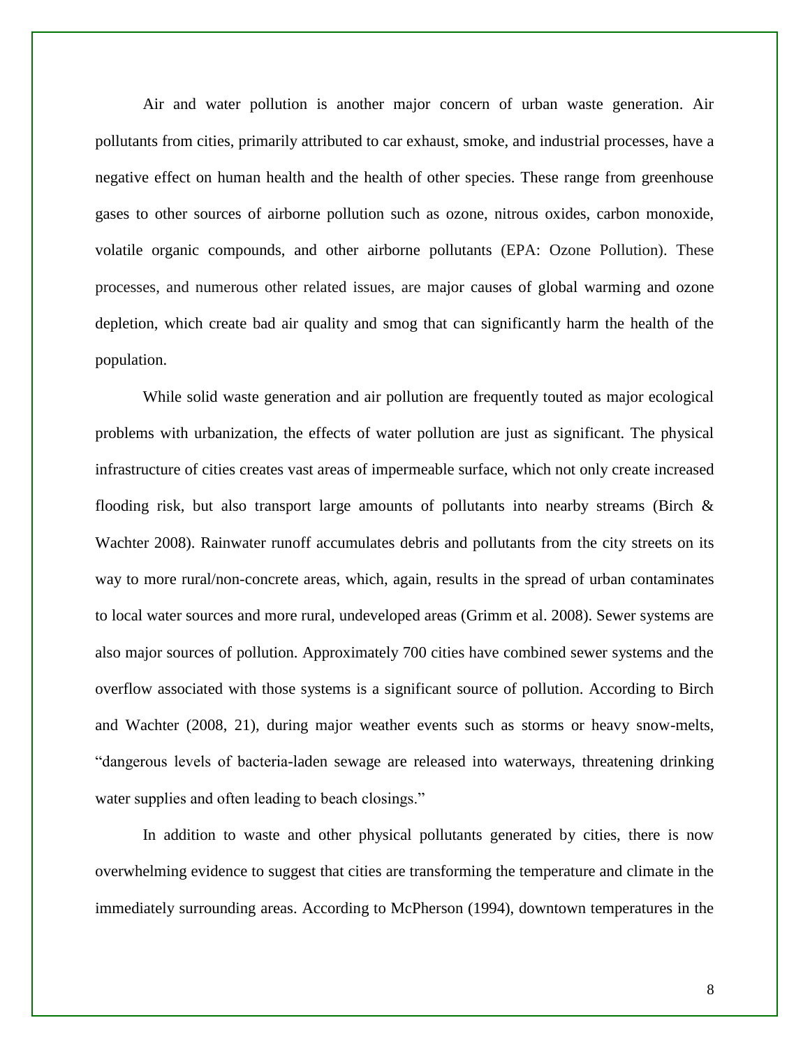Air and water pollution is another major concern of urban waste generation. Air pollutants from cities, primarily attributed to car exhaust, smoke, and industrial processes, have a negative effect on human health and the health of other species. These range from greenhouse gases to other sources of airborne pollution such as ozone, nitrous oxides, carbon monoxide, volatile organic compounds, and other airborne pollutants (EPA: Ozone Pollution). These processes, and numerous other related issues, are major causes of global warming and ozone depletion, which create bad air quality and smog that can significantly harm the health of the population.

While solid waste generation and air pollution are frequently touted as major ecological problems with urbanization, the effects of water pollution are just as significant. The physical infrastructure of cities creates vast areas of impermeable surface, which not only create increased flooding risk, but also transport large amounts of pollutants into nearby streams (Birch & Wachter 2008). Rainwater runoff accumulates debris and pollutants from the city streets on its way to more rural/non-concrete areas, which, again, results in the spread of urban contaminates to local water sources and more rural, undeveloped areas (Grimm et al. 2008). Sewer systems are also major sources of pollution. Approximately 700 cities have combined sewer systems and the overflow associated with those systems is a significant source of pollution. According to Birch and Wachter (2008, 21), during major weather events such as storms or heavy snow-melts, "dangerous levels of bacteria-laden sewage are released into waterways, threatening drinking water supplies and often leading to beach closings."

In addition to waste and other physical pollutants generated by cities, there is now overwhelming evidence to suggest that cities are transforming the temperature and climate in the immediately surrounding areas. According to McPherson (1994), downtown temperatures in the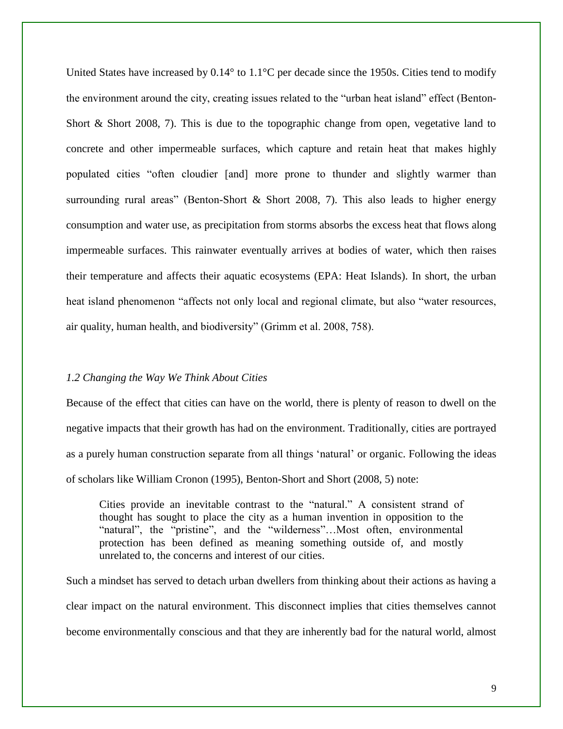United States have increased by 0.14° to 1.1°C per decade since the 1950s. Cities tend to modify the environment around the city, creating issues related to the "urban heat island" effect (Benton-Short & Short 2008, 7). This is due to the topographic change from open, vegetative land to concrete and other impermeable surfaces, which capture and retain heat that makes highly populated cities "often cloudier [and] more prone to thunder and slightly warmer than surrounding rural areas" (Benton-Short & Short 2008, 7). This also leads to higher energy consumption and water use, as precipitation from storms absorbs the excess heat that flows along impermeable surfaces. This rainwater eventually arrives at bodies of water, which then raises their temperature and affects their aquatic ecosystems (EPA: Heat Islands). In short, the urban heat island phenomenon "affects not only local and regional climate, but also "water resources, air quality, human health, and biodiversity" (Grimm et al. 2008, 758).

### *1.2 Changing the Way We Think About Cities*

Because of the effect that cities can have on the world, there is plenty of reason to dwell on the negative impacts that their growth has had on the environment. Traditionally, cities are portrayed as a purely human construction separate from all things 'natural' or organic. Following the ideas of scholars like William Cronon (1995), Benton-Short and Short (2008, 5) note:

> Cities provide an inevitable contrast to the "natural." A consistent strand of thought has sought to place the city as a human invention in opposition to the "natural", the "pristine", and the "wilderness"…Most often, environmental protection has been defined as meaning something outside of, and mostly unrelated to, the concerns and interest of our cities.

Such a mindset has served to detach urban dwellers from thinking about their actions as having a clear impact on the natural environment. This disconnect implies that cities themselves cannot become environmentally conscious and that they are inherently bad for the natural world, almost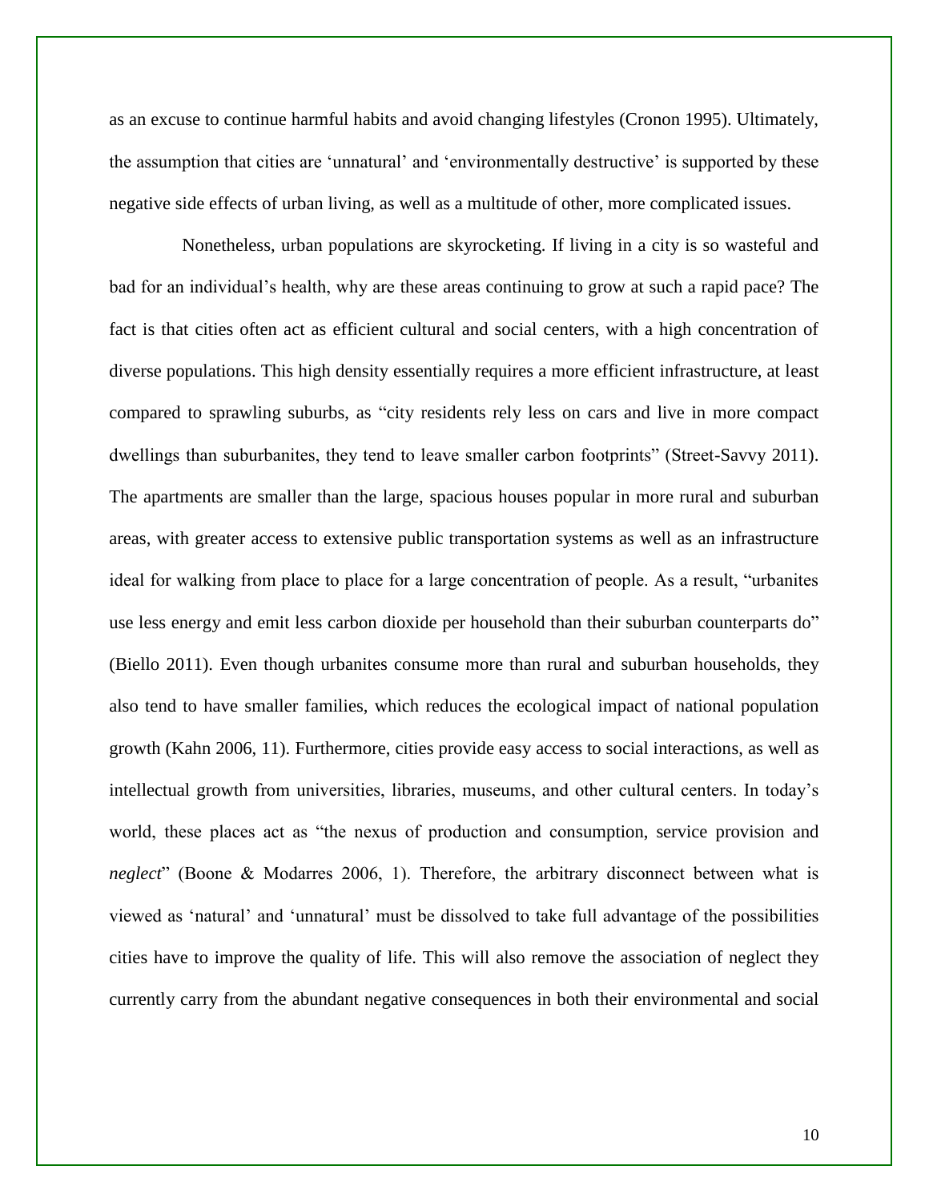as an excuse to continue harmful habits and avoid changing lifestyles (Cronon 1995). Ultimately, the assumption that cities are 'unnatural' and 'environmentally destructive' is supported by these negative side effects of urban living, as well as a multitude of other, more complicated issues.

Nonetheless, urban populations are skyrocketing. If living in a city is so wasteful and bad for an individual's health, why are these areas continuing to grow at such a rapid pace? The fact is that cities often act as efficient cultural and social centers, with a high concentration of diverse populations. This high density essentially requires a more efficient infrastructure, at least compared to sprawling suburbs, as "city residents rely less on cars and live in more compact dwellings than suburbanites, they tend to leave smaller carbon footprints" (Street-Savvy 2011). The apartments are smaller than the large, spacious houses popular in more rural and suburban areas, with greater access to extensive public transportation systems as well as an infrastructure ideal for walking from place to place for a large concentration of people. As a result, "urbanites use less energy and emit less carbon dioxide per household than their suburban counterparts do" (Biello 2011). Even though urbanites consume more than rural and suburban households, they also tend to have smaller families, which reduces the ecological impact of national population growth (Kahn 2006, 11). Furthermore, cities provide easy access to social interactions, as well as intellectual growth from universities, libraries, museums, and other cultural centers. In today's world, these places act as "the nexus of production and consumption, service provision and *neglect*" (Boone & Modarres 2006, 1). Therefore, the arbitrary disconnect between what is viewed as 'natural' and 'unnatural' must be dissolved to take full advantage of the possibilities cities have to improve the quality of life. This will also remove the association of neglect they currently carry from the abundant negative consequences in both their environmental and social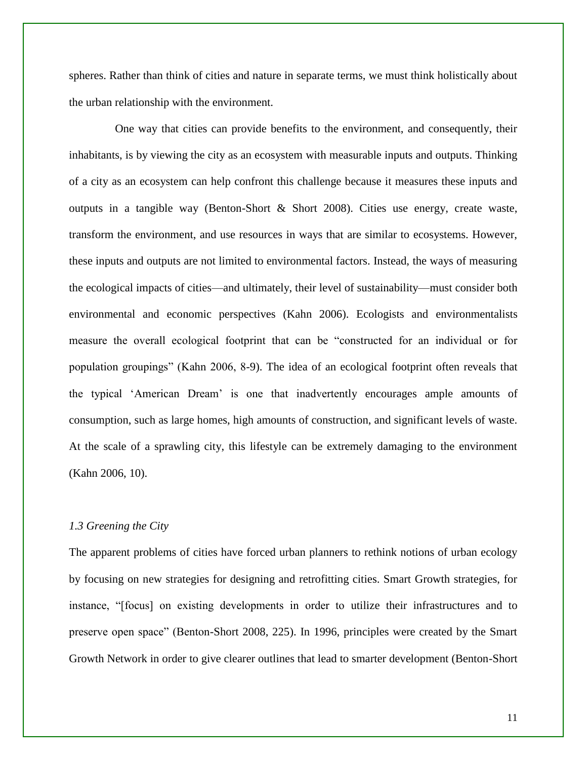spheres. Rather than think of cities and nature in separate terms, we must think holistically about the urban relationship with the environment.

One way that cities can provide benefits to the environment, and consequently, their inhabitants, is by viewing the city as an ecosystem with measurable inputs and outputs. Thinking of a city as an ecosystem can help confront this challenge because it measures these inputs and outputs in a tangible way (Benton-Short & Short 2008). Cities use energy, create waste, transform the environment, and use resources in ways that are similar to ecosystems. However, these inputs and outputs are not limited to environmental factors. Instead, the ways of measuring the ecological impacts of cities—and ultimately, their level of sustainability—must consider both environmental and economic perspectives (Kahn 2006). Ecologists and environmentalists measure the overall ecological footprint that can be "constructed for an individual or for population groupings" (Kahn 2006, 8-9). The idea of an ecological footprint often reveals that the typical 'American Dream' is one that inadvertently encourages ample amounts of consumption, such as large homes, high amounts of construction, and significant levels of waste. At the scale of a sprawling city, this lifestyle can be extremely damaging to the environment (Kahn 2006, 10).

### *1.3 Greening the City*

The apparent problems of cities have forced urban planners to rethink notions of urban ecology by focusing on new strategies for designing and retrofitting cities. Smart Growth strategies, for instance, "[focus] on existing developments in order to utilize their infrastructures and to preserve open space" (Benton-Short 2008, 225). In 1996, principles were created by the Smart Growth Network in order to give clearer outlines that lead to smarter development (Benton-Short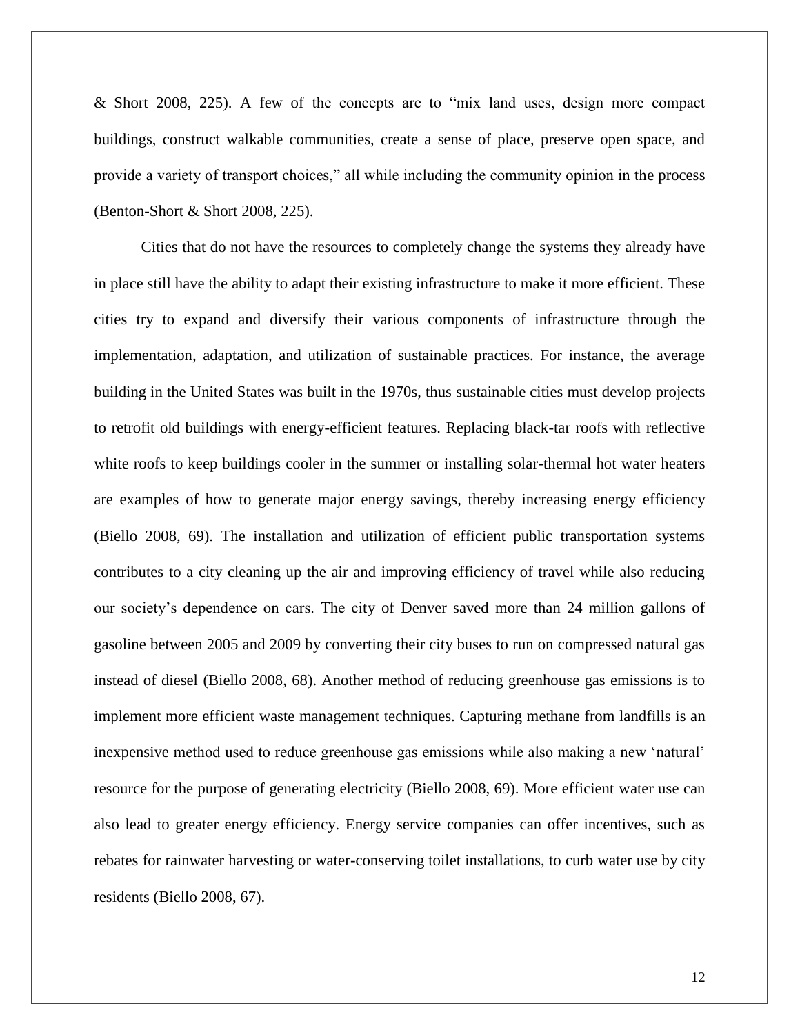& Short 2008, 225). A few of the concepts are to "mix land uses, design more compact buildings, construct walkable communities, create a sense of place, preserve open space, and provide a variety of transport choices," all while including the community opinion in the process (Benton-Short & Short 2008, 225).

Cities that do not have the resources to completely change the systems they already have in place still have the ability to adapt their existing infrastructure to make it more efficient. These cities try to expand and diversify their various components of infrastructure through the implementation, adaptation, and utilization of sustainable practices. For instance, the average building in the United States was built in the 1970s, thus sustainable cities must develop projects to retrofit old buildings with energy-efficient features. Replacing black-tar roofs with reflective white roofs to keep buildings cooler in the summer or installing solar-thermal hot water heaters are examples of how to generate major energy savings, thereby increasing energy efficiency (Biello 2008, 69). The installation and utilization of efficient public transportation systems contributes to a city cleaning up the air and improving efficiency of travel while also reducing our society's dependence on cars. The city of Denver saved more than 24 million gallons of gasoline between 2005 and 2009 by converting their city buses to run on compressed natural gas instead of diesel (Biello 2008, 68). Another method of reducing greenhouse gas emissions is to implement more efficient waste management techniques. Capturing methane from landfills is an inexpensive method used to reduce greenhouse gas emissions while also making a new 'natural' resource for the purpose of generating electricity (Biello 2008, 69). More efficient water use can also lead to greater energy efficiency. Energy service companies can offer incentives, such as rebates for rainwater harvesting or water-conserving toilet installations, to curb water use by city residents (Biello 2008, 67).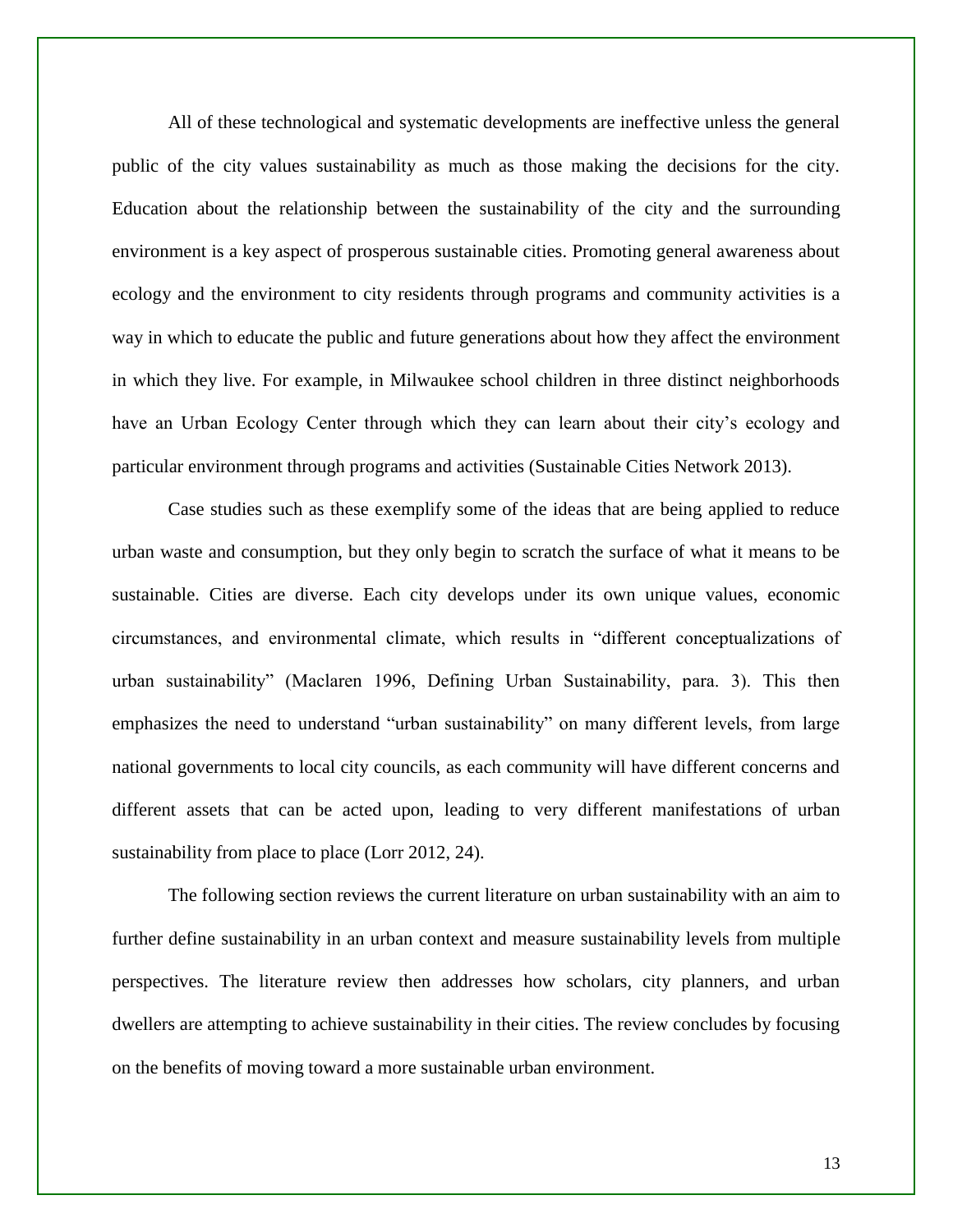All of these technological and systematic developments are ineffective unless the general public of the city values sustainability as much as those making the decisions for the city. Education about the relationship between the sustainability of the city and the surrounding environment is a key aspect of prosperous sustainable cities. Promoting general awareness about ecology and the environment to city residents through programs and community activities is a way in which to educate the public and future generations about how they affect the environment in which they live. For example, in Milwaukee school children in three distinct neighborhoods have an Urban Ecology Center through which they can learn about their city's ecology and particular environment through programs and activities (Sustainable Cities Network 2013).

Case studies such as these exemplify some of the ideas that are being applied to reduce urban waste and consumption, but they only begin to scratch the surface of what it means to be sustainable. Cities are diverse. Each city develops under its own unique values, economic circumstances, and environmental climate, which results in "different conceptualizations of urban sustainability" (Maclaren 1996, Defining Urban Sustainability, para. 3). This then emphasizes the need to understand "urban sustainability" on many different levels, from large national governments to local city councils, as each community will have different concerns and different assets that can be acted upon, leading to very different manifestations of urban sustainability from place to place (Lorr 2012, 24).

The following section reviews the current literature on urban sustainability with an aim to further define sustainability in an urban context and measure sustainability levels from multiple perspectives. The literature review then addresses how scholars, city planners, and urban dwellers are attempting to achieve sustainability in their cities. The review concludes by focusing on the benefits of moving toward a more sustainable urban environment.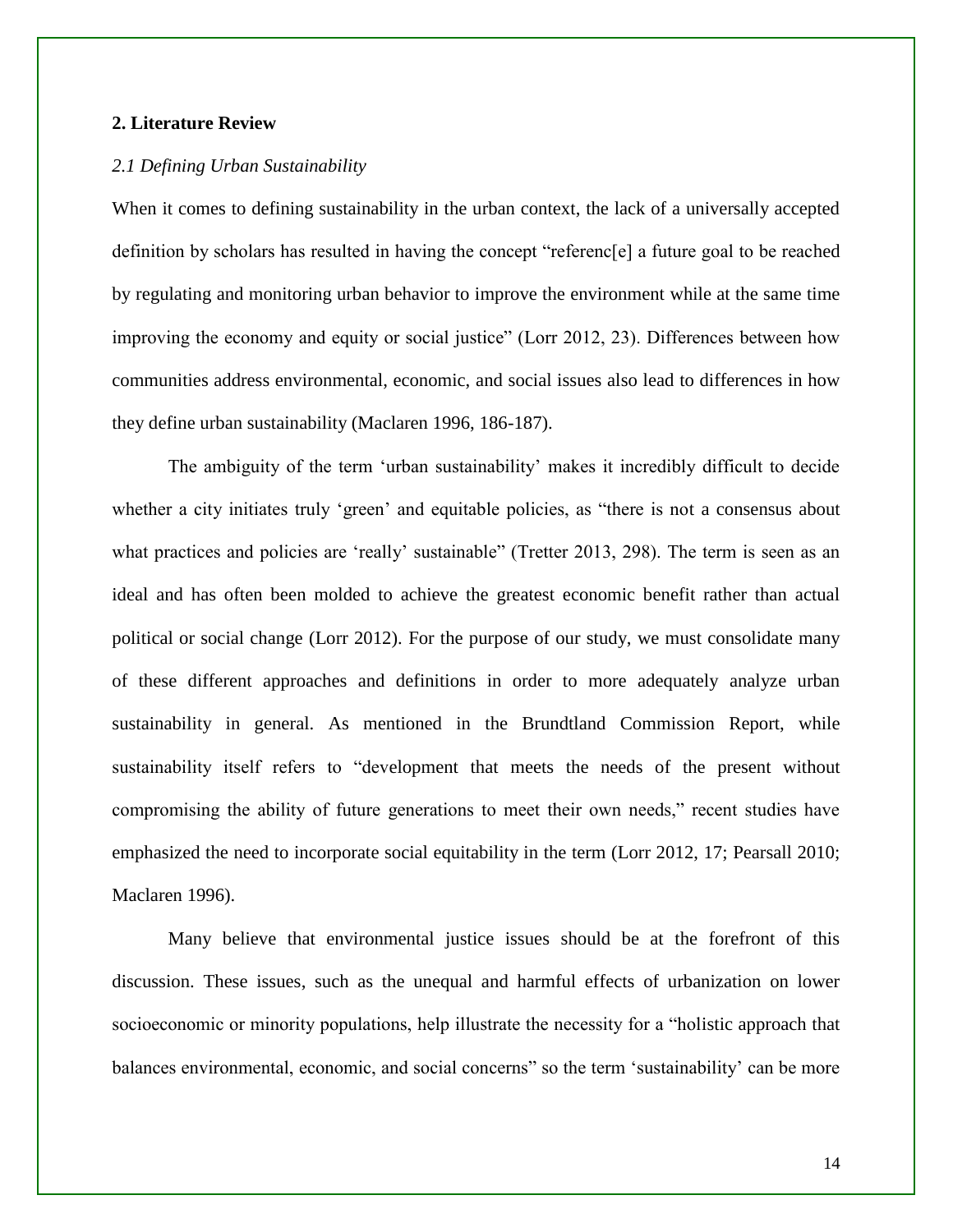## 2. Literature Review

### *2.1 Defining Urban Sustainability*

When it comes to defining sustainability in the urban context, the lack of a universally accepted definition by scholars has resulted in having the concept "referenc[e] a future goal to be reached by regulating and monitoring urban behavior to improve the environment while at the same time improving the economy and equity or social justice" (Lorr 2012, 23). Differences between how communities address environmental, economic, and social issues also lead to differences in how they define urban sustainability (Maclaren 1996, 186-187).

The ambiguity of the term 'urban sustainability' makes it incredibly difficult to decide whether a city initiates truly 'green' and equitable policies, as "there is not a consensus about what practices and policies are 'really' sustainable" (Tretter 2013, 298). The term is seen as an ideal and has often been molded to achieve the greatest economic benefit rather than actual political or social change (Lorr 2012). For the purpose of our study, we must consolidate many of these different approaches and definitions in order to more adequately analyze urban sustainability in general. As mentioned in the Brundtland Commission Report, while sustainability itself refers to "development that meets the needs of the present without compromising the ability of future generations to meet their own needs," recent studies have emphasized the need to incorporate social equitability in the term (Lorr 2012, 17; Pearsall 2010; Maclaren 1996).

Many believe that environmental justice issues should be at the forefront of this discussion. These issues, such as the unequal and harmful effects of urbanization on lower socioeconomic or minority populations, help illustrate the necessity for a "holistic approach that balances environmental, economic, and social concerns" so the term 'sustainability' can be more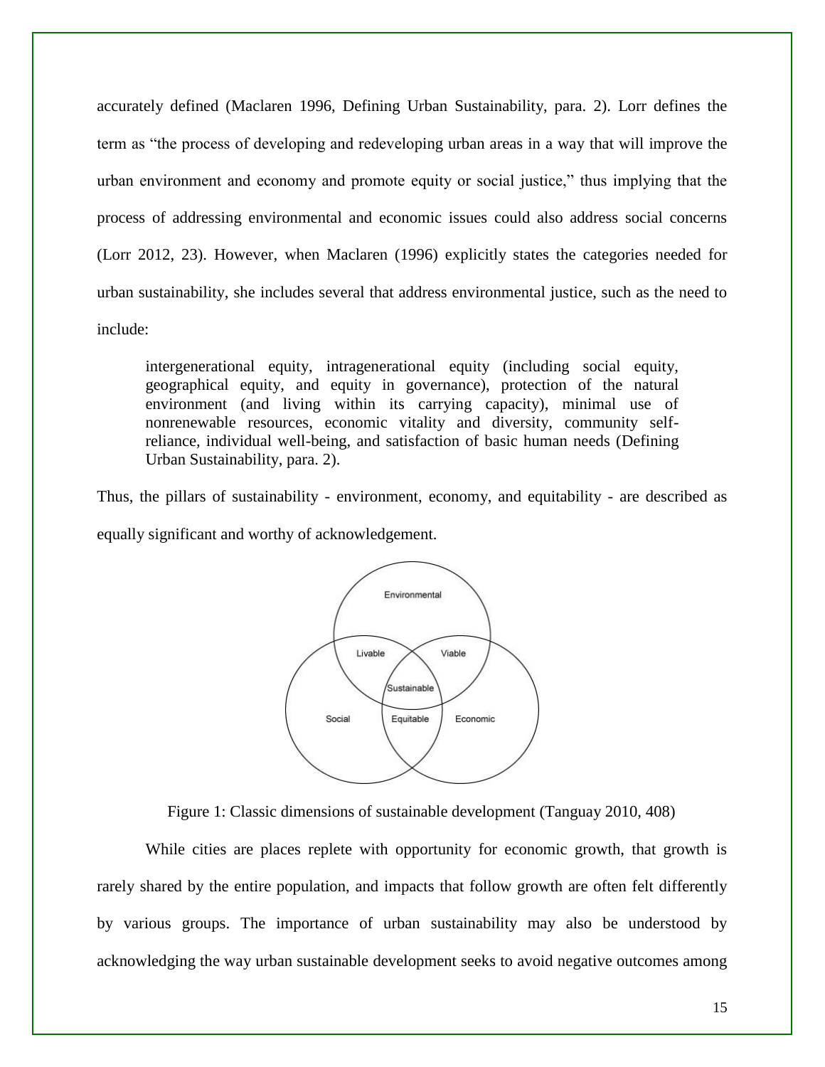accurately defined (Maclaren 1996, Defining Urban Sustainability, para. 2). Lorr defines the term as "the process of developing and redeveloping urban areas in a way that will improve the urban environment and economy and promote equity or social justice," thus implying that the process of addressing environmental and economic issues could also address social concerns (Lorr 2012, 23). However, when Maclaren (1996) explicitly states the categories needed for urban sustainability, she includes several that address environmental justice, such as the need to include:

> intergenerational equity, intragenerational equity (including social equity, geographical equity, and equity in governance), protection of the natural environment (and living within its carrying capacity), minimal use of nonrenewable resources, economic vitality and diversity, community self-reliance, individual well-being, and satisfaction of basic human needs (Defining Urban Sustainability, para. 2).

Thus, the pillars of sustainability - environment, economy, and equitability - are described as equally significant and worthy of acknowledgement.

Figure 1: Classic dimensions of sustainable development (Tanguay 2010, 408)

While cities are places replete with opportunity for economic growth, that growth is rarely shared by the entire population, and impacts that follow growth are often felt differently by various groups. The importance of urban sustainability may also be understood by acknowledging the way urban sustainable development seeks to avoid negative outcomes among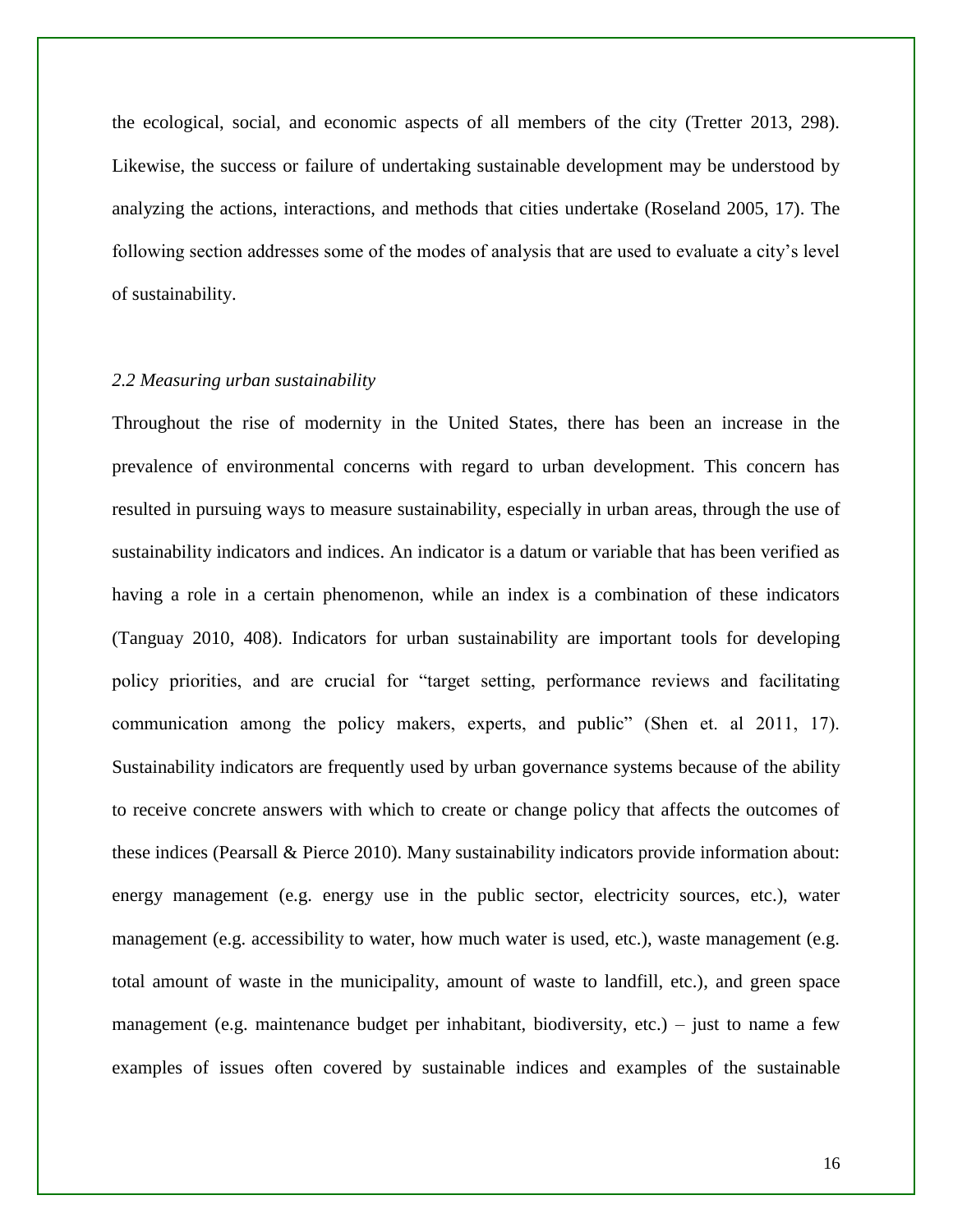the ecological, social, and economic aspects of all members of the city (Tretter 2013, 298). Likewise, the success or failure of undertaking sustainable development may be understood by analyzing the actions, interactions, and methods that cities undertake (Roseland 2005, 17). The following section addresses some of the modes of analysis that are used to evaluate a city's level of sustainability.

### *2.2 Measuring urban sustainability*

Throughout the rise of modernity in the United States, there has been an increase in the prevalence of environmental concerns with regard to urban development. This concern has resulted in pursuing ways to measure sustainability, especially in urban areas, through the use of sustainability indicators and indices. An indicator is a datum or variable that has been verified as having a role in a certain phenomenon, while an index is a combination of these indicators (Tanguay 2010, 408). Indicators for urban sustainability are important tools for developing policy priorities, and are crucial for "target setting, performance reviews and facilitating communication among the policy makers, experts, and public" (Shen et. al 2011, 17). Sustainability indicators are frequently used by urban governance systems because of the ability to receive concrete answers with which to create or change policy that affects the outcomes of these indices (Pearsall & Pierce 2010). Many sustainability indicators provide information about: energy management (e.g. energy use in the public sector, electricity sources, etc.), water management (e.g. accessibility to water, how much water is used, etc.), waste management (e.g. total amount of waste in the municipality, amount of waste to landfill, etc.), and green space management (e.g. maintenance budget per inhabitant, biodiversity, etc.) – just to name a few examples of issues often covered by sustainable indices and examples of the sustainable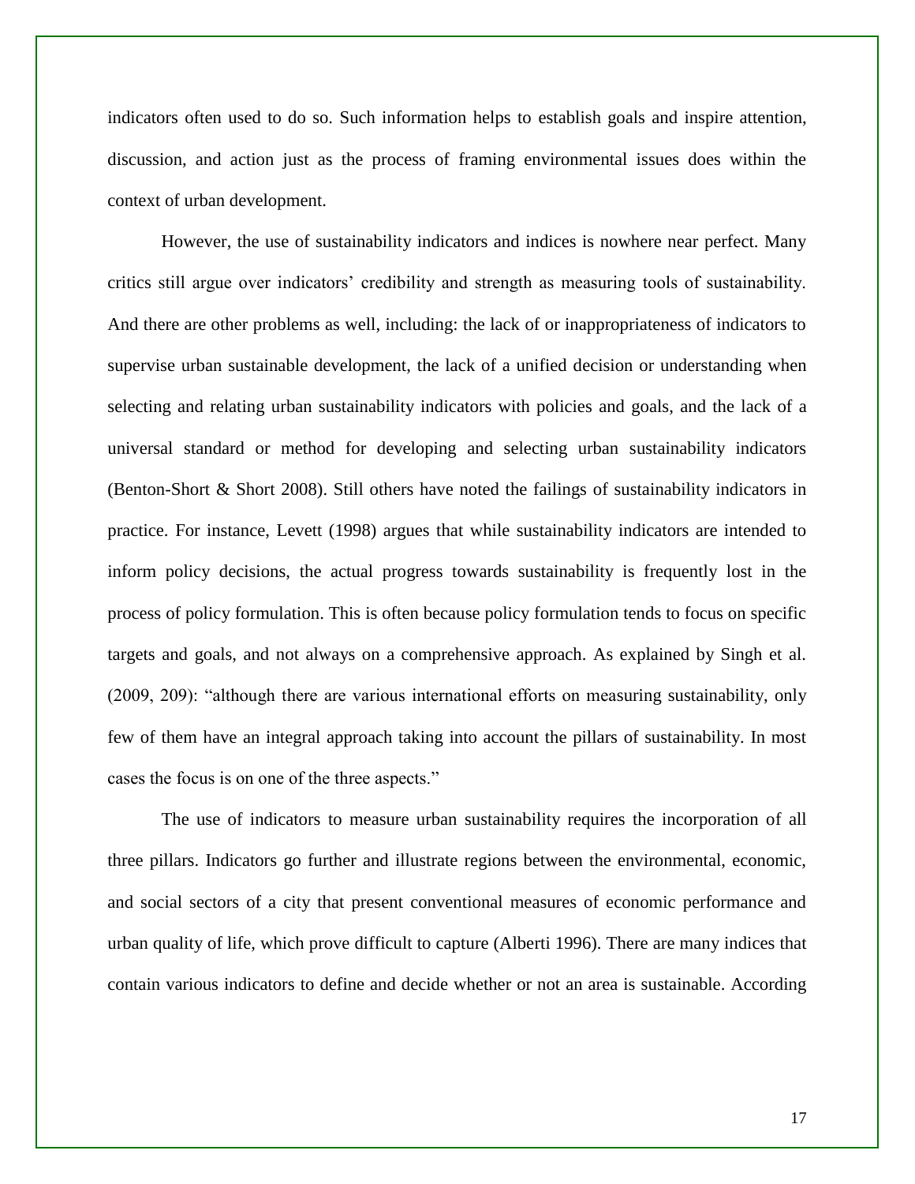indicators often used to do so. Such information helps to establish goals and inspire attention, discussion, and action just as the process of framing environmental issues does within the context of urban development.

However, the use of sustainability indicators and indices is nowhere near perfect. Many critics still argue over indicators' credibility and strength as measuring tools of sustainability. And there are other problems as well, including: the lack of or inappropriateness of indicators to supervise urban sustainable development, the lack of a unified decision or understanding when selecting and relating urban sustainability indicators with policies and goals, and the lack of a universal standard or method for developing and selecting urban sustainability indicators (Benton-Short & Short 2008). Still others have noted the failings of sustainability indicators in practice. For instance, Levett (1998) argues that while sustainability indicators are intended to inform policy decisions, the actual progress towards sustainability is frequently lost in the process of policy formulation. This is often because policy formulation tends to focus on specific targets and goals, and not always on a comprehensive approach. As explained by Singh et al. (2009, 209): "although there are various international efforts on measuring sustainability, only few of them have an integral approach taking into account the pillars of sustainability. In most cases the focus is on one of the three aspects."

The use of indicators to measure urban sustainability requires the incorporation of all three pillars. Indicators go further and illustrate regions between the environmental, economic, and social sectors of a city that present conventional measures of economic performance and urban quality of life, which prove difficult to capture (Alberti 1996). There are many indices that contain various indicators to define and decide whether or not an area is sustainable. According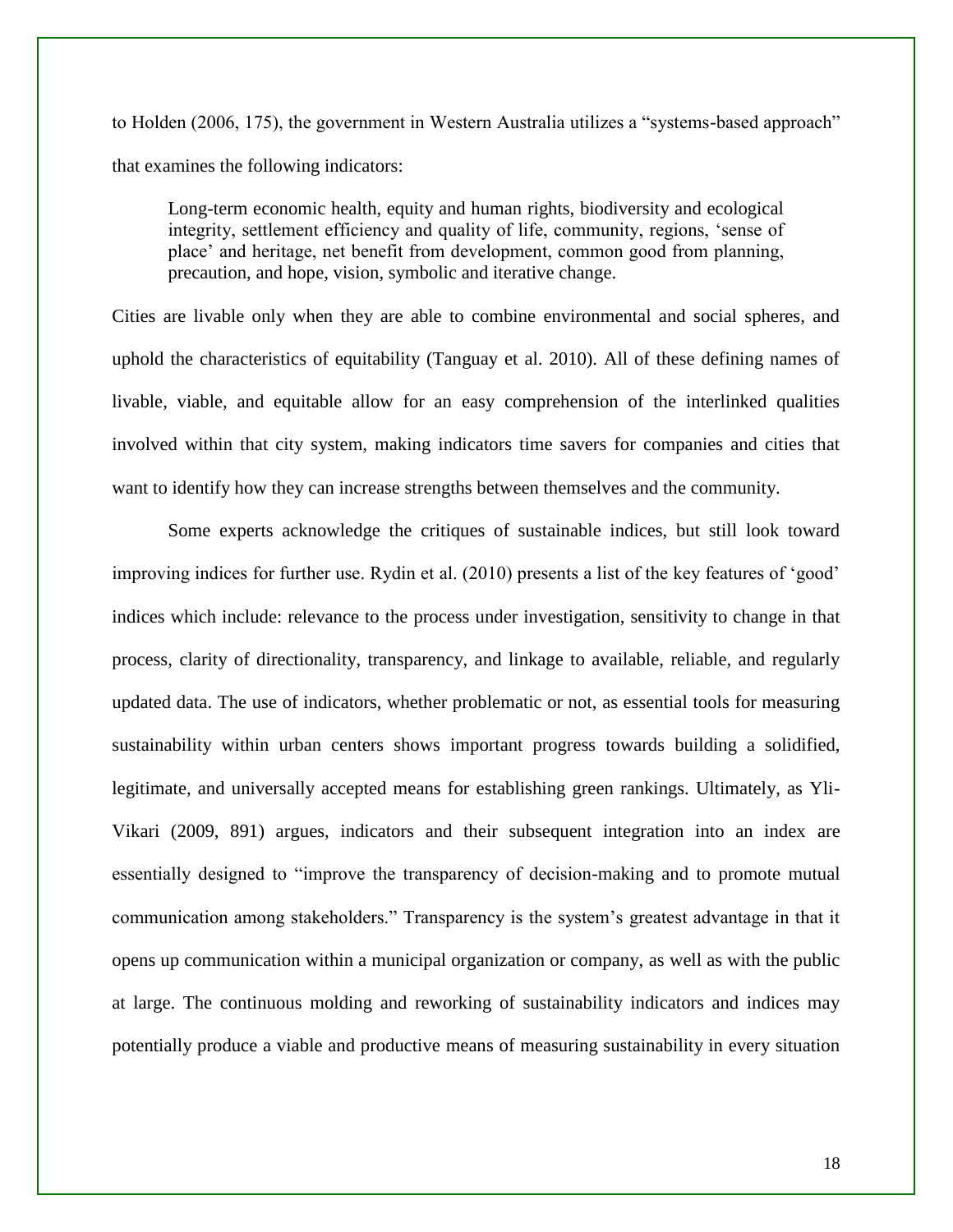to Holden (2006, 175), the government in Western Australia utilizes a "systems-based approach" that examines the following indicators:

> Long-term economic health, equity and human rights, biodiversity and ecological integrity, settlement efficiency and quality of life, community, regions, 'sense of place' and heritage, net benefit from development, common good from planning, precaution, and hope, vision, symbolic and iterative change.

Cities are livable only when they are able to combine environmental and social spheres, and uphold the characteristics of equitability (Tanguay et al. 2010). All of these defining names of livable, viable, and equitable allow for an easy comprehension of the interlinked qualities involved within that city system, making indicators time savers for companies and cities that want to identify how they can increase strengths between themselves and the community.

Some experts acknowledge the critiques of sustainable indices, but still look toward improving indices for further use. Rydin et al. (2010) presents a list of the key features of 'good' indices which include: relevance to the process under investigation, sensitivity to change in that process, clarity of directionality, transparency, and linkage to available, reliable, and regularly updated data. The use of indicators, whether problematic or not, as essential tools for measuring sustainability within urban centers shows important progress towards building a solidified, legitimate, and universally accepted means for establishing green rankings. Ultimately, as Yli-Vikari (2009, 891) argues, indicators and their subsequent integration into an index are essentially designed to "improve the transparency of decision-making and to promote mutual communication among stakeholders." Transparency is the system's greatest advantage in that it opens up communication within a municipal organization or company, as well as with the public at large. The continuous molding and reworking of sustainability indicators and indices may potentially produce a viable and productive means of measuring sustainability in every situation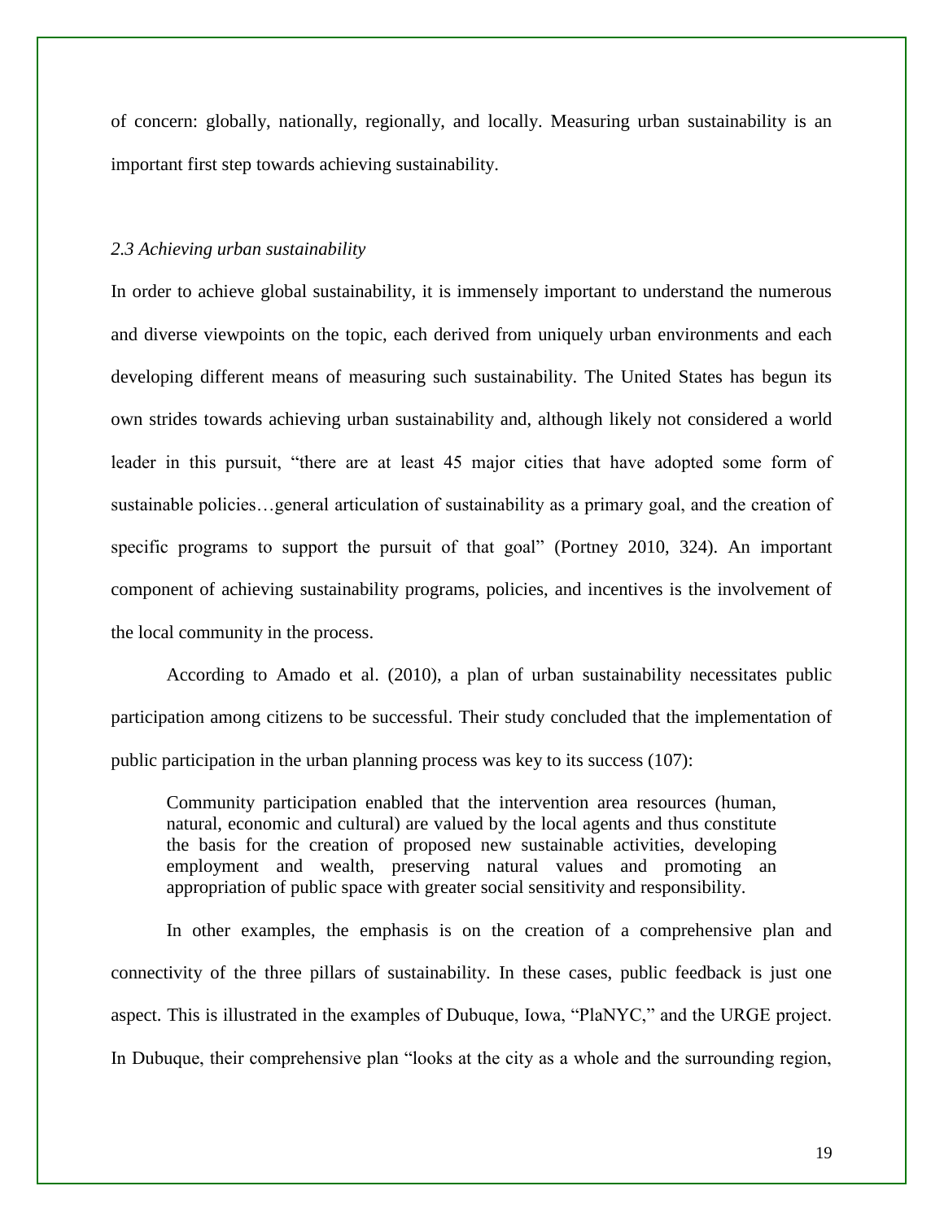of concern: globally, nationally, regionally, and locally. Measuring urban sustainability is an important first step towards achieving sustainability.

### *2.3 Achieving urban sustainability*

In order to achieve global sustainability, it is immensely important to understand the numerous and diverse viewpoints on the topic, each derived from uniquely urban environments and each developing different means of measuring such sustainability. The United States has begun its own strides towards achieving urban sustainability and, although likely not considered a world leader in this pursuit, "there are at least 45 major cities that have adopted some form of sustainable policies…general articulation of sustainability as a primary goal, and the creation of specific programs to support the pursuit of that goal" (Portney 2010, 324). An important component of achieving sustainability programs, policies, and incentives is the involvement of the local community in the process.

According to Amado et al. (2010), a plan of urban sustainability necessitates public participation among citizens to be successful. Their study concluded that the implementation of public participation in the urban planning process was key to its success (107):

> Community participation enabled that the intervention area resources (human, natural, economic and cultural) are valued by the local agents and thus constitute the basis for the creation of proposed new sustainable activities, developing employment and wealth, preserving natural values and promoting an appropriation of public space with greater social sensitivity and responsibility.

In other examples, the emphasis is on the creation of a comprehensive plan and connectivity of the three pillars of sustainability. In these cases, public feedback is just one aspect. This is illustrated in the examples of Dubuque, Iowa, "PlaNYC," and the URGE project. In Dubuque, their comprehensive plan "looks at the city as a whole and the surrounding region,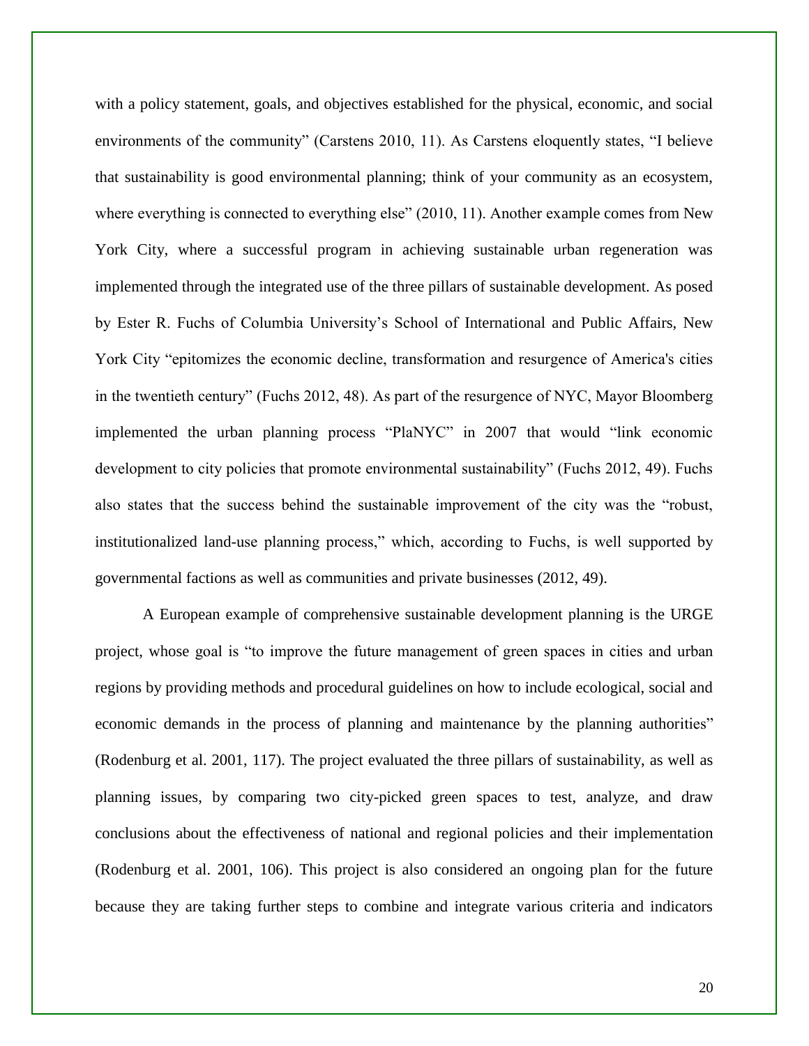with a policy statement, goals, and objectives established for the physical, economic, and social environments of the community" (Carstens 2010, 11). As Carstens eloquently states, "I believe that sustainability is good environmental planning; think of your community as an ecosystem, where everything is connected to everything else" (2010, 11). Another example comes from New York City, where a successful program in achieving sustainable urban regeneration was implemented through the integrated use of the three pillars of sustainable development. As posed by Ester R. Fuchs of Columbia University's School of International and Public Affairs, New York City "epitomizes the economic decline, transformation and resurgence of America's cities in the twentieth century" (Fuchs 2012, 48). As part of the resurgence of NYC, Mayor Bloomberg implemented the urban planning process "PlaNYC" in 2007 that would "link economic development to city policies that promote environmental sustainability" (Fuchs 2012, 49). Fuchs also states that the success behind the sustainable improvement of the city was the "robust, institutionalized land-use planning process," which, according to Fuchs, is well supported by governmental factions as well as communities and private businesses (2012, 49).

A European example of comprehensive sustainable development planning is the URGE project, whose goal is "to improve the future management of green spaces in cities and urban regions by providing methods and procedural guidelines on how to include ecological, social and economic demands in the process of planning and maintenance by the planning authorities" (Rodenburg et al. 2001, 117). The project evaluated the three pillars of sustainability, as well as planning issues, by comparing two city-picked green spaces to test, analyze, and draw conclusions about the effectiveness of national and regional policies and their implementation (Rodenburg et al. 2001, 106). This project is also considered an ongoing plan for the future because they are taking further steps to combine and integrate various criteria and indicators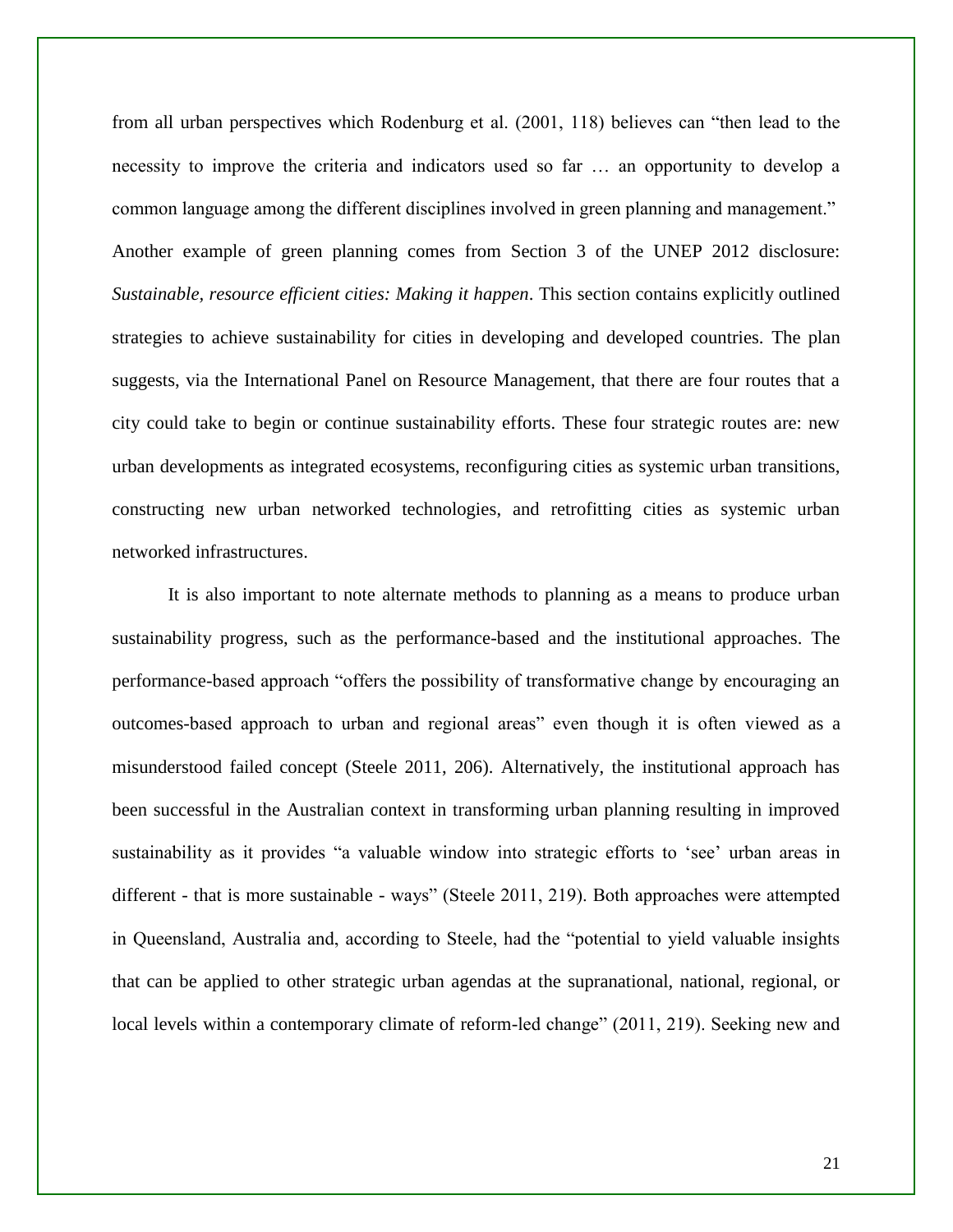from all urban perspectives which Rodenburg et al. (2001, 118) believes can "then lead to the necessity to improve the criteria and indicators used so far … an opportunity to develop a common language among the different disciplines involved in green planning and management." Another example of green planning comes from Section 3 of the UNEP 2012 disclosure: *Sustainable, resource efficient cities: Making it happen*. This section contains explicitly outlined strategies to achieve sustainability for cities in developing and developed countries. The plan suggests, via the International Panel on Resource Management, that there are four routes that a city could take to begin or continue sustainability efforts. These four strategic routes are: new urban developments as integrated ecosystems, reconfiguring cities as systemic urban transitions, constructing new urban networked technologies, and retrofitting cities as systemic urban networked infrastructures.

It is also important to note alternate methods to planning as a means to produce urban sustainability progress, such as the performance-based and the institutional approaches. The performance-based approach "offers the possibility of transformative change by encouraging an outcomes-based approach to urban and regional areas" even though it is often viewed as a misunderstood failed concept (Steele 2011, 206). Alternatively, the institutional approach has been successful in the Australian context in transforming urban planning resulting in improved sustainability as it provides "a valuable window into strategic efforts to 'see' urban areas in different - that is more sustainable - ways" (Steele 2011, 219). Both approaches were attempted in Queensland, Australia and, according to Steele, had the "potential to yield valuable insights that can be applied to other strategic urban agendas at the supranational, national, regional, or local levels within a contemporary climate of reform-led change" (2011, 219). Seeking new and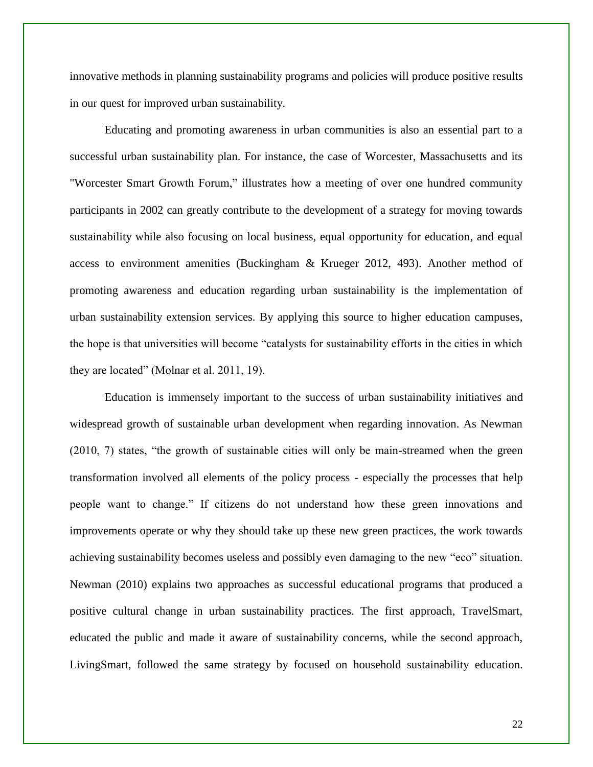innovative methods in planning sustainability programs and policies will produce positive results in our quest for improved urban sustainability.

Educating and promoting awareness in urban communities is also an essential part to a successful urban sustainability plan. For instance, the case of Worcester, Massachusetts and its "Worcester Smart Growth Forum," illustrates how a meeting of over one hundred community participants in 2002 can greatly contribute to the development of a strategy for moving towards sustainability while also focusing on local business, equal opportunity for education, and equal access to environment amenities (Buckingham & Krueger 2012, 493). Another method of promoting awareness and education regarding urban sustainability is the implementation of urban sustainability extension services. By applying this source to higher education campuses, the hope is that universities will become "catalysts for sustainability efforts in the cities in which they are located" (Molnar et al. 2011, 19).

Education is immensely important to the success of urban sustainability initiatives and widespread growth of sustainable urban development when regarding innovation. As Newman (2010, 7) states, "the growth of sustainable cities will only be main-streamed when the green transformation involved all elements of the policy process - especially the processes that help people want to change." If citizens do not understand how these green innovations and improvements operate or why they should take up these new green practices, the work towards achieving sustainability becomes useless and possibly even damaging to the new "eco" situation. Newman (2010) explains two approaches as successful educational programs that produced a positive cultural change in urban sustainability practices. The first approach, TravelSmart, educated the public and made it aware of sustainability concerns, while the second approach, LivingSmart, followed the same strategy by focused on household sustainability education.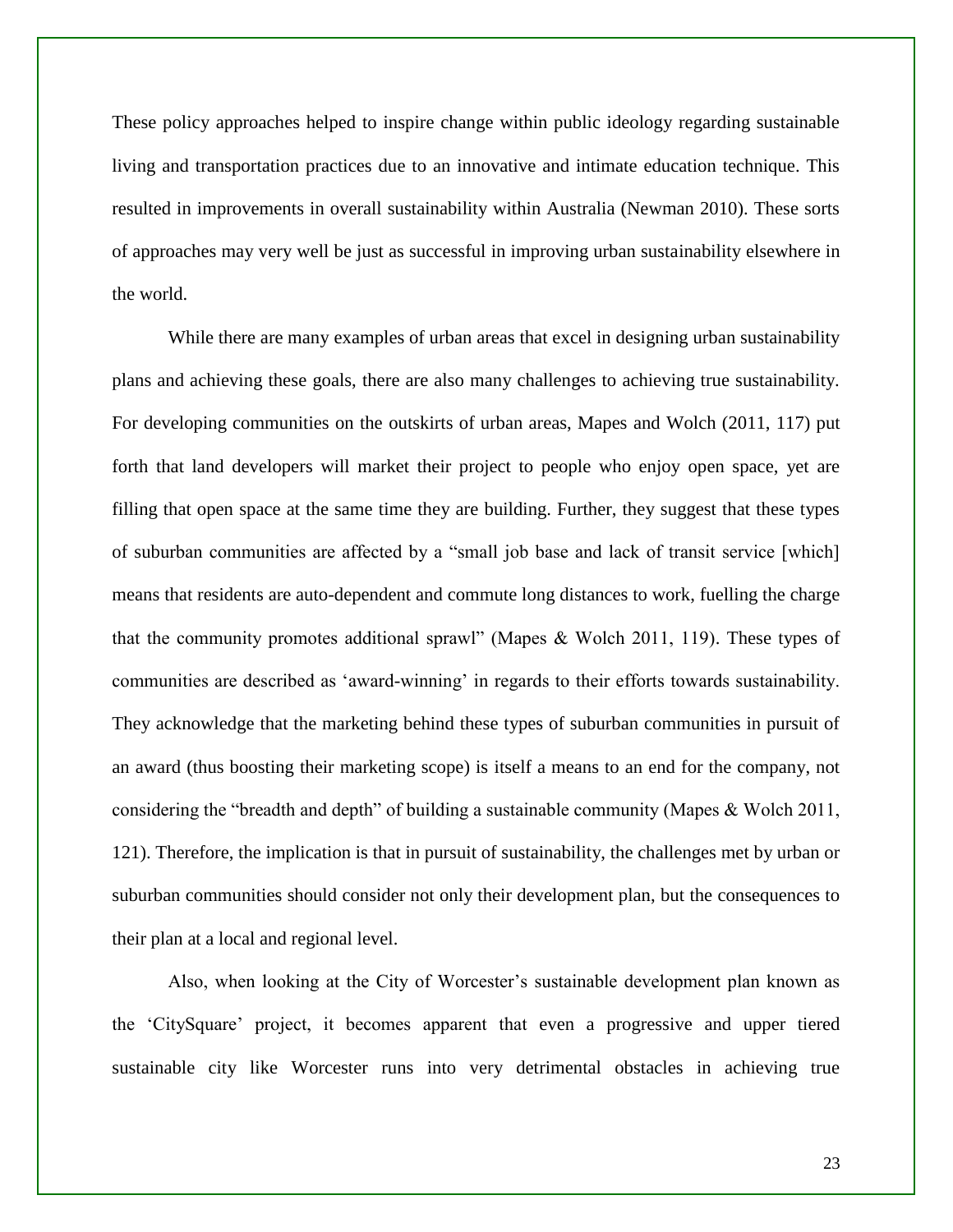These policy approaches helped to inspire change within public ideology regarding sustainable living and transportation practices due to an innovative and intimate education technique. This resulted in improvements in overall sustainability within Australia (Newman 2010). These sorts of approaches may very well be just as successful in improving urban sustainability elsewhere in the world.

While there are many examples of urban areas that excel in designing urban sustainability plans and achieving these goals, there are also many challenges to achieving true sustainability. For developing communities on the outskirts of urban areas, Mapes and Wolch (2011, 117) put forth that land developers will market their project to people who enjoy open space, yet are filling that open space at the same time they are building. Further, they suggest that these types of suburban communities are affected by a "small job base and lack of transit service [which] means that residents are auto-dependent and commute long distances to work, fuelling the charge that the community promotes additional sprawl" (Mapes & Wolch 2011, 119). These types of communities are described as 'award-winning' in regards to their efforts towards sustainability. They acknowledge that the marketing behind these types of suburban communities in pursuit of an award (thus boosting their marketing scope) is itself a means to an end for the company, not considering the "breadth and depth" of building a sustainable community (Mapes & Wolch 2011, 121). Therefore, the implication is that in pursuit of sustainability, the challenges met by urban or suburban communities should consider not only their development plan, but the consequences to their plan at a local and regional level.

Also, when looking at the City of Worcester's sustainable development plan known as the 'CitySquare' project, it becomes apparent that even a progressive and upper tiered sustainable city like Worcester runs into very detrimental obstacles in achieving true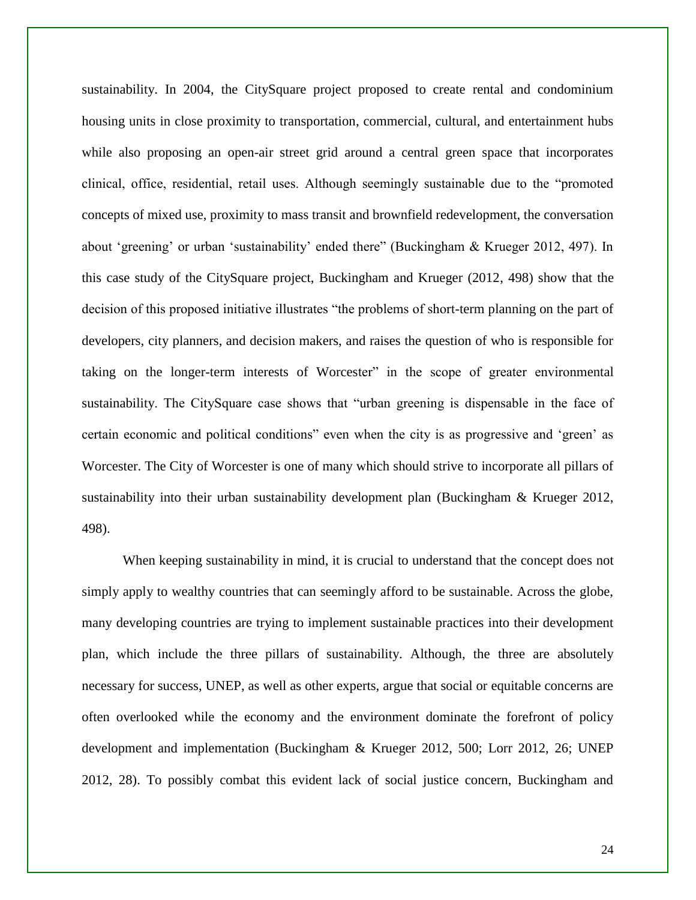sustainability. In 2004, the CitySquare project proposed to create rental and condominium housing units in close proximity to transportation, commercial, cultural, and entertainment hubs while also proposing an open-air street grid around a central green space that incorporates clinical, office, residential, retail uses. Although seemingly sustainable due to the "promoted concepts of mixed use, proximity to mass transit and brownfield redevelopment, the conversation about 'greening' or urban 'sustainability' ended there" (Buckingham & Krueger 2012, 497). In this case study of the CitySquare project, Buckingham and Krueger (2012, 498) show that the decision of this proposed initiative illustrates "the problems of short-term planning on the part of developers, city planners, and decision makers, and raises the question of who is responsible for taking on the longer-term interests of Worcester" in the scope of greater environmental sustainability. The CitySquare case shows that "urban greening is dispensable in the face of certain economic and political conditions" even when the city is as progressive and 'green' as Worcester. The City of Worcester is one of many which should strive to incorporate all pillars of sustainability into their urban sustainability development plan (Buckingham & Krueger 2012, 498).

When keeping sustainability in mind, it is crucial to understand that the concept does not simply apply to wealthy countries that can seemingly afford to be sustainable. Across the globe, many developing countries are trying to implement sustainable practices into their development plan, which include the three pillars of sustainability. Although, the three are absolutely necessary for success, UNEP, as well as other experts, argue that social or equitable concerns are often overlooked while the economy and the environment dominate the forefront of policy development and implementation (Buckingham & Krueger 2012, 500; Lorr 2012, 26; UNEP 2012, 28). To possibly combat this evident lack of social justice concern, Buckingham and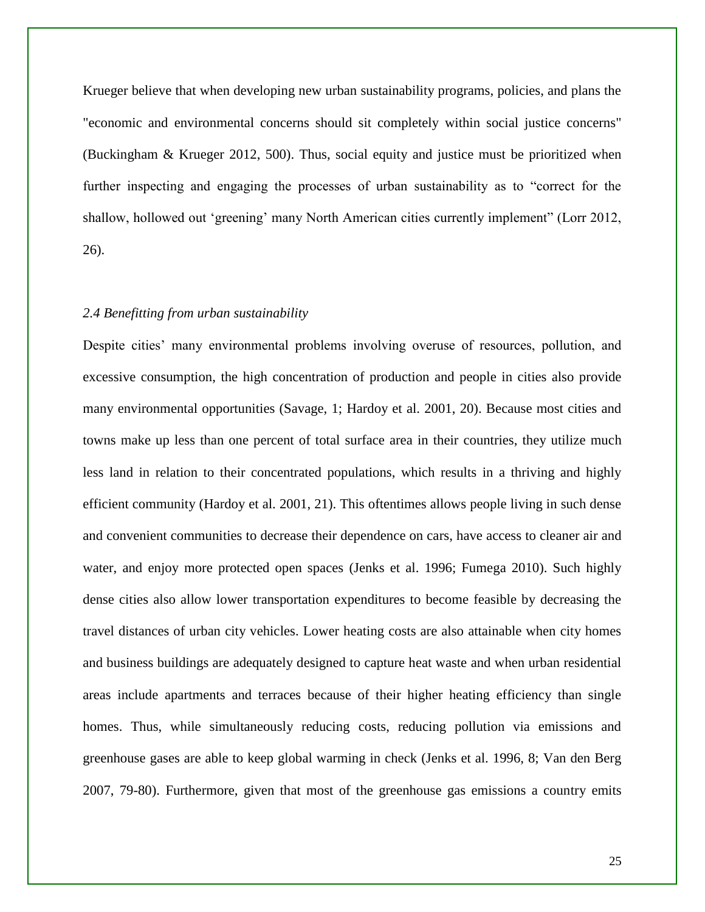Krueger believe that when developing new urban sustainability programs, policies, and plans the "economic and environmental concerns should sit completely within social justice concerns" (Buckingham & Krueger 2012, 500). Thus, social equity and justice must be prioritized when further inspecting and engaging the processes of urban sustainability as to “correct for the shallow, hollowed out ‘greening’ many North American cities currently implement” (Lorr 2012, 26).

### *2.4 Benefitting from urban sustainability*

Despite cities’ many environmental problems involving overuse of resources, pollution, and excessive consumption, the high concentration of production and people in cities also provide many environmental opportunities (Savage, 1; Hardoy et al. 2001, 20). Because most cities and towns make up less than one percent of total surface area in their countries, they utilize much less land in relation to their concentrated populations, which results in a thriving and highly efficient community (Hardoy et al. 2001, 21). This oftentimes allows people living in such dense and convenient communities to decrease their dependence on cars, have access to cleaner air and water, and enjoy more protected open spaces (Jenks et al. 1996; Fumega 2010). Such highly dense cities also allow lower transportation expenditures to become feasible by decreasing the travel distances of urban city vehicles. Lower heating costs are also attainable when city homes and business buildings are adequately designed to capture heat waste and when urban residential areas include apartments and terraces because of their higher heating efficiency than single homes. Thus, while simultaneously reducing costs, reducing pollution via emissions and greenhouse gases are able to keep global warming in check (Jenks et al. 1996, 8; Van den Berg 2007, 79-80). Furthermore, given that most of the greenhouse gas emissions a country emits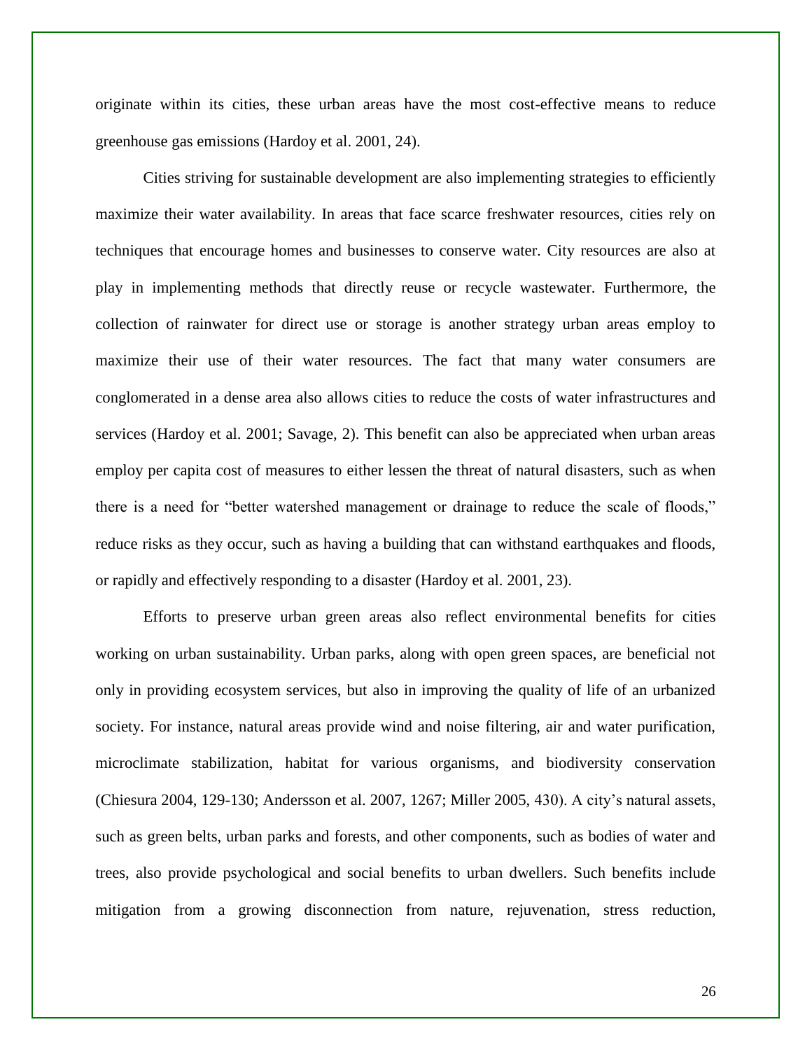originate within its cities, these urban areas have the most cost-effective means to reduce greenhouse gas emissions (Hardoy et al. 2001, 24).

Cities striving for sustainable development are also implementing strategies to efficiently maximize their water availability. In areas that face scarce freshwater resources, cities rely on techniques that encourage homes and businesses to conserve water. City resources are also at play in implementing methods that directly reuse or recycle wastewater. Furthermore, the collection of rainwater for direct use or storage is another strategy urban areas employ to maximize their use of their water resources. The fact that many water consumers are conglomerated in a dense area also allows cities to reduce the costs of water infrastructures and services (Hardoy et al. 2001; Savage, 2). This benefit can also be appreciated when urban areas employ per capita cost of measures to either lessen the threat of natural disasters, such as when there is a need for "better watershed management or drainage to reduce the scale of floods," reduce risks as they occur, such as having a building that can withstand earthquakes and floods, or rapidly and effectively responding to a disaster (Hardoy et al. 2001, 23).

Efforts to preserve urban green areas also reflect environmental benefits for cities working on urban sustainability. Urban parks, along with open green spaces, are beneficial not only in providing ecosystem services, but also in improving the quality of life of an urbanized society. For instance, natural areas provide wind and noise filtering, air and water purification, microclimate stabilization, habitat for various organisms, and biodiversity conservation (Chiesura 2004, 129-130; Andersson et al. 2007, 1267; Miller 2005, 430). A city's natural assets, such as green belts, urban parks and forests, and other components, such as bodies of water and trees, also provide psychological and social benefits to urban dwellers. Such benefits include mitigation from a growing disconnection from nature, rejuvenation, stress reduction,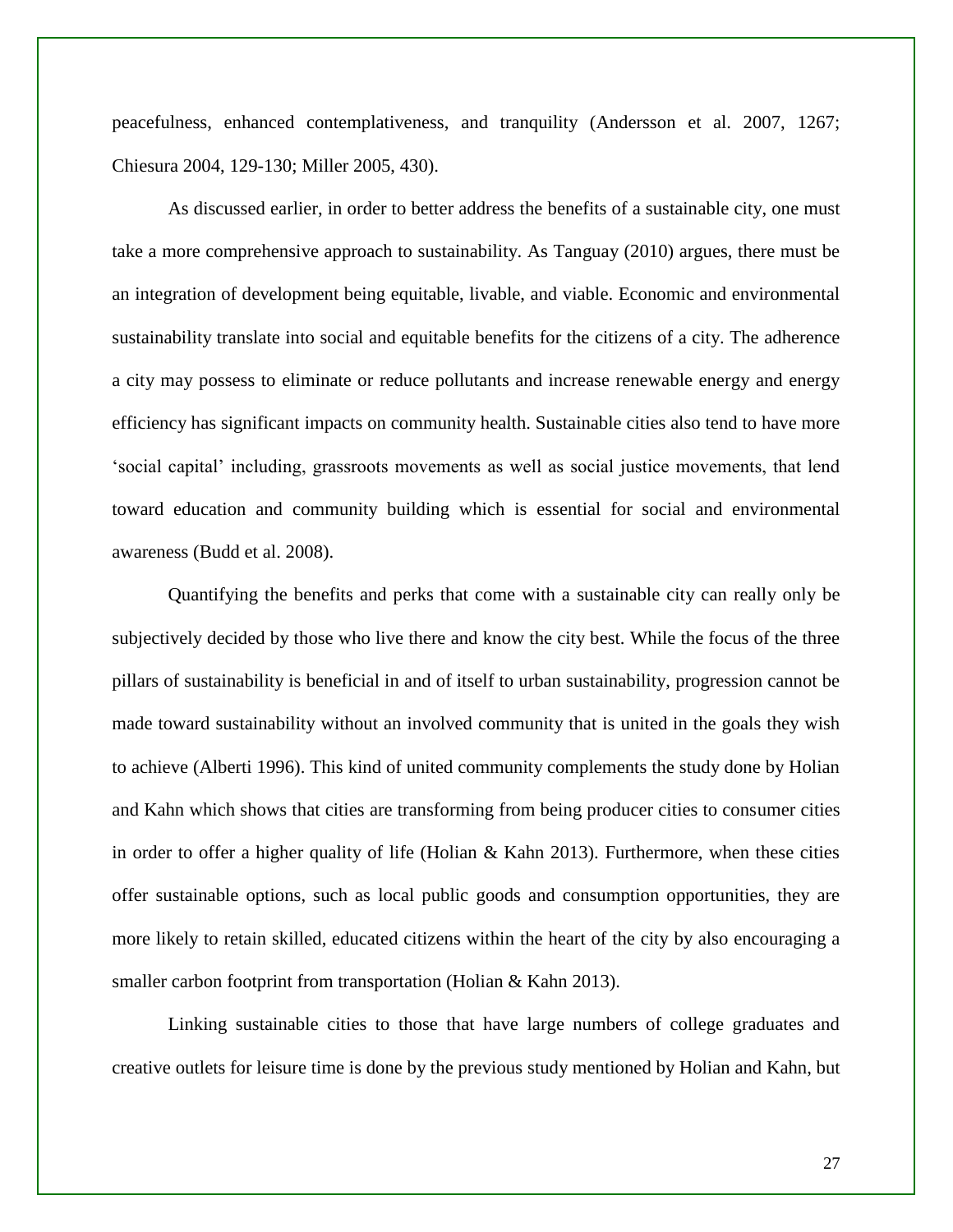peacefulness, enhanced contemplativeness, and tranquility (Andersson et al. 2007, 1267; Chiesura 2004, 129-130; Miller 2005, 430).

As discussed earlier, in order to better address the benefits of a sustainable city, one must take a more comprehensive approach to sustainability. As Tanguay (2010) argues, there must be an integration of development being equitable, livable, and viable. Economic and environmental sustainability translate into social and equitable benefits for the citizens of a city. The adherence a city may possess to eliminate or reduce pollutants and increase renewable energy and energy efficiency has significant impacts on community health. Sustainable cities also tend to have more 'social capital' including, grassroots movements as well as social justice movements, that lend toward education and community building which is essential for social and environmental awareness (Budd et al. 2008).

Quantifying the benefits and perks that come with a sustainable city can really only be subjectively decided by those who live there and know the city best. While the focus of the three pillars of sustainability is beneficial in and of itself to urban sustainability, progression cannot be made toward sustainability without an involved community that is united in the goals they wish to achieve (Alberti 1996). This kind of united community complements the study done by Holian and Kahn which shows that cities are transforming from being producer cities to consumer cities in order to offer a higher quality of life (Holian & Kahn 2013). Furthermore, when these cities offer sustainable options, such as local public goods and consumption opportunities, they are more likely to retain skilled, educated citizens within the heart of the city by also encouraging a smaller carbon footprint from transportation (Holian & Kahn 2013).

Linking sustainable cities to those that have large numbers of college graduates and creative outlets for leisure time is done by the previous study mentioned by Holian and Kahn, but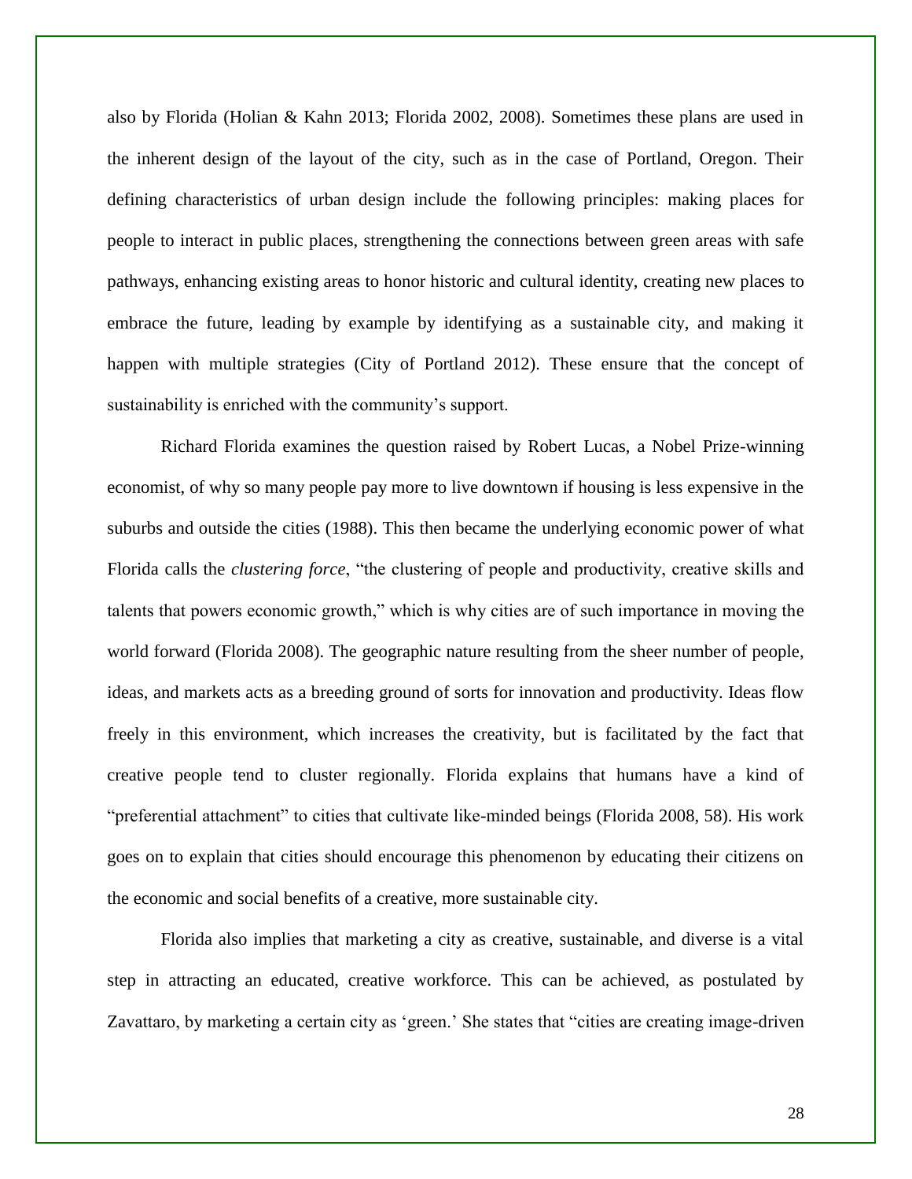also by Florida (Holian & Kahn 2013; Florida 2002, 2008). Sometimes these plans are used in the inherent design of the layout of the city, such as in the case of Portland, Oregon. Their defining characteristics of urban design include the following principles: making places for people to interact in public places, strengthening the connections between green areas with safe pathways, enhancing existing areas to honor historic and cultural identity, creating new places to embrace the future, leading by example by identifying as a sustainable city, and making it happen with multiple strategies (City of Portland 2012). These ensure that the concept of sustainability is enriched with the community's support.

Richard Florida examines the question raised by Robert Lucas, a Nobel Prize-winning economist, of why so many people pay more to live downtown if housing is less expensive in the suburbs and outside the cities (1988). This then became the underlying economic power of what Florida calls the *clustering force*, "the clustering of people and productivity, creative skills and talents that powers economic growth," which is why cities are of such importance in moving the world forward (Florida 2008). The geographic nature resulting from the sheer number of people, ideas, and markets acts as a breeding ground of sorts for innovation and productivity. Ideas flow freely in this environment, which increases the creativity, but is facilitated by the fact that creative people tend to cluster regionally. Florida explains that humans have a kind of "preferential attachment" to cities that cultivate like-minded beings (Florida 2008, 58). His work goes on to explain that cities should encourage this phenomenon by educating their citizens on the economic and social benefits of a creative, more sustainable city.

Florida also implies that marketing a city as creative, sustainable, and diverse is a vital step in attracting an educated, creative workforce. This can be achieved, as postulated by Zavattaro, by marketing a certain city as 'green.' She states that "cities are creating image-driven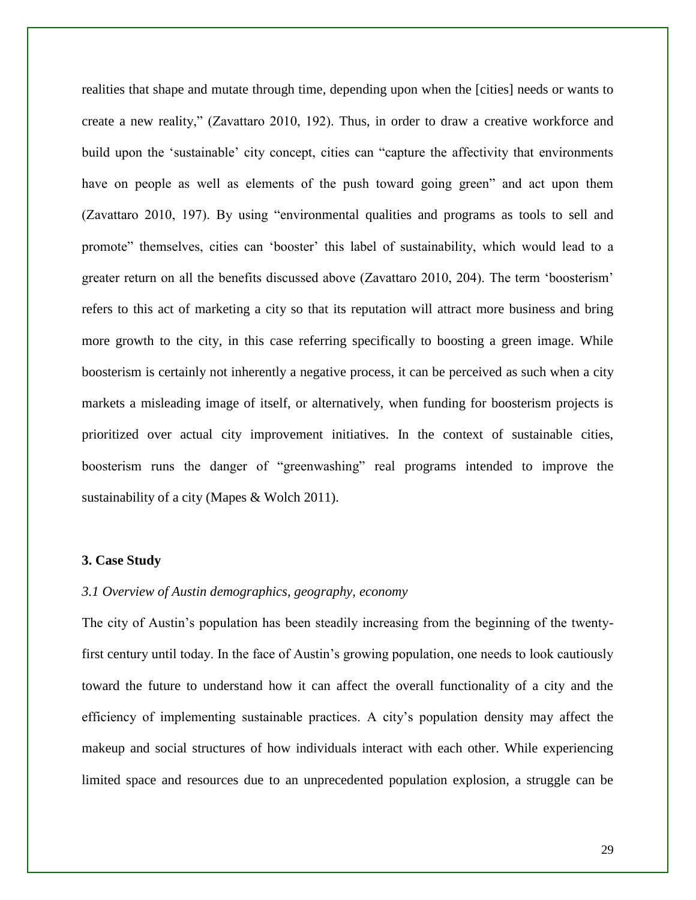realities that shape and mutate through time, depending upon when the [cities] needs or wants to create a new reality," (Zavattaro 2010, 192). Thus, in order to draw a creative workforce and build upon the 'sustainable' city concept, cities can "capture the affectivity that environments have on people as well as elements of the push toward going green" and act upon them (Zavattaro 2010, 197). By using "environmental qualities and programs as tools to sell and promote" themselves, cities can 'booster' this label of sustainability, which would lead to a greater return on all the benefits discussed above (Zavattaro 2010, 204). The term 'boosterism' refers to this act of marketing a city so that its reputation will attract more business and bring more growth to the city, in this case referring specifically to boosting a green image. While boosterism is certainly not inherently a negative process, it can be perceived as such when a city markets a misleading image of itself, or alternatively, when funding for boosterism projects is prioritized over actual city improvement initiatives. In the context of sustainable cities, boosterism runs the danger of "greenwashing" real programs intended to improve the sustainability of a city (Mapes & Wolch 2011).

## 3. Case Study

### *3.1 Overview of Austin demographics, geography, economy*

The city of Austin's population has been steadily increasing from the beginning of the twenty-first century until today. In the face of Austin's growing population, one needs to look cautiously toward the future to understand how it can affect the overall functionality of a city and the efficiency of implementing sustainable practices. A city's population density may affect the makeup and social structures of how individuals interact with each other. While experiencing limited space and resources due to an unprecedented population explosion, a struggle can be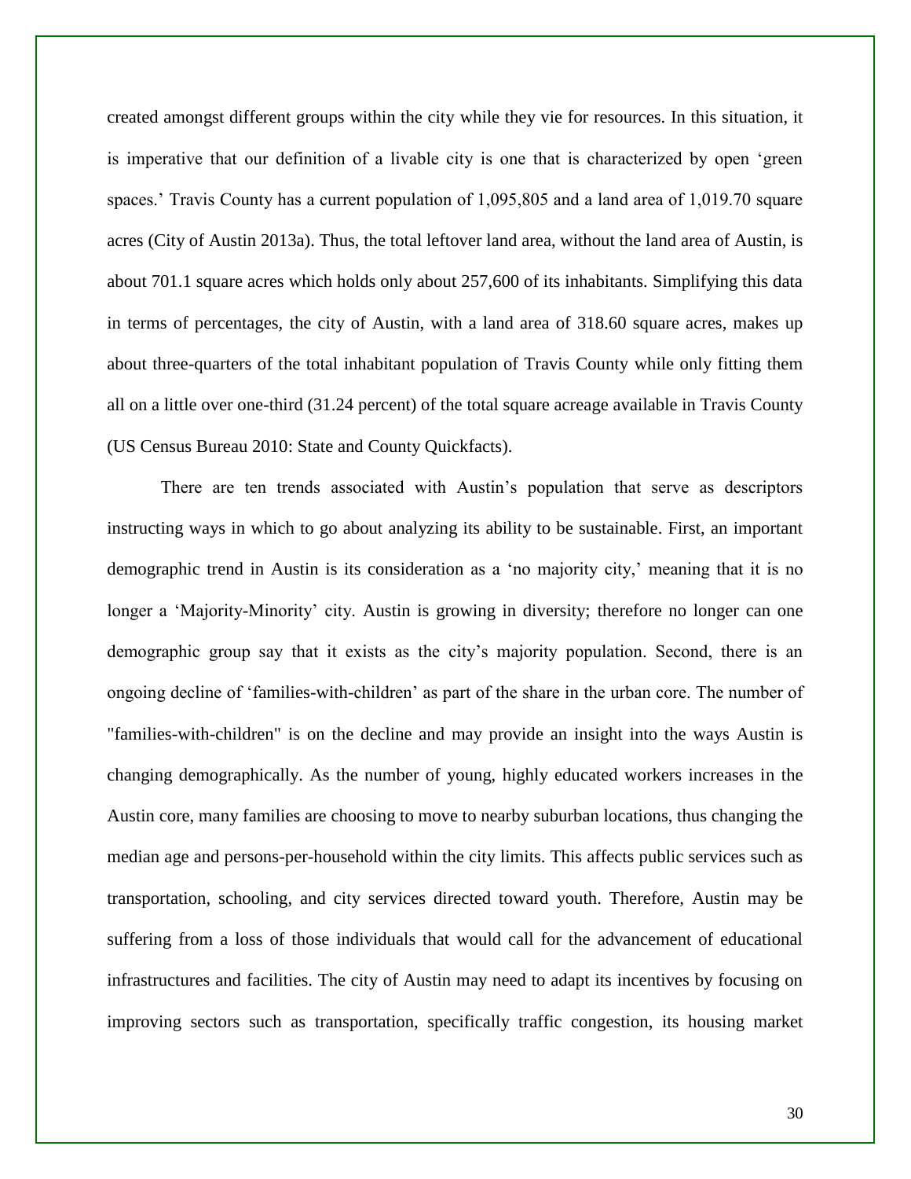created amongst different groups within the city while they vie for resources. In this situation, it is imperative that our definition of a livable city is one that is characterized by open 'green spaces.' Travis County has a current population of 1,095,805 and a land area of 1,019.70 square acres (City of Austin 2013a). Thus, the total leftover land area, without the land area of Austin, is about 701.1 square acres which holds only about 257,600 of its inhabitants. Simplifying this data in terms of percentages, the city of Austin, with a land area of 318.60 square acres, makes up about three-quarters of the total inhabitant population of Travis County while only fitting them all on a little over one-third (31.24 percent) of the total square acreage available in Travis County (US Census Bureau 2010: State and County Quickfacts).

There are ten trends associated with Austin's population that serve as descriptors instructing ways in which to go about analyzing its ability to be sustainable. First, an important demographic trend in Austin is its consideration as a 'no majority city,' meaning that it is no longer a 'Majority-Minority' city. Austin is growing in diversity; therefore no longer can one demographic group say that it exists as the city's majority population. Second, there is an ongoing decline of 'families-with-children' as part of the share in the urban core. The number of "families-with-children" is on the decline and may provide an insight into the ways Austin is changing demographically. As the number of young, highly educated workers increases in the Austin core, many families are choosing to move to nearby suburban locations, thus changing the median age and persons-per-household within the city limits. This affects public services such as transportation, schooling, and city services directed toward youth. Therefore, Austin may be suffering from a loss of those individuals that would call for the advancement of educational infrastructures and facilities. The city of Austin may need to adapt its incentives by focusing on improving sectors such as transportation, specifically traffic congestion, its housing market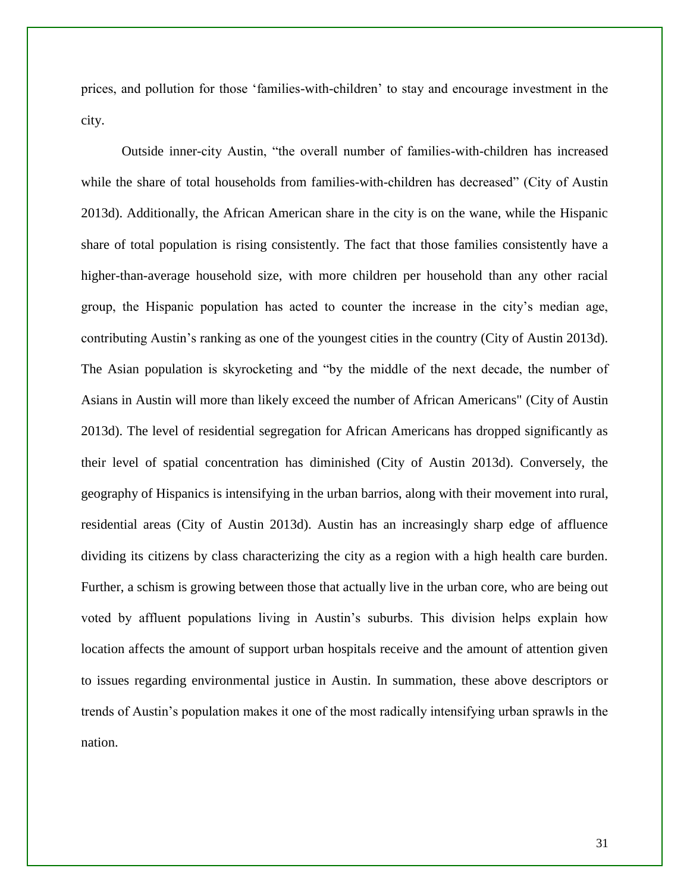prices, and pollution for those 'families-with-children' to stay and encourage investment in the city.

Outside inner-city Austin, "the overall number of families-with-children has increased while the share of total households from families-with-children has decreased" (City of Austin 2013d). Additionally, the African American share in the city is on the wane, while the Hispanic share of total population is rising consistently. The fact that those families consistently have a higher-than-average household size, with more children per household than any other racial group, the Hispanic population has acted to counter the increase in the city's median age, contributing Austin's ranking as one of the youngest cities in the country (City of Austin 2013d). The Asian population is skyrocketing and "by the middle of the next decade, the number of Asians in Austin will more than likely exceed the number of African Americans" (City of Austin 2013d). The level of residential segregation for African Americans has dropped significantly as their level of spatial concentration has diminished (City of Austin 2013d). Conversely, the geography of Hispanics is intensifying in the urban barrios, along with their movement into rural, residential areas (City of Austin 2013d). Austin has an increasingly sharp edge of affluence dividing its citizens by class characterizing the city as a region with a high health care burden. Further, a schism is growing between those that actually live in the urban core, who are being out voted by affluent populations living in Austin's suburbs. This division helps explain how location affects the amount of support urban hospitals receive and the amount of attention given to issues regarding environmental justice in Austin. In summation, these above descriptors or trends of Austin's population makes it one of the most radically intensifying urban sprawls in the nation.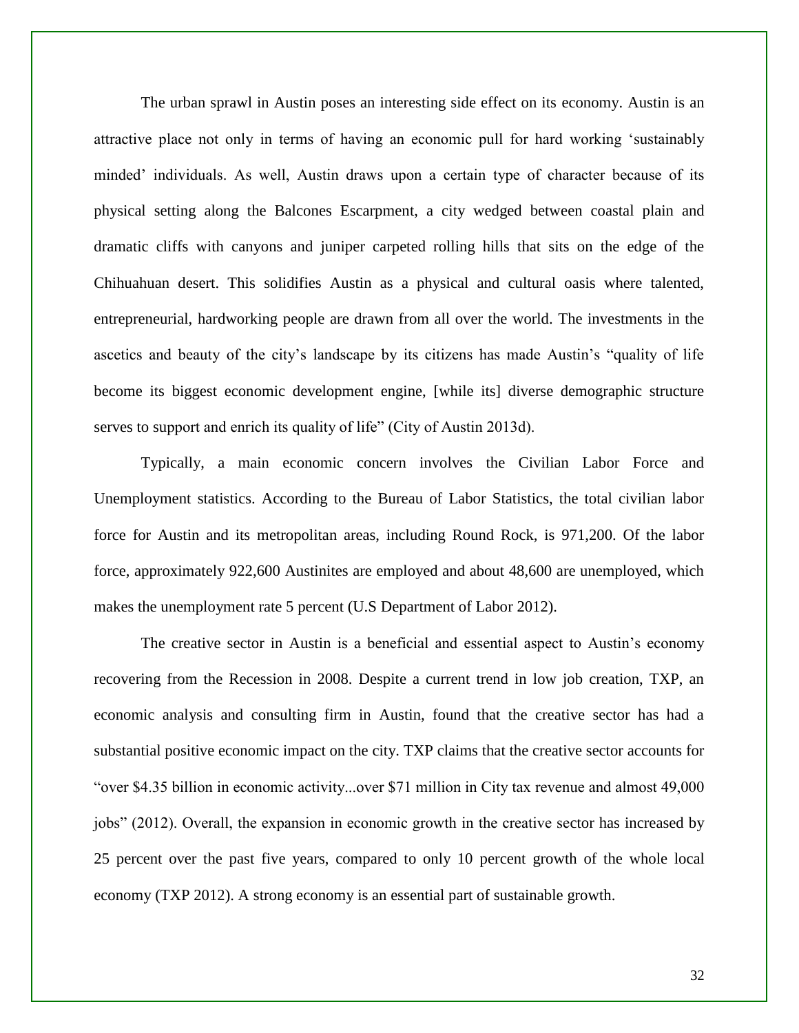The urban sprawl in Austin poses an interesting side effect on its economy. Austin is an attractive place not only in terms of having an economic pull for hard working 'sustainably minded' individuals. As well, Austin draws upon a certain type of character because of its physical setting along the Balcones Escarpment, a city wedged between coastal plain and dramatic cliffs with canyons and juniper carpeted rolling hills that sits on the edge of the Chihuahuan desert. This solidifies Austin as a physical and cultural oasis where talented, entrepreneurial, hardworking people are drawn from all over the world. The investments in the ascetics and beauty of the city's landscape by its citizens has made Austin's "quality of life become its biggest economic development engine, [while its] diverse demographic structure serves to support and enrich its quality of life" (City of Austin 2013d).

Typically, a main economic concern involves the Civilian Labor Force and Unemployment statistics. According to the Bureau of Labor Statistics, the total civilian labor force for Austin and its metropolitan areas, including Round Rock, is 971,200. Of the labor force, approximately 922,600 Austinites are employed and about 48,600 are unemployed, which makes the unemployment rate 5 percent (U.S Department of Labor 2012).

The creative sector in Austin is a beneficial and essential aspect to Austin's economy recovering from the Recession in 2008. Despite a current trend in low job creation, TXP, an economic analysis and consulting firm in Austin, found that the creative sector has had a substantial positive economic impact on the city. TXP claims that the creative sector accounts for "over $4.35 billion in economic activity...over $71 million in City tax revenue and almost 49,000 jobs" (2012). Overall, the expansion in economic growth in the creative sector has increased by 25 percent over the past five years, compared to only 10 percent growth of the whole local economy (TXP 2012). A strong economy is an essential part of sustainable growth.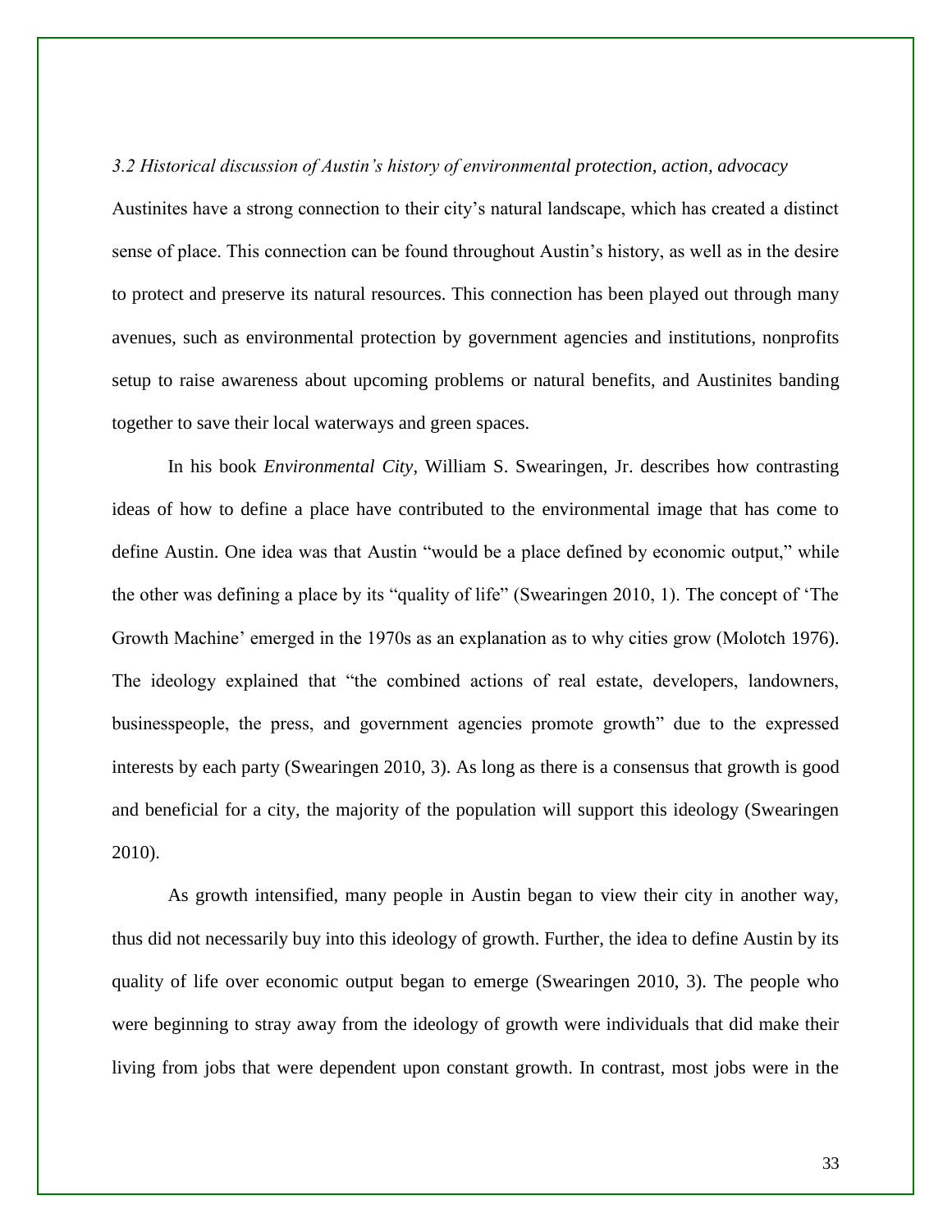### *3.2 Historical discussion of Austin's history of environmental protection, action, advocacy*

Austinites have a strong connection to their city's natural landscape, which has created a distinct sense of place. This connection can be found throughout Austin's history, as well as in the desire to protect and preserve its natural resources. This connection has been played out through many avenues, such as environmental protection by government agencies and institutions, nonprofits setup to raise awareness about upcoming problems or natural benefits, and Austinites banding together to save their local waterways and green spaces.

In his book *Environmental City*, William S. Swearingen, Jr. describes how contrasting ideas of how to define a place have contributed to the environmental image that has come to define Austin. One idea was that Austin "would be a place defined by economic output," while the other was defining a place by its "quality of life" (Swearingen 2010, 1). The concept of 'The Growth Machine' emerged in the 1970s as an explanation as to why cities grow (Molotch 1976). The ideology explained that "the combined actions of real estate, developers, landowners, businesspeople, the press, and government agencies promote growth" due to the expressed interests by each party (Swearingen 2010, 3). As long as there is a consensus that growth is good and beneficial for a city, the majority of the population will support this ideology (Swearingen 2010).

As growth intensified, many people in Austin began to view their city in another way, thus did not necessarily buy into this ideology of growth. Further, the idea to define Austin by its quality of life over economic output began to emerge (Swearingen 2010, 3). The people who were beginning to stray away from the ideology of growth were individuals that did make their living from jobs that were dependent upon constant growth. In contrast, most jobs were in the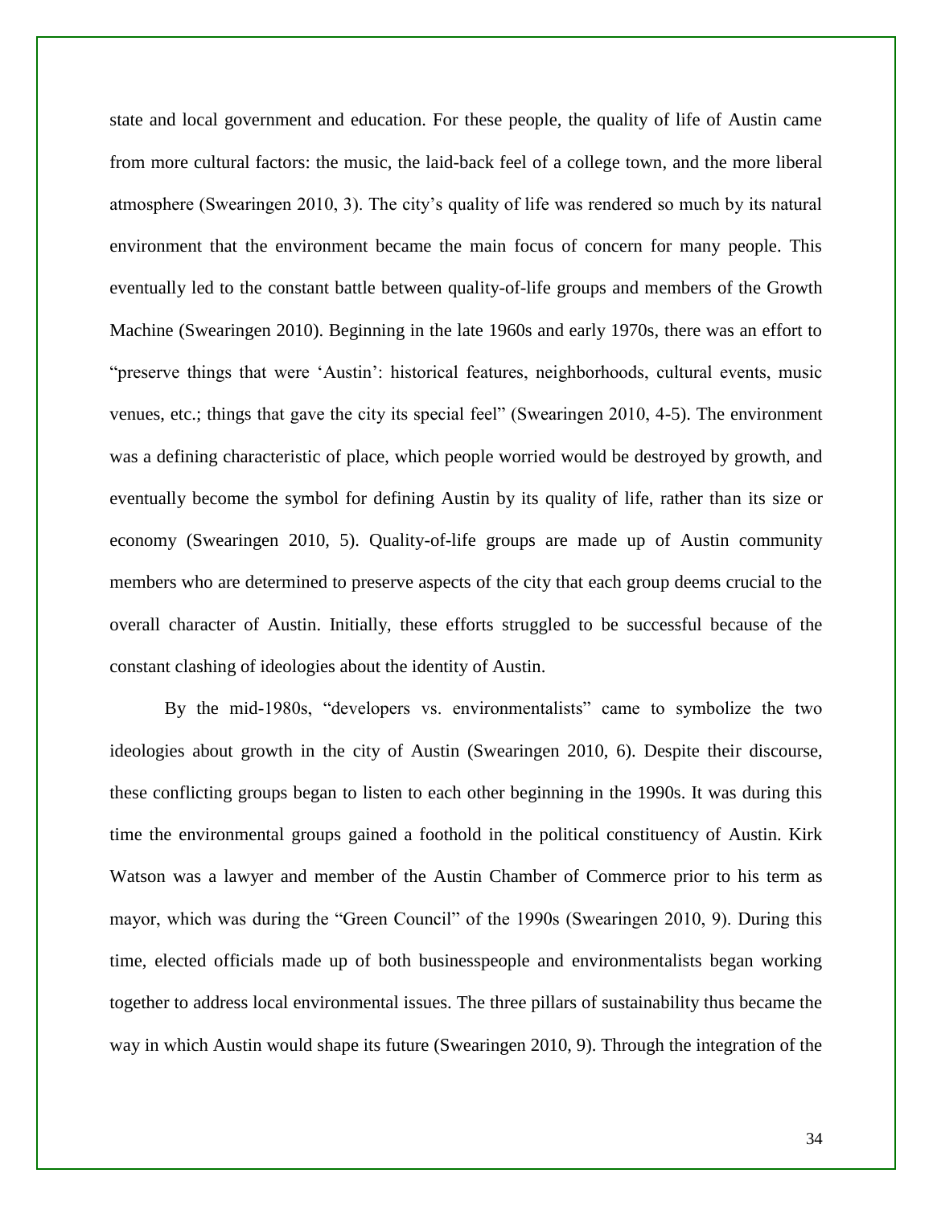state and local government and education. For these people, the quality of life of Austin came from more cultural factors: the music, the laid-back feel of a college town, and the more liberal atmosphere (Swearingen 2010, 3). The city's quality of life was rendered so much by its natural environment that the environment became the main focus of concern for many people. This eventually led to the constant battle between quality-of-life groups and members of the Growth Machine (Swearingen 2010). Beginning in the late 1960s and early 1970s, there was an effort to "preserve things that were 'Austin': historical features, neighborhoods, cultural events, music venues, etc.; things that gave the city its special feel" (Swearingen 2010, 4-5). The environment was a defining characteristic of place, which people worried would be destroyed by growth, and eventually become the symbol for defining Austin by its quality of life, rather than its size or economy (Swearingen 2010, 5). Quality-of-life groups are made up of Austin community members who are determined to preserve aspects of the city that each group deems crucial to the overall character of Austin. Initially, these efforts struggled to be successful because of the constant clashing of ideologies about the identity of Austin.

By the mid-1980s, "developers vs. environmentalists" came to symbolize the two ideologies about growth in the city of Austin (Swearingen 2010, 6). Despite their discourse, these conflicting groups began to listen to each other beginning in the 1990s. It was during this time the environmental groups gained a foothold in the political constituency of Austin. Kirk Watson was a lawyer and member of the Austin Chamber of Commerce prior to his term as mayor, which was during the "Green Council" of the 1990s (Swearingen 2010, 9). During this time, elected officials made up of both businesspeople and environmentalists began working together to address local environmental issues. The three pillars of sustainability thus became the way in which Austin would shape its future (Swearingen 2010, 9). Through the integration of the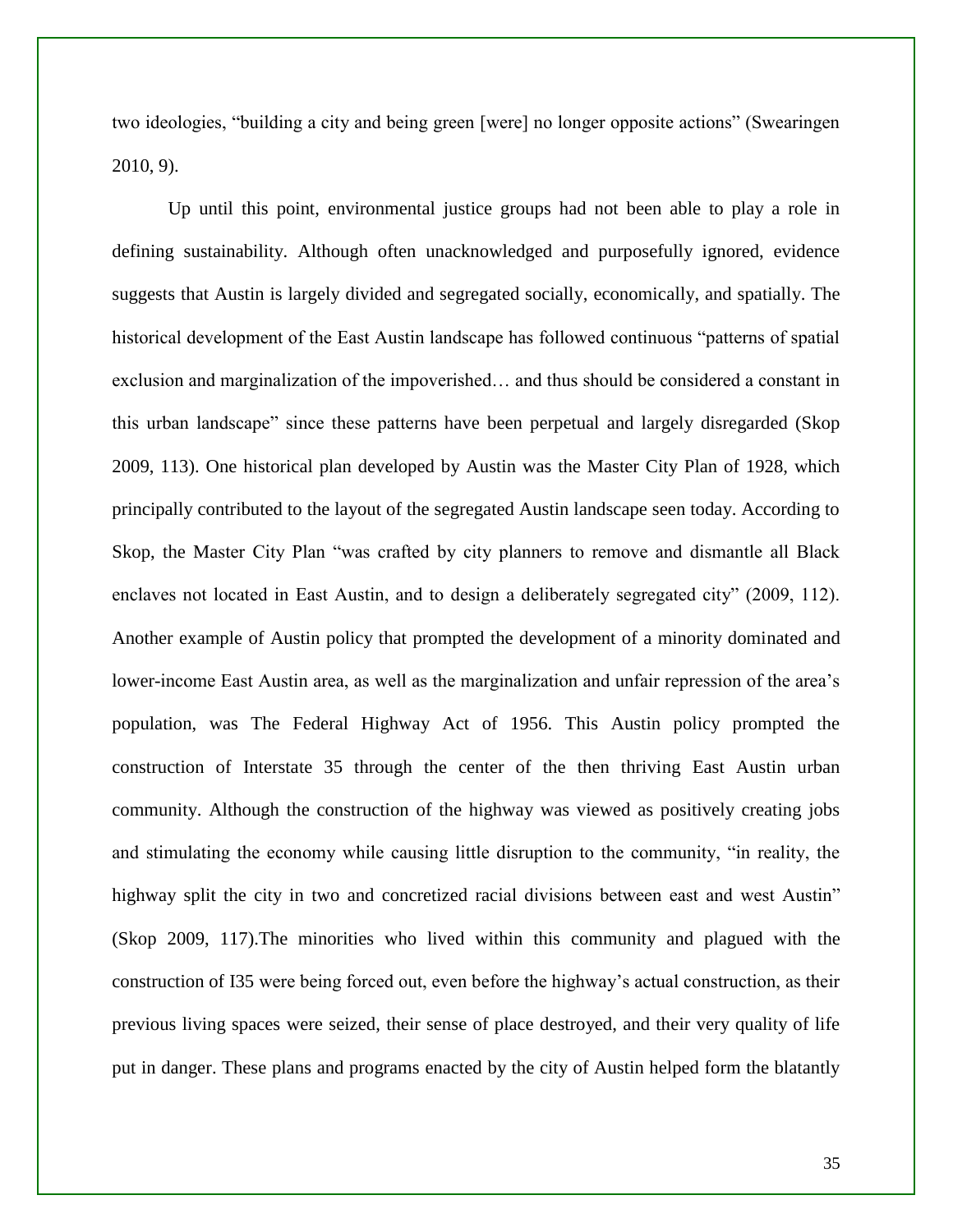two ideologies, "building a city and being green [were] no longer opposite actions" (Swearingen 2010, 9).

Up until this point, environmental justice groups had not been able to play a role in defining sustainability. Although often unacknowledged and purposefully ignored, evidence suggests that Austin is largely divided and segregated socially, economically, and spatially. The historical development of the East Austin landscape has followed continuous "patterns of spatial exclusion and marginalization of the impoverished… and thus should be considered a constant in this urban landscape" since these patterns have been perpetual and largely disregarded (Skop 2009, 113). One historical plan developed by Austin was the Master City Plan of 1928, which principally contributed to the layout of the segregated Austin landscape seen today. According to Skop, the Master City Plan "was crafted by city planners to remove and dismantle all Black enclaves not located in East Austin, and to design a deliberately segregated city" (2009, 112). Another example of Austin policy that prompted the development of a minority dominated and lower-income East Austin area, as well as the marginalization and unfair repression of the area's population, was The Federal Highway Act of 1956. This Austin policy prompted the construction of Interstate 35 through the center of the then thriving East Austin urban community. Although the construction of the highway was viewed as positively creating jobs and stimulating the economy while causing little disruption to the community, "in reality, the highway split the city in two and concretized racial divisions between east and west Austin" (Skop 2009, 117).The minorities who lived within this community and plagued with the construction of I35 were being forced out, even before the highway's actual construction, as their previous living spaces were seized, their sense of place destroyed, and their very quality of life put in danger. These plans and programs enacted by the city of Austin helped form the blatantly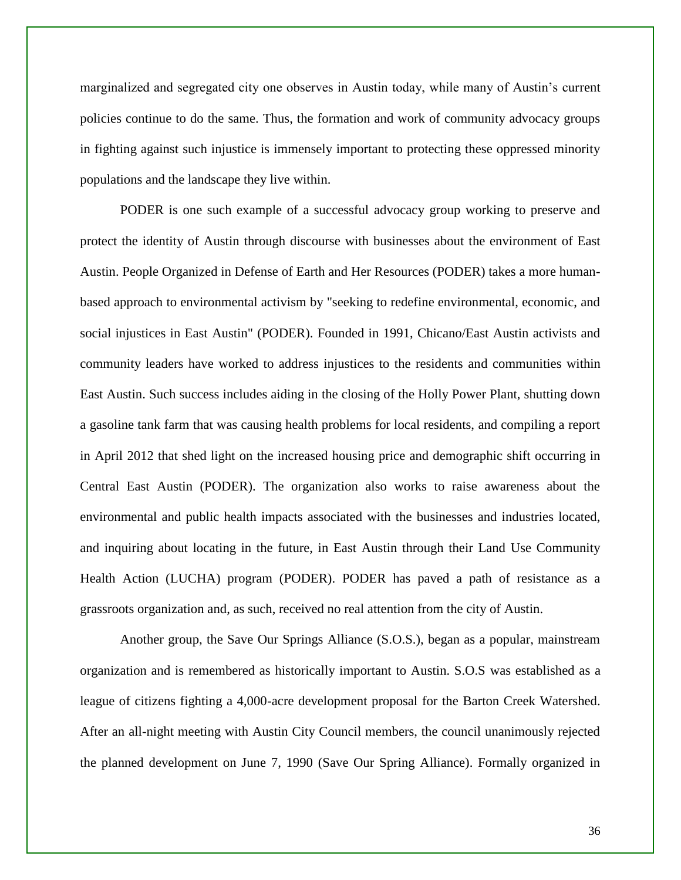marginalized and segregated city one observes in Austin today, while many of Austin's current policies continue to do the same. Thus, the formation and work of community advocacy groups in fighting against such injustice is immensely important to protecting these oppressed minority populations and the landscape they live within.

PODER is one such example of a successful advocacy group working to preserve and protect the identity of Austin through discourse with businesses about the environment of East Austin. People Organized in Defense of Earth and Her Resources (PODER) takes a more human-based approach to environmental activism by "seeking to redefine environmental, economic, and social injustices in East Austin" (PODER). Founded in 1991, Chicano/East Austin activists and community leaders have worked to address injustices to the residents and communities within East Austin. Such success includes aiding in the closing of the Holly Power Plant, shutting down a gasoline tank farm that was causing health problems for local residents, and compiling a report in April 2012 that shed light on the increased housing price and demographic shift occurring in Central East Austin (PODER). The organization also works to raise awareness about the environmental and public health impacts associated with the businesses and industries located, and inquiring about locating in the future, in East Austin through their Land Use Community Health Action (LUCHA) program (PODER). PODER has paved a path of resistance as a grassroots organization and, as such, received no real attention from the city of Austin.

Another group, the Save Our Springs Alliance (S.O.S.), began as a popular, mainstream organization and is remembered as historically important to Austin. S.O.S was established as a league of citizens fighting a 4,000-acre development proposal for the Barton Creek Watershed. After an all-night meeting with Austin City Council members, the council unanimously rejected the planned development on June 7, 1990 (Save Our Spring Alliance). Formally organized in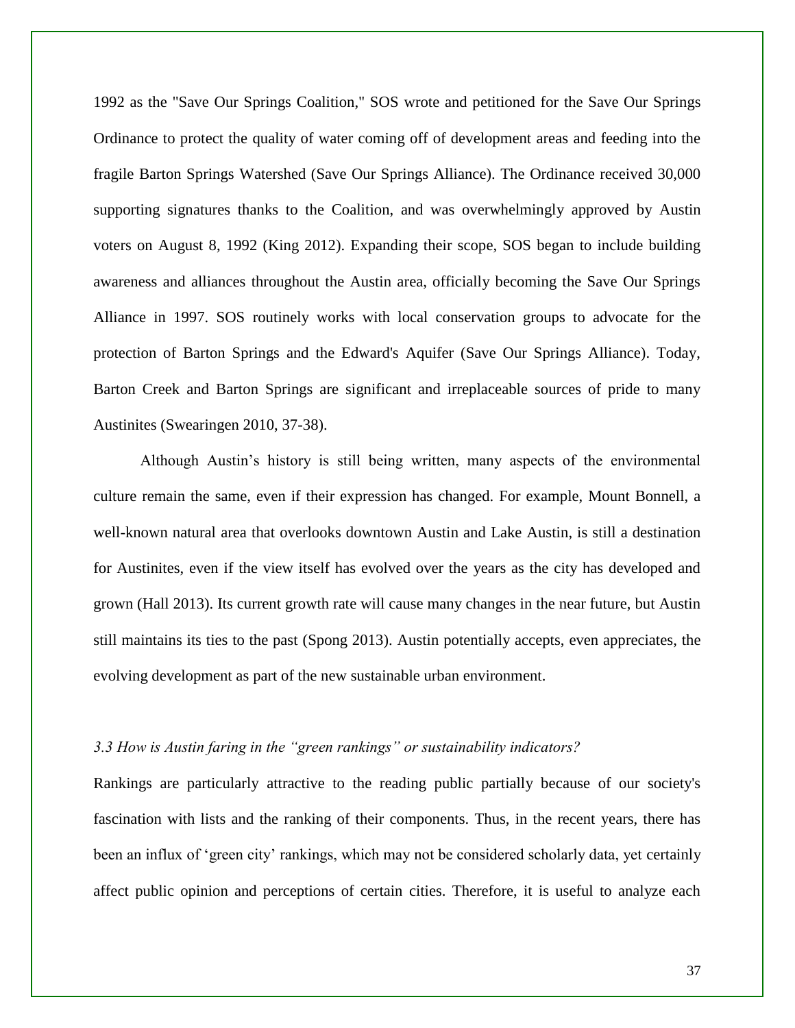1992 as the "Save Our Springs Coalition," SOS wrote and petitioned for the Save Our Springs Ordinance to protect the quality of water coming off of development areas and feeding into the fragile Barton Springs Watershed (Save Our Springs Alliance). The Ordinance received 30,000 supporting signatures thanks to the Coalition, and was overwhelmingly approved by Austin voters on August 8, 1992 (King 2012). Expanding their scope, SOS began to include building awareness and alliances throughout the Austin area, officially becoming the Save Our Springs Alliance in 1997. SOS routinely works with local conservation groups to advocate for the protection of Barton Springs and the Edward's Aquifer (Save Our Springs Alliance). Today, Barton Creek and Barton Springs are significant and irreplaceable sources of pride to many Austinites (Swearingen 2010, 37-38).

Although Austin's history is still being written, many aspects of the environmental culture remain the same, even if their expression has changed. For example, Mount Bonnell, a well-known natural area that overlooks downtown Austin and Lake Austin, is still a destination for Austinites, even if the view itself has evolved over the years as the city has developed and grown (Hall 2013). Its current growth rate will cause many changes in the near future, but Austin still maintains its ties to the past (Spong 2013). Austin potentially accepts, even appreciates, the evolving development as part of the new sustainable urban environment.

### *3.3 How is Austin faring in the "green rankings" or sustainability indicators?*

Rankings are particularly attractive to the reading public partially because of our society's fascination with lists and the ranking of their components. Thus, in the recent years, there has been an influx of 'green city' rankings, which may not be considered scholarly data, yet certainly affect public opinion and perceptions of certain cities. Therefore, it is useful to analyze each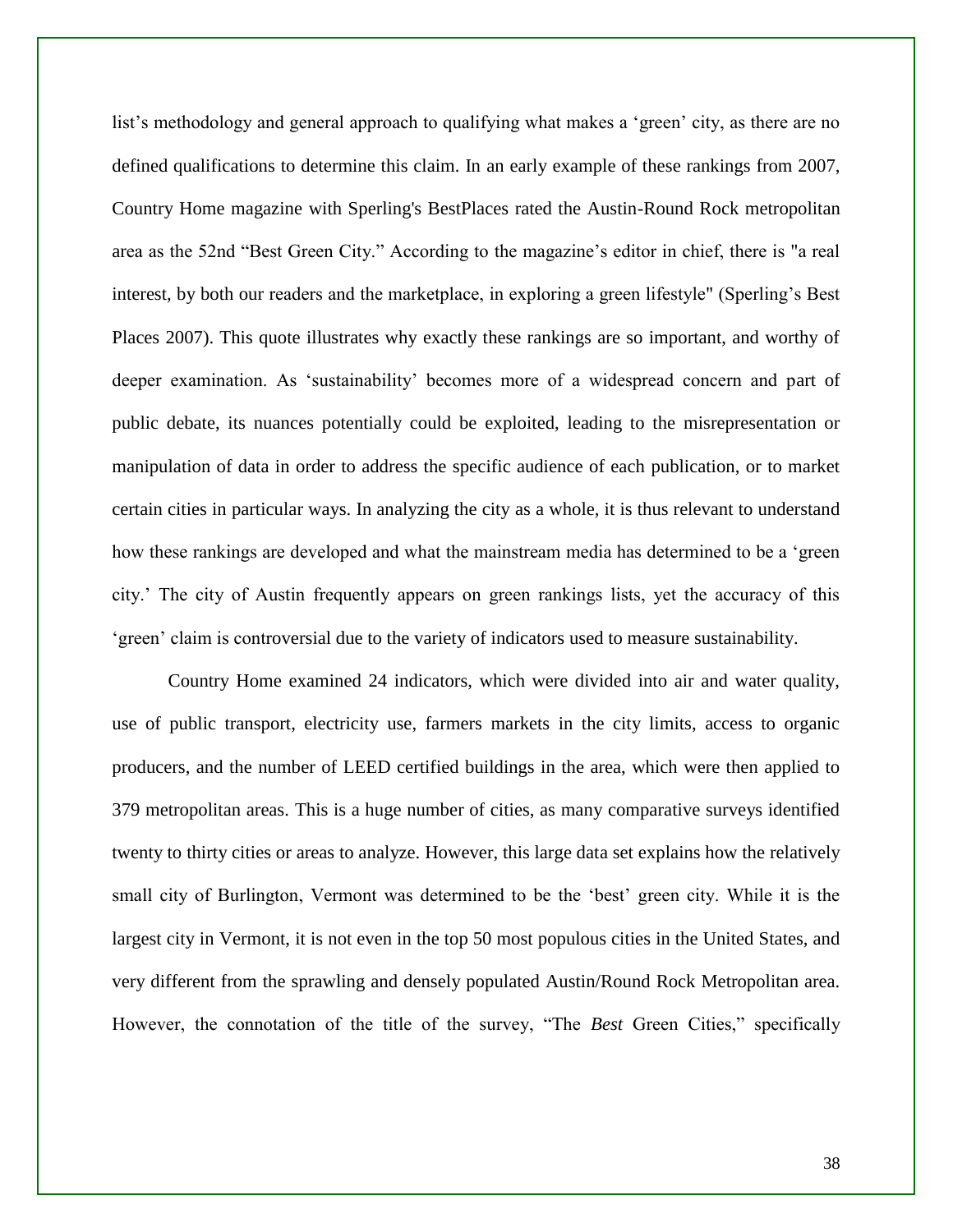list's methodology and general approach to qualifying what makes a 'green' city, as there are no defined qualifications to determine this claim. In an early example of these rankings from 2007, Country Home magazine with Sperling's BestPlaces rated the Austin-Round Rock metropolitan area as the 52nd "Best Green City." According to the magazine's editor in chief, there is "a real interest, by both our readers and the marketplace, in exploring a green lifestyle" (Sperling's Best Places 2007). This quote illustrates why exactly these rankings are so important, and worthy of deeper examination. As 'sustainability' becomes more of a widespread concern and part of public debate, its nuances potentially could be exploited, leading to the misrepresentation or manipulation of data in order to address the specific audience of each publication, or to market certain cities in particular ways. In analyzing the city as a whole, it is thus relevant to understand how these rankings are developed and what the mainstream media has determined to be a 'green city.' The city of Austin frequently appears on green rankings lists, yet the accuracy of this 'green' claim is controversial due to the variety of indicators used to measure sustainability.

Country Home examined 24 indicators, which were divided into air and water quality, use of public transport, electricity use, farmers markets in the city limits, access to organic producers, and the number of LEED certified buildings in the area, which were then applied to 379 metropolitan areas. This is a huge number of cities, as many comparative surveys identified twenty to thirty cities or areas to analyze. However, this large data set explains how the relatively small city of Burlington, Vermont was determined to be the 'best' green city. While it is the largest city in Vermont, it is not even in the top 50 most populous cities in the United States, and very different from the sprawling and densely populated Austin/Round Rock Metropolitan area. However, the connotation of the title of the survey, "The *Best* Green Cities," specifically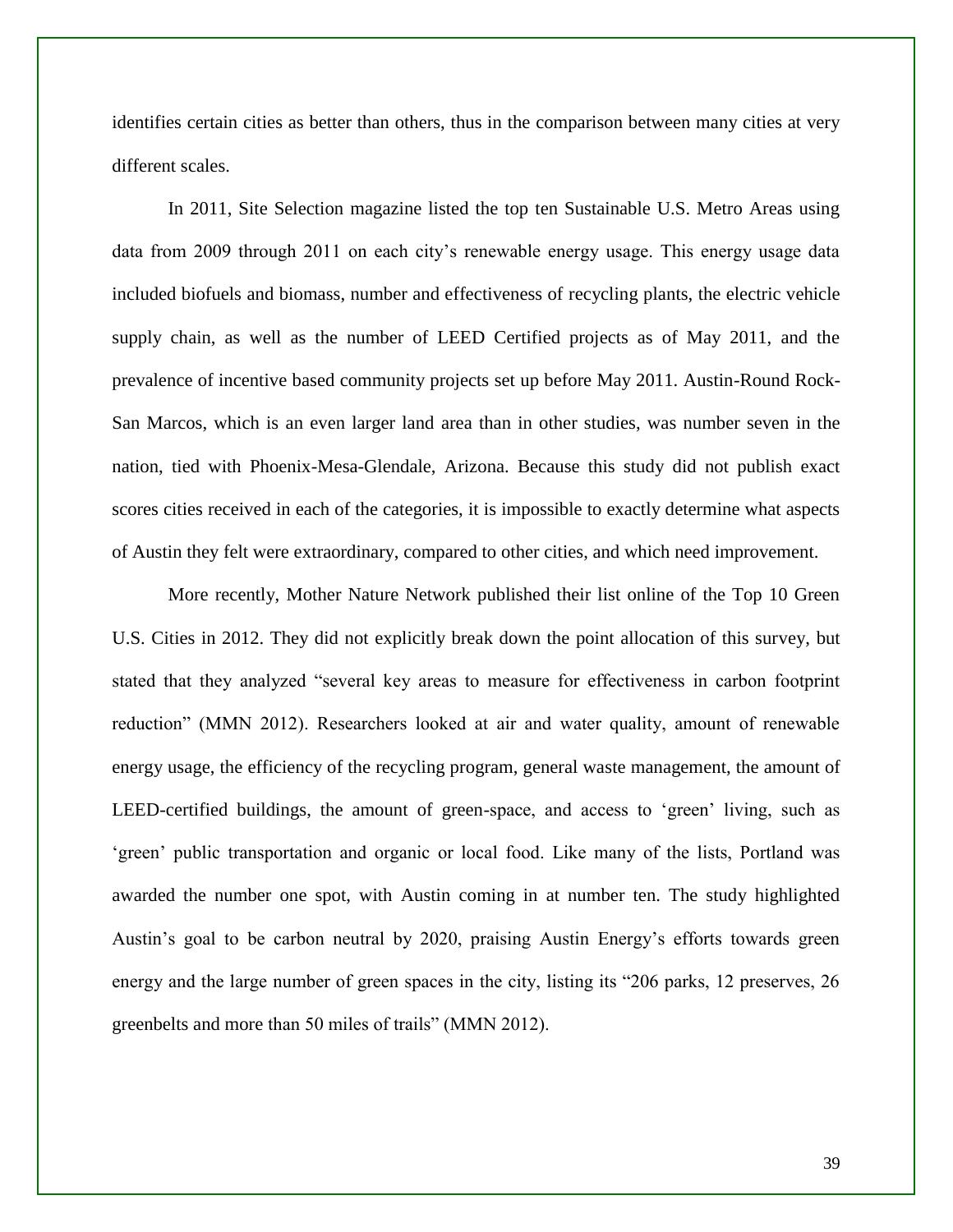identifies certain cities as better than others, thus in the comparison between many cities at very different scales.

In 2011, Site Selection magazine listed the top ten Sustainable U.S. Metro Areas using data from 2009 through 2011 on each city's renewable energy usage. This energy usage data included biofuels and biomass, number and effectiveness of recycling plants, the electric vehicle supply chain, as well as the number of LEED Certified projects as of May 2011, and the prevalence of incentive based community projects set up before May 2011. Austin-Round Rock-San Marcos, which is an even larger land area than in other studies, was number seven in the nation, tied with Phoenix-Mesa-Glendale, Arizona. Because this study did not publish exact scores cities received in each of the categories, it is impossible to exactly determine what aspects of Austin they felt were extraordinary, compared to other cities, and which need improvement.

More recently, Mother Nature Network published their list online of the Top 10 Green U.S. Cities in 2012. They did not explicitly break down the point allocation of this survey, but stated that they analyzed "several key areas to measure for effectiveness in carbon footprint reduction" (MMN 2012). Researchers looked at air and water quality, amount of renewable energy usage, the efficiency of the recycling program, general waste management, the amount of LEED-certified buildings, the amount of green-space, and access to 'green' living, such as 'green' public transportation and organic or local food. Like many of the lists, Portland was awarded the number one spot, with Austin coming in at number ten. The study highlighted Austin's goal to be carbon neutral by 2020, praising Austin Energy's efforts towards green energy and the large number of green spaces in the city, listing its "206 parks, 12 preserves, 26 greenbelts and more than 50 miles of trails" (MMN 2012).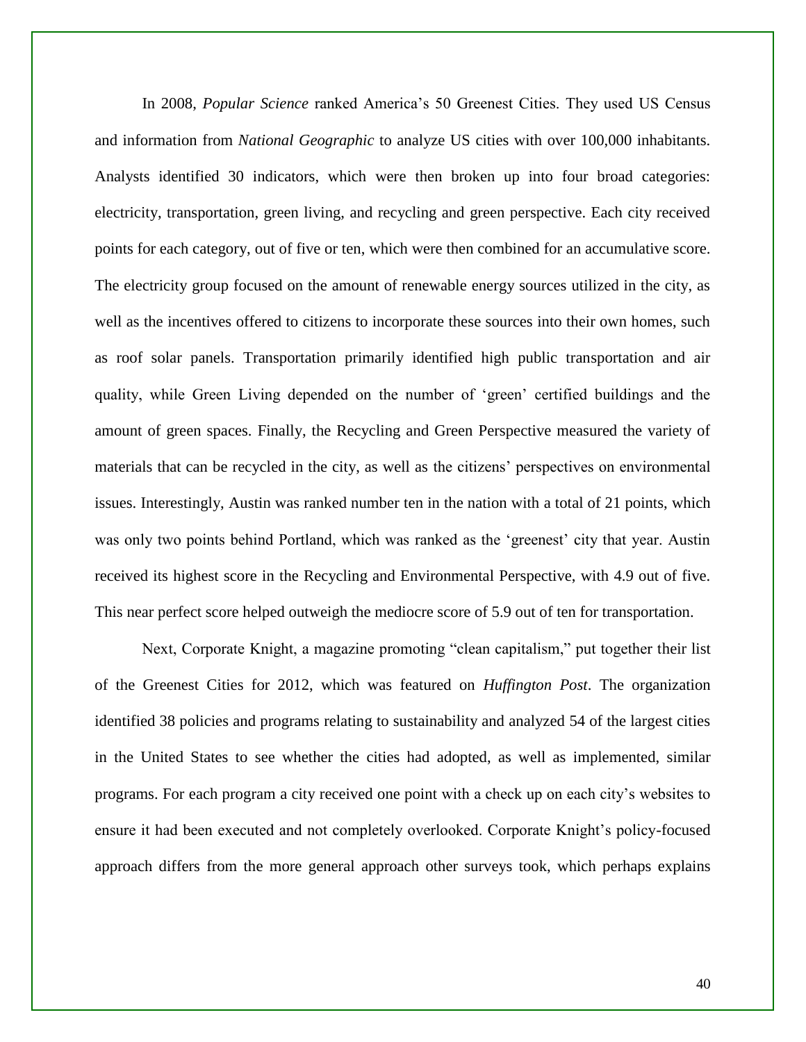In 2008, *Popular Science* ranked America's 50 Greenest Cities. They used US Census and information from *National Geographic* to analyze US cities with over 100,000 inhabitants. Analysts identified 30 indicators, which were then broken up into four broad categories: electricity, transportation, green living, and recycling and green perspective. Each city received points for each category, out of five or ten, which were then combined for an accumulative score. The electricity group focused on the amount of renewable energy sources utilized in the city, as well as the incentives offered to citizens to incorporate these sources into their own homes, such as roof solar panels. Transportation primarily identified high public transportation and air quality, while Green Living depended on the number of 'green' certified buildings and the amount of green spaces. Finally, the Recycling and Green Perspective measured the variety of materials that can be recycled in the city, as well as the citizens' perspectives on environmental issues. Interestingly, Austin was ranked number ten in the nation with a total of 21 points, which was only two points behind Portland, which was ranked as the 'greenest' city that year. Austin received its highest score in the Recycling and Environmental Perspective, with 4.9 out of five. This near perfect score helped outweigh the mediocre score of 5.9 out of ten for transportation.

Next, Corporate Knight, a magazine promoting "clean capitalism," put together their list of the Greenest Cities for 2012, which was featured on *Huffington Post*. The organization identified 38 policies and programs relating to sustainability and analyzed 54 of the largest cities in the United States to see whether the cities had adopted, as well as implemented, similar programs. For each program a city received one point with a check up on each city's websites to ensure it had been executed and not completely overlooked. Corporate Knight's policy-focused approach differs from the more general approach other surveys took, which perhaps explains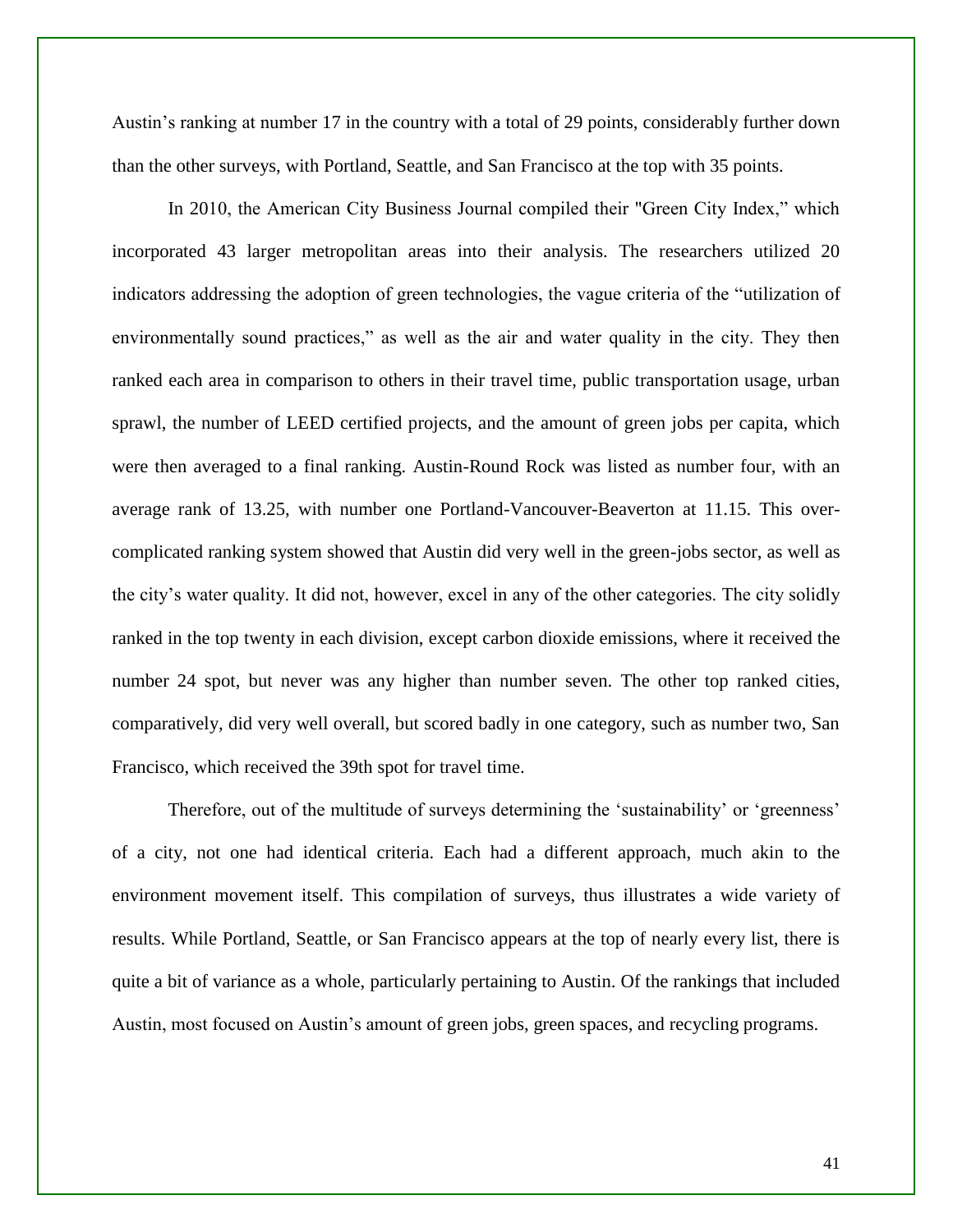Austin's ranking at number 17 in the country with a total of 29 points, considerably further down than the other surveys, with Portland, Seattle, and San Francisco at the top with 35 points.

In 2010, the American City Business Journal compiled their "Green City Index," which incorporated 43 larger metropolitan areas into their analysis. The researchers utilized 20 indicators addressing the adoption of green technologies, the vague criteria of the "utilization of environmentally sound practices," as well as the air and water quality in the city. They then ranked each area in comparison to others in their travel time, public transportation usage, urban sprawl, the number of LEED certified projects, and the amount of green jobs per capita, which were then averaged to a final ranking. Austin-Round Rock was listed as number four, with an average rank of 13.25, with number one Portland-Vancouver-Beaverton at 11.15. This over-complicated ranking system showed that Austin did very well in the green-jobs sector, as well as the city's water quality. It did not, however, excel in any of the other categories. The city solidly ranked in the top twenty in each division, except carbon dioxide emissions, where it received the number 24 spot, but never was any higher than number seven. The other top ranked cities, comparatively, did very well overall, but scored badly in one category, such as number two, San Francisco, which received the 39th spot for travel time.

Therefore, out of the multitude of surveys determining the 'sustainability' or 'greenness' of a city, not one had identical criteria. Each had a different approach, much akin to the environment movement itself. This compilation of surveys, thus illustrates a wide variety of results. While Portland, Seattle, or San Francisco appears at the top of nearly every list, there is quite a bit of variance as a whole, particularly pertaining to Austin. Of the rankings that included Austin, most focused on Austin's amount of green jobs, green spaces, and recycling programs.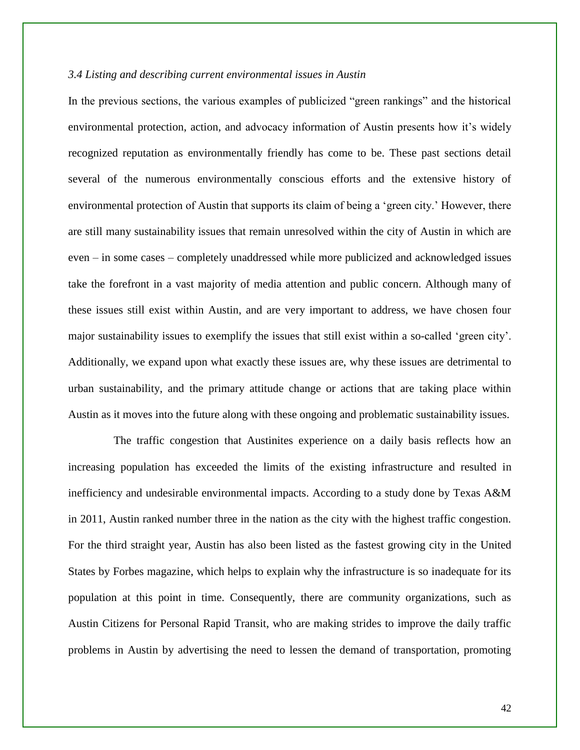*3.4 Listing and describing current environmental issues in Austin*

In the previous sections, the various examples of publicized "green rankings" and the historical environmental protection, action, and advocacy information of Austin presents how it's widely recognized reputation as environmentally friendly has come to be. These past sections detail several of the numerous environmentally conscious efforts and the extensive history of environmental protection of Austin that supports its claim of being a 'green city.' However, there are still many sustainability issues that remain unresolved within the city of Austin in which are even – in some cases – completely unaddressed while more publicized and acknowledged issues take the forefront in a vast majority of media attention and public concern. Although many of these issues still exist within Austin, and are very important to address, we have chosen four major sustainability issues to exemplify the issues that still exist within a so-called 'green city'. Additionally, we expand upon what exactly these issues are, why these issues are detrimental to urban sustainability, and the primary attitude change or actions that are taking place within Austin as it moves into the future along with these ongoing and problematic sustainability issues.

The traffic congestion that Austinites experience on a daily basis reflects how an increasing population has exceeded the limits of the existing infrastructure and resulted in inefficiency and undesirable environmental impacts. According to a study done by Texas A&M in 2011, Austin ranked number three in the nation as the city with the highest traffic congestion. For the third straight year, Austin has also been listed as the fastest growing city in the United States by Forbes magazine, which helps to explain why the infrastructure is so inadequate for its population at this point in time. Consequently, there are community organizations, such as Austin Citizens for Personal Rapid Transit, who are making strides to improve the daily traffic problems in Austin by advertising the need to lessen the demand of transportation, promoting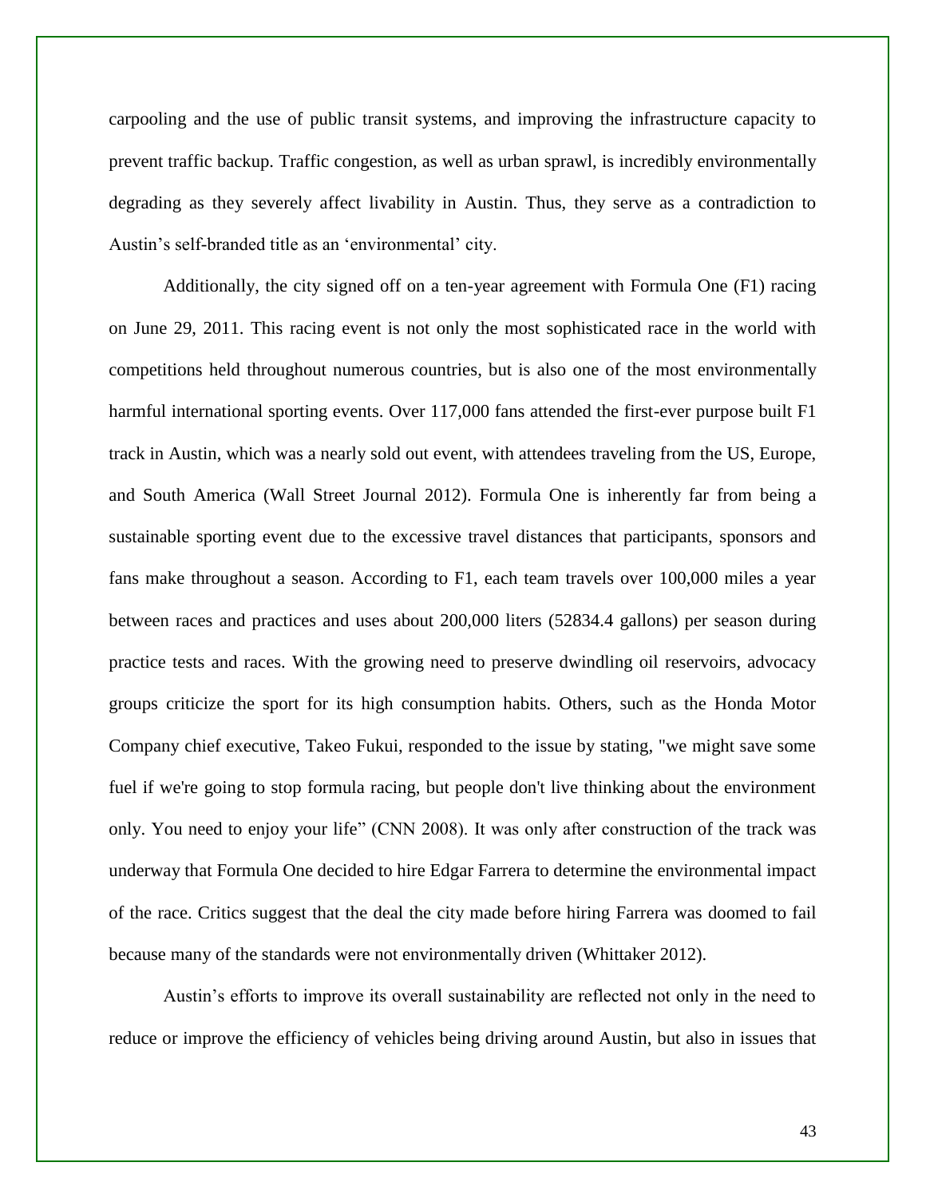carpooling and the use of public transit systems, and improving the infrastructure capacity to prevent traffic backup. Traffic congestion, as well as urban sprawl, is incredibly environmentally degrading as they severely affect livability in Austin. Thus, they serve as a contradiction to Austin's self-branded title as an 'environmental' city.

Additionally, the city signed off on a ten-year agreement with Formula One (F1) racing on June 29, 2011. This racing event is not only the most sophisticated race in the world with competitions held throughout numerous countries, but is also one of the most environmentally harmful international sporting events. Over 117,000 fans attended the first-ever purpose built F1 track in Austin, which was a nearly sold out event, with attendees traveling from the US, Europe, and South America (Wall Street Journal 2012). Formula One is inherently far from being a sustainable sporting event due to the excessive travel distances that participants, sponsors and fans make throughout a season. According to F1, each team travels over 100,000 miles a year between races and practices and uses about 200,000 liters (52834.4 gallons) per season during practice tests and races. With the growing need to preserve dwindling oil reservoirs, advocacy groups criticize the sport for its high consumption habits. Others, such as the Honda Motor Company chief executive, Takeo Fukui, responded to the issue by stating, "we might save some fuel if we're going to stop formula racing, but people don't live thinking about the environment only. You need to enjoy your life" (CNN 2008). It was only after construction of the track was underway that Formula One decided to hire Edgar Farrera to determine the environmental impact of the race. Critics suggest that the deal the city made before hiring Farrera was doomed to fail because many of the standards were not environmentally driven (Whittaker 2012).

Austin's efforts to improve its overall sustainability are reflected not only in the need to reduce or improve the efficiency of vehicles being driving around Austin, but also in issues that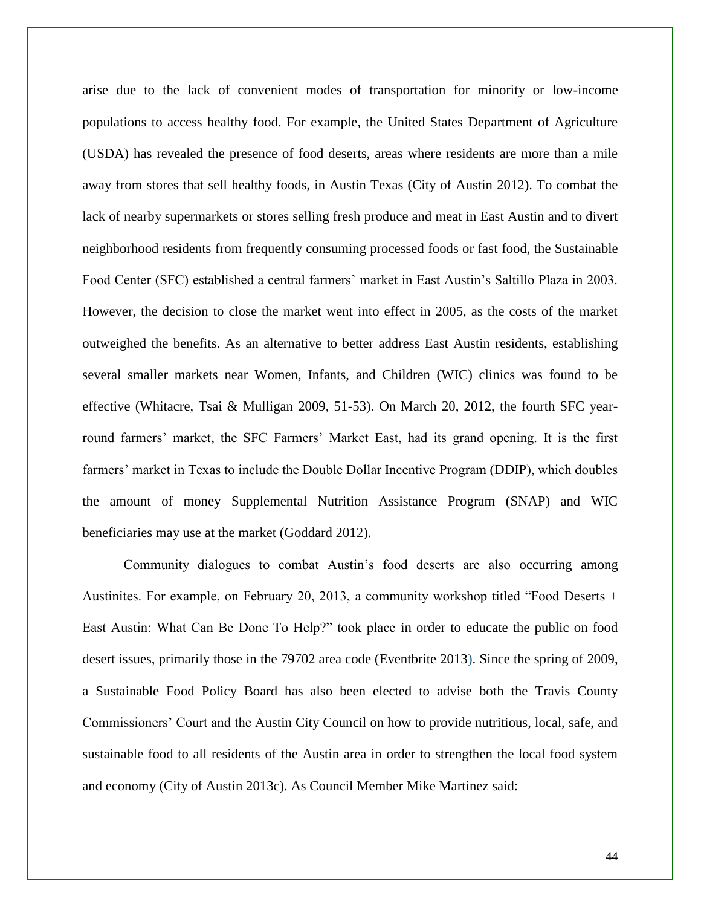arise due to the lack of convenient modes of transportation for minority or low-income populations to access healthy food. For example, the United States Department of Agriculture (USDA) has revealed the presence of food deserts, areas where residents are more than a mile away from stores that sell healthy foods, in Austin Texas (City of Austin 2012). To combat the lack of nearby supermarkets or stores selling fresh produce and meat in East Austin and to divert neighborhood residents from frequently consuming processed foods or fast food, the Sustainable Food Center (SFC) established a central farmers' market in East Austin's Saltillo Plaza in 2003. However, the decision to close the market went into effect in 2005, as the costs of the market outweighed the benefits. As an alternative to better address East Austin residents, establishing several smaller markets near Women, Infants, and Children (WIC) clinics was found to be effective (Whitacre, Tsai & Mulligan 2009, 51-53). On March 20, 2012, the fourth SFC year-round farmers' market, the SFC Farmers' Market East, had its grand opening. It is the first farmers' market in Texas to include the Double Dollar Incentive Program (DDIP), which doubles the amount of money Supplemental Nutrition Assistance Program (SNAP) and WIC beneficiaries may use at the market (Goddard 2012).

Community dialogues to combat Austin's food deserts are also occurring among Austinites. For example, on February 20, 2013, a community workshop titled "Food Deserts + East Austin: What Can Be Done To Help?" took place in order to educate the public on food desert issues, primarily those in the 79702 area code (Eventbrite 2013). Since the spring of 2009, a Sustainable Food Policy Board has also been elected to advise both the Travis County Commissioners' Court and the Austin City Council on how to provide nutritious, local, safe, and sustainable food to all residents of the Austin area in order to strengthen the local food system and economy (City of Austin 2013c). As Council Member Mike Martinez said: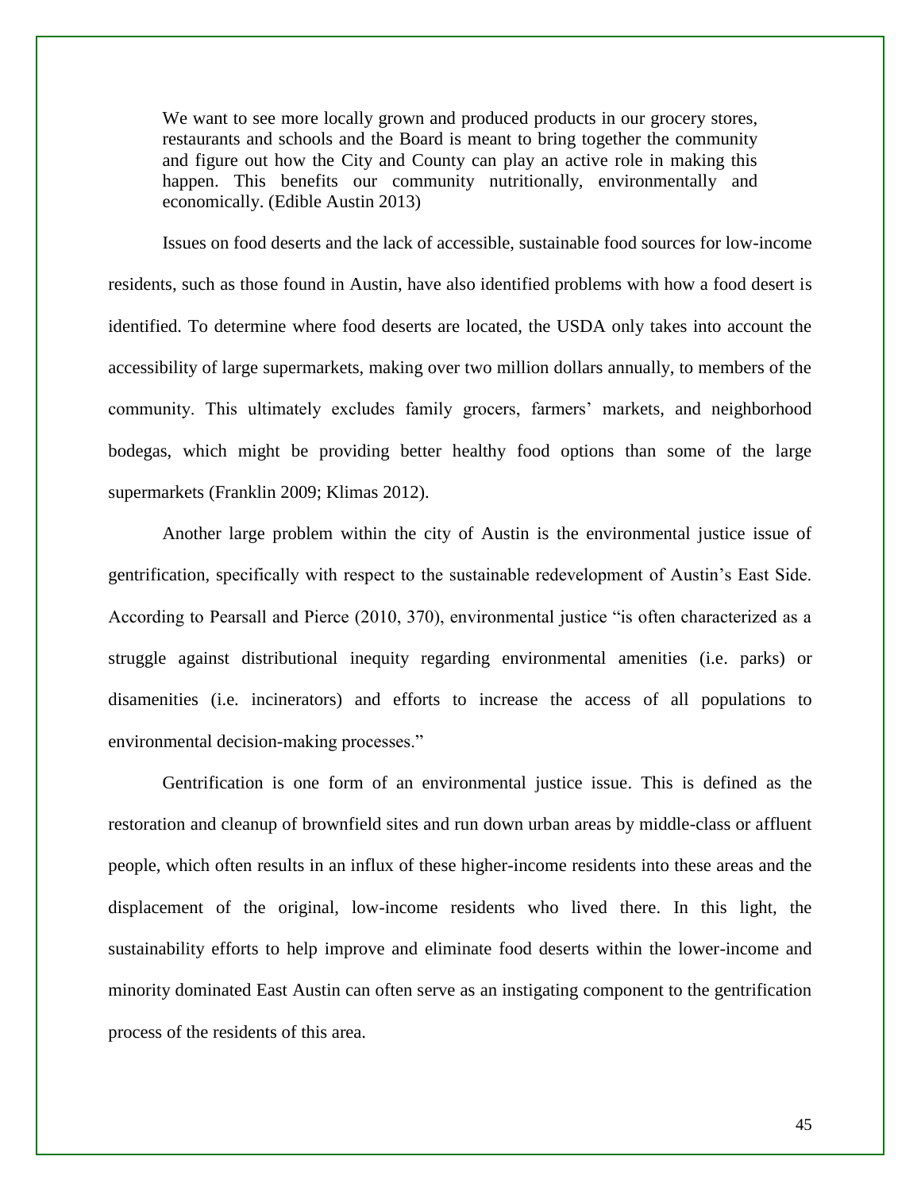> We want to see more locally grown and produced products in our grocery stores, restaurants and schools and the Board is meant to bring together the community and figure out how the City and County can play an active role in making this happen. This benefits our community nutritionally, environmentally and economically. (Edible Austin 2013)

Issues on food deserts and the lack of accessible, sustainable food sources for low-income residents, such as those found in Austin, have also identified problems with how a food desert is identified. To determine where food deserts are located, the USDA only takes into account the accessibility of large supermarkets, making over two million dollars annually, to members of the community. This ultimately excludes family grocers, farmers' markets, and neighborhood bodegas, which might be providing better healthy food options than some of the large supermarkets (Franklin 2009; Klimas 2012).

Another large problem within the city of Austin is the environmental justice issue of gentrification, specifically with respect to the sustainable redevelopment of Austin's East Side. According to Pearsall and Pierce (2010, 370), environmental justice "is often characterized as a struggle against distributional inequity regarding environmental amenities (i.e. parks) or disamenities (i.e. incinerators) and efforts to increase the access of all populations to environmental decision-making processes."

Gentrification is one form of an environmental justice issue. This is defined as the restoration and cleanup of brownfield sites and run down urban areas by middle-class or affluent people, which often results in an influx of these higher-income residents into these areas and the displacement of the original, low-income residents who lived there. In this light, the sustainability efforts to help improve and eliminate food deserts within the lower-income and minority dominated East Austin can often serve as an instigating component to the gentrification process of the residents of this area.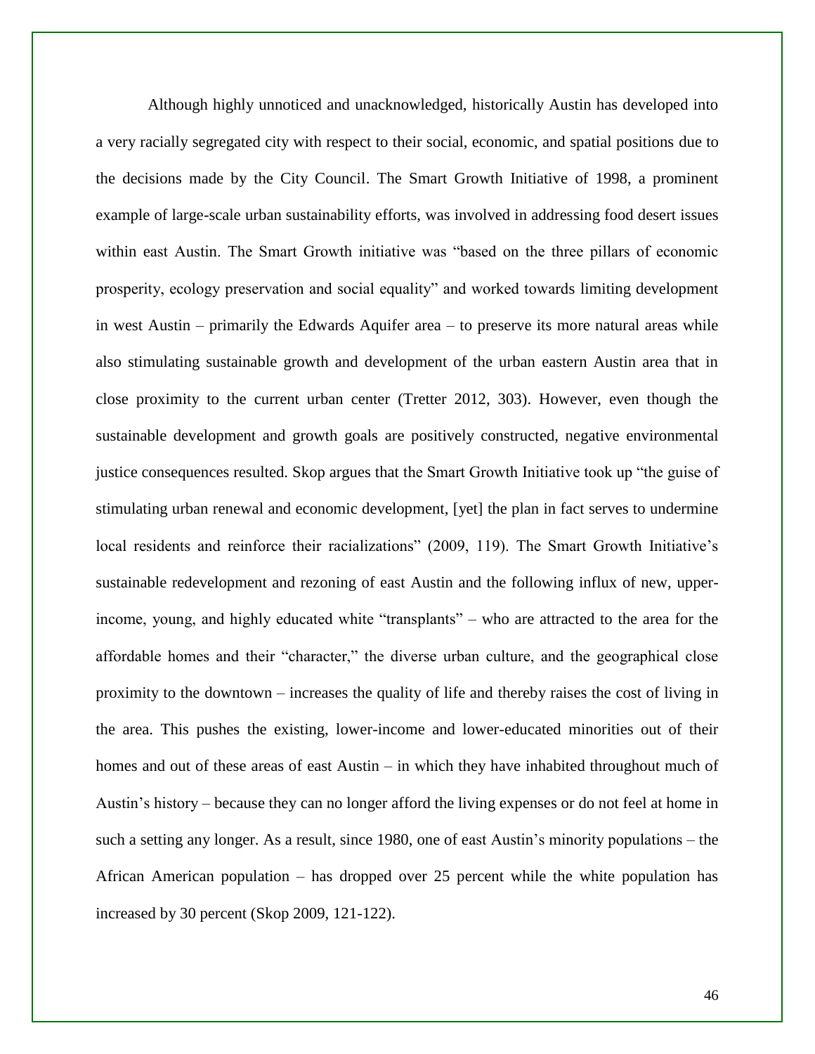Although highly unnoticed and unacknowledged, historically Austin has developed into a very racially segregated city with respect to their social, economic, and spatial positions due to the decisions made by the City Council. The Smart Growth Initiative of 1998, a prominent example of large-scale urban sustainability efforts, was involved in addressing food desert issues within east Austin. The Smart Growth initiative was "based on the three pillars of economic prosperity, ecology preservation and social equality" and worked towards limiting development in west Austin – primarily the Edwards Aquifer area – to preserve its more natural areas while also stimulating sustainable growth and development of the urban eastern Austin area that in close proximity to the current urban center (Tretter 2012, 303). However, even though the sustainable development and growth goals are positively constructed, negative environmental justice consequences resulted. Skop argues that the Smart Growth Initiative took up "the guise of stimulating urban renewal and economic development, [yet] the plan in fact serves to undermine local residents and reinforce their racializations" (2009, 119). The Smart Growth Initiative's sustainable redevelopment and rezoning of east Austin and the following influx of new, upper-income, young, and highly educated white "transplants" – who are attracted to the area for the affordable homes and their "character," the diverse urban culture, and the geographical close proximity to the downtown – increases the quality of life and thereby raises the cost of living in the area. This pushes the existing, lower-income and lower-educated minorities out of their homes and out of these areas of east Austin – in which they have inhabited throughout much of Austin's history – because they can no longer afford the living expenses or do not feel at home in such a setting any longer. As a result, since 1980, one of east Austin's minority populations – the African American population – has dropped over 25 percent while the white population has increased by 30 percent (Skop 2009, 121-122).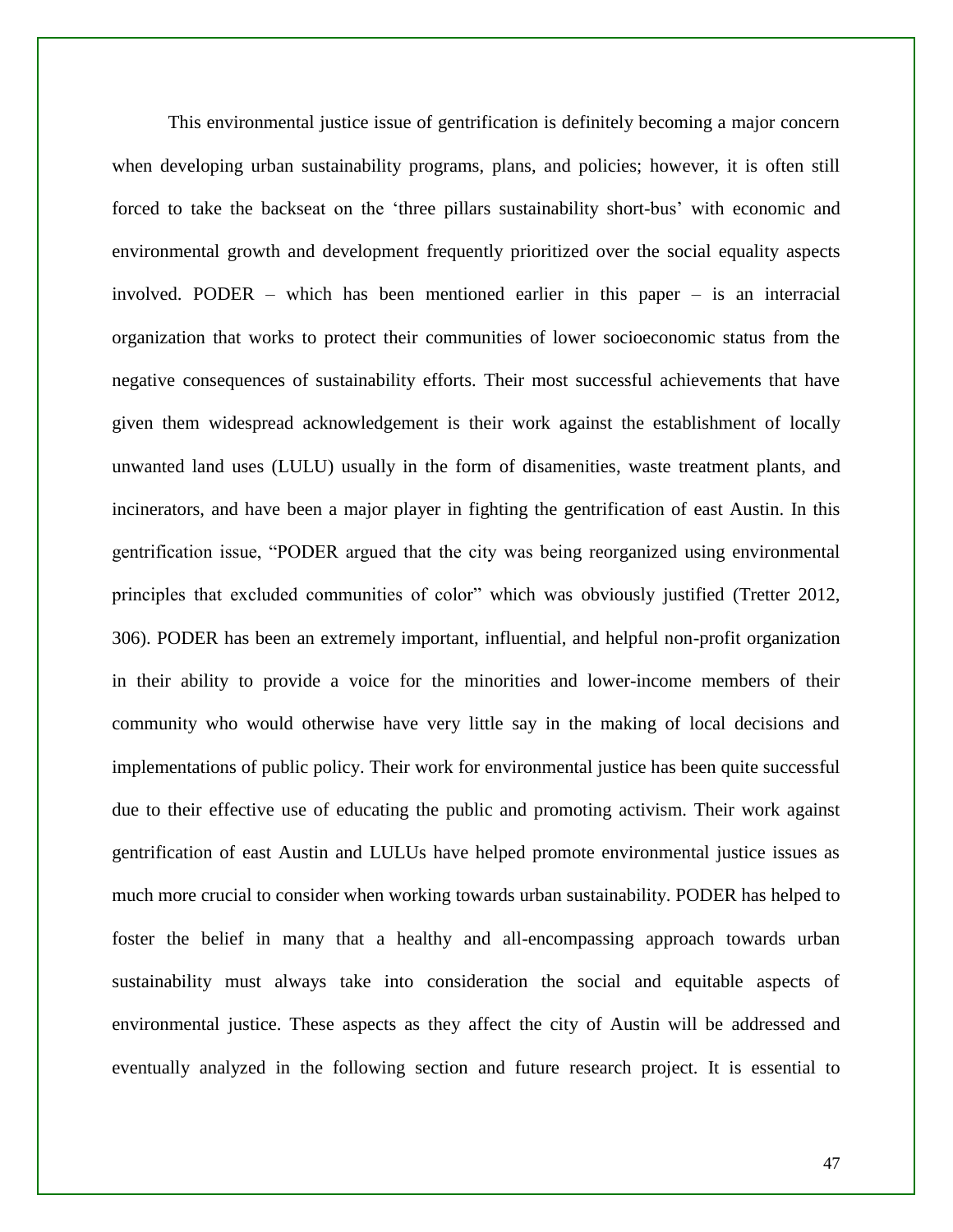This environmental justice issue of gentrification is definitely becoming a major concern when developing urban sustainability programs, plans, and policies; however, it is often still forced to take the backseat on the 'three pillars sustainability short-bus' with economic and environmental growth and development frequently prioritized over the social equality aspects involved. PODER – which has been mentioned earlier in this paper – is an interracial organization that works to protect their communities of lower socioeconomic status from the negative consequences of sustainability efforts. Their most successful achievements that have given them widespread acknowledgement is their work against the establishment of locally unwanted land uses (LULU) usually in the form of disamenities, waste treatment plants, and incinerators, and have been a major player in fighting the gentrification of east Austin. In this gentrification issue, "PODER argued that the city was being reorganized using environmental principles that excluded communities of color" which was obviously justified (Tretter 2012, 306). PODER has been an extremely important, influential, and helpful non-profit organization in their ability to provide a voice for the minorities and lower-income members of their community who would otherwise have very little say in the making of local decisions and implementations of public policy. Their work for environmental justice has been quite successful due to their effective use of educating the public and promoting activism. Their work against gentrification of east Austin and LULUs have helped promote environmental justice issues as much more crucial to consider when working towards urban sustainability. PODER has helped to foster the belief in many that a healthy and all-encompassing approach towards urban sustainability must always take into consideration the social and equitable aspects of environmental justice. These aspects as they affect the city of Austin will be addressed and eventually analyzed in the following section and future research project. It is essential to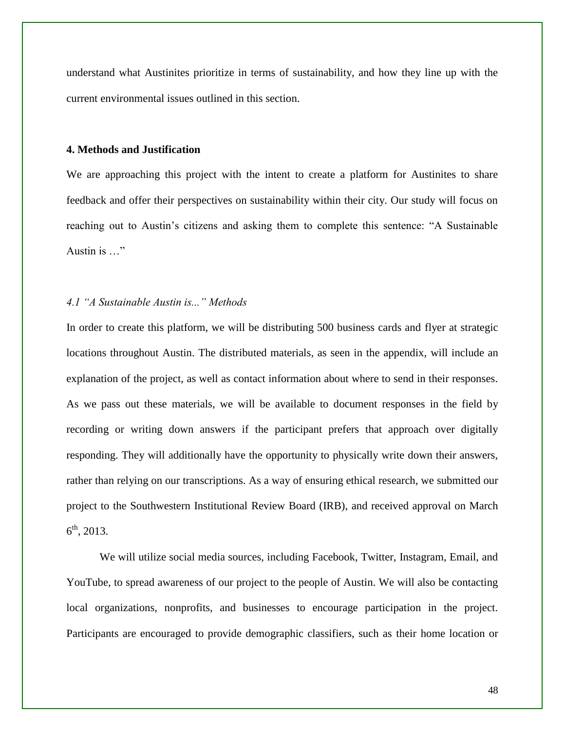understand what Austinites prioritize in terms of sustainability, and how they line up with the current environmental issues outlined in this section.

## 4. Methods and Justification

We are approaching this project with the intent to create a platform for Austinites to share feedback and offer their perspectives on sustainability within their city. Our study will focus on reaching out to Austin's citizens and asking them to complete this sentence: "A Sustainable Austin is …"

### *4.1 "A Sustainable Austin is..." Methods*

In order to create this platform, we will be distributing 500 business cards and flyer at strategic locations throughout Austin. The distributed materials, as seen in the appendix, will include an explanation of the project, as well as contact information about where to send in their responses. As we pass out these materials, we will be available to document responses in the field by recording or writing down answers if the participant prefers that approach over digitally responding. They will additionally have the opportunity to physically write down their answers, rather than relying on our transcriptions. As a way of ensuring ethical research, we submitted our project to the Southwestern Institutional Review Board (IRB), and received approval on March 6th, 2013.

We will utilize social media sources, including Facebook, Twitter, Instagram, Email, and YouTube, to spread awareness of our project to the people of Austin. We will also be contacting local organizations, nonprofits, and businesses to encourage participation in the project. Participants are encouraged to provide demographic classifiers, such as their home location or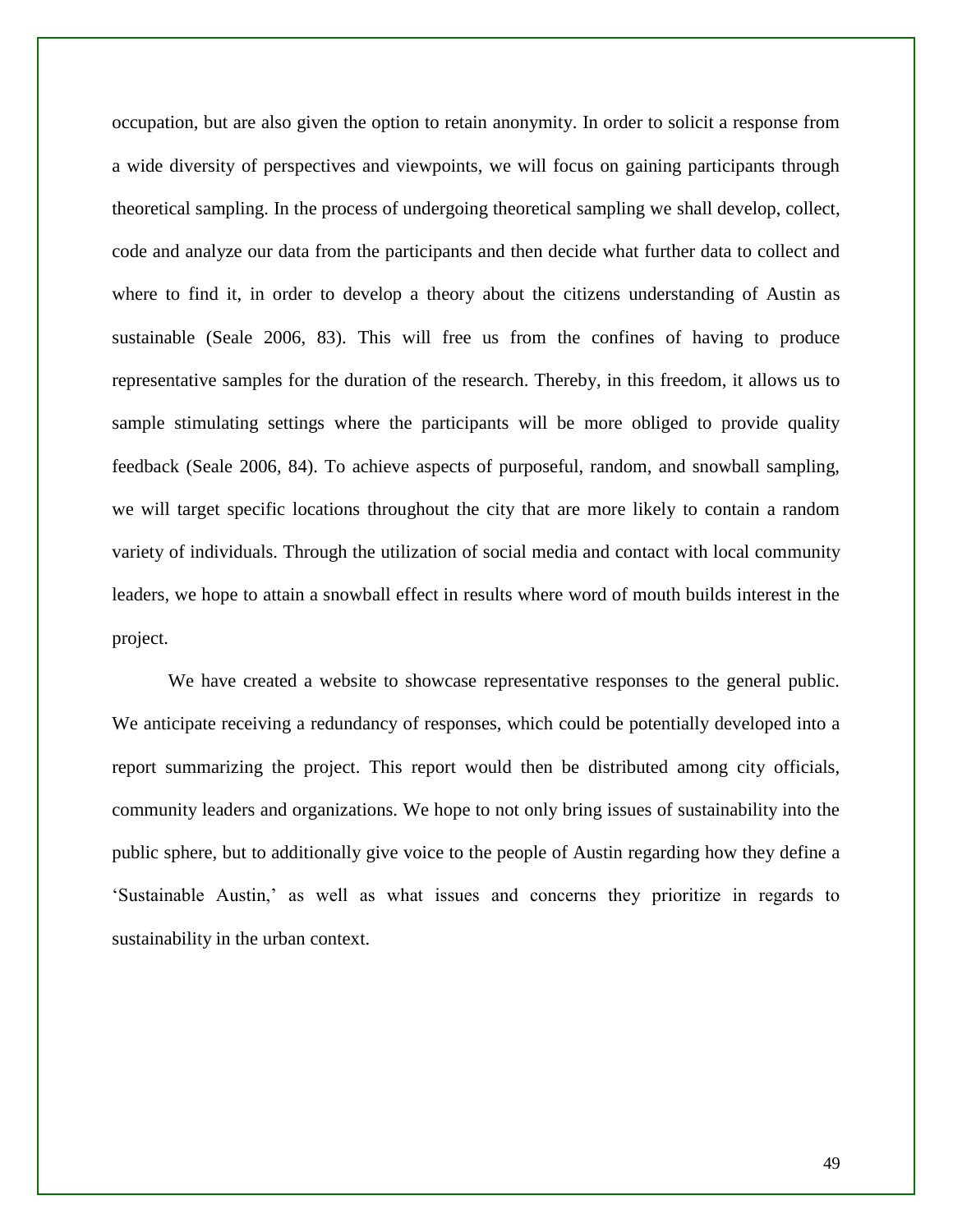occupation, but are also given the option to retain anonymity. In order to solicit a response from a wide diversity of perspectives and viewpoints, we will focus on gaining participants through theoretical sampling. In the process of undergoing theoretical sampling we shall develop, collect, code and analyze our data from the participants and then decide what further data to collect and where to find it, in order to develop a theory about the citizens understanding of Austin as sustainable (Seale 2006, 83). This will free us from the confines of having to produce representative samples for the duration of the research. Thereby, in this freedom, it allows us to sample stimulating settings where the participants will be more obliged to provide quality feedback (Seale 2006, 84). To achieve aspects of purposeful, random, and snowball sampling, we will target specific locations throughout the city that are more likely to contain a random variety of individuals. Through the utilization of social media and contact with local community leaders, we hope to attain a snowball effect in results where word of mouth builds interest in the project.

We have created a website to showcase representative responses to the general public. We anticipate receiving a redundancy of responses, which could be potentially developed into a report summarizing the project. This report would then be distributed among city officials, community leaders and organizations. We hope to not only bring issues of sustainability into the public sphere, but to additionally give voice to the people of Austin regarding how they define a 'Sustainable Austin,' as well as what issues and concerns they prioritize in regards to sustainability in the urban context.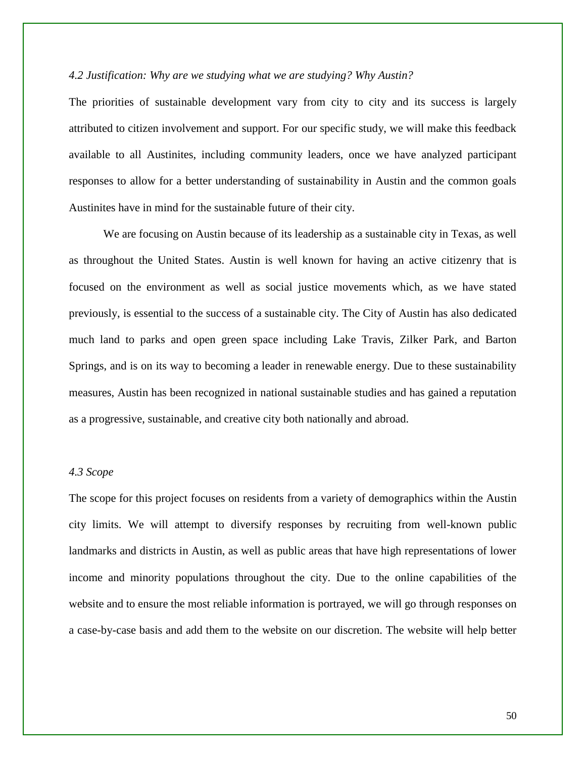*4.2 Justification: Why are we studying what we are studying? Why Austin?*

The priorities of sustainable development vary from city to city and its success is largely attributed to citizen involvement and support. For our specific study, we will make this feedback available to all Austinites, including community leaders, once we have analyzed participant responses to allow for a better understanding of sustainability in Austin and the common goals Austinites have in mind for the sustainable future of their city.

We are focusing on Austin because of its leadership as a sustainable city in Texas, as well as throughout the United States. Austin is well known for having an active citizenry that is focused on the environment as well as social justice movements which, as we have stated previously, is essential to the success of a sustainable city. The City of Austin has also dedicated much land to parks and open green space including Lake Travis, Zilker Park, and Barton Springs, and is on its way to becoming a leader in renewable energy. Due to these sustainability measures, Austin has been recognized in national sustainable studies and has gained a reputation as a progressive, sustainable, and creative city both nationally and abroad.

*4.3 Scope*

The scope for this project focuses on residents from a variety of demographics within the Austin city limits. We will attempt to diversify responses by recruiting from well-known public landmarks and districts in Austin, as well as public areas that have high representations of lower income and minority populations throughout the city. Due to the online capabilities of the website and to ensure the most reliable information is portrayed, we will go through responses on a case-by-case basis and add them to the website on our discretion. The website will help better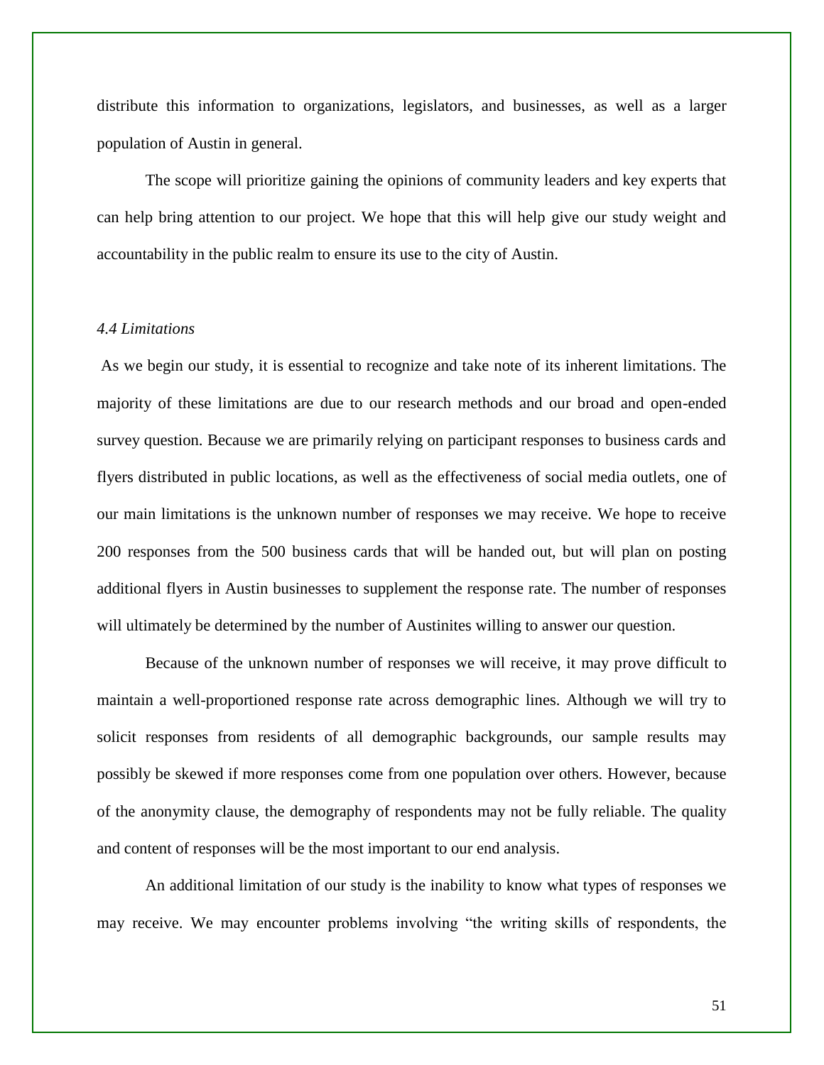distribute this information to organizations, legislators, and businesses, as well as a larger population of Austin in general.

The scope will prioritize gaining the opinions of community leaders and key experts that can help bring attention to our project. We hope that this will help give our study weight and accountability in the public realm to ensure its use to the city of Austin.

*4.4 Limitations*

As we begin our study, it is essential to recognize and take note of its inherent limitations. The majority of these limitations are due to our research methods and our broad and open-ended survey question. Because we are primarily relying on participant responses to business cards and flyers distributed in public locations, as well as the effectiveness of social media outlets, one of our main limitations is the unknown number of responses we may receive. We hope to receive 200 responses from the 500 business cards that will be handed out, but will plan on posting additional flyers in Austin businesses to supplement the response rate. The number of responses will ultimately be determined by the number of Austinites willing to answer our question.

Because of the unknown number of responses we will receive, it may prove difficult to maintain a well-proportioned response rate across demographic lines. Although we will try to solicit responses from residents of all demographic backgrounds, our sample results may possibly be skewed if more responses come from one population over others. However, because of the anonymity clause, the demography of respondents may not be fully reliable. The quality and content of responses will be the most important to our end analysis.

An additional limitation of our study is the inability to know what types of responses we may receive. We may encounter problems involving "the writing skills of respondents, the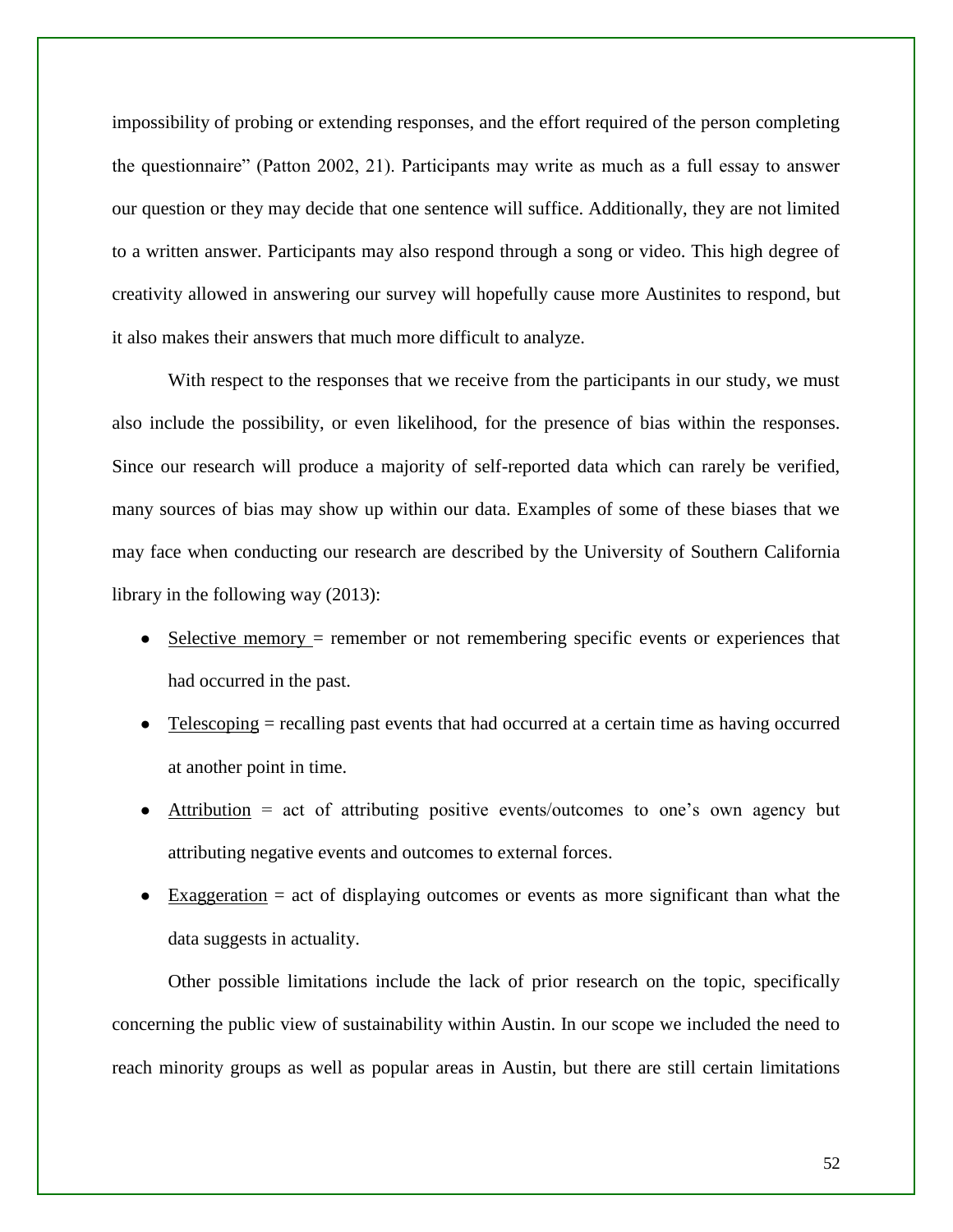impossibility of probing or extending responses, and the effort required of the person completing the questionnaire" (Patton 2002, 21). Participants may write as much as a full essay to answer our question or they may decide that one sentence will suffice. Additionally, they are not limited to a written answer. Participants may also respond through a song or video. This high degree of creativity allowed in answering our survey will hopefully cause more Austinites to respond, but it also makes their answers that much more difficult to analyze.

With respect to the responses that we receive from the participants in our study, we must also include the possibility, or even likelihood, for the presence of bias within the responses. Since our research will produce a majority of self-reported data which can rarely be verified, many sources of bias may show up within our data. Examples of some of these biases that we may face when conducting our research are described by the University of Southern California library in the following way (2013):

- Selective memory = remember or not remembering specific events or experiences that had occurred in the past.
- Telescoping = recalling past events that had occurred at a certain time as having occurred at another point in time.
- Attribution = act of attributing positive events/outcomes to one's own agency but attributing negative events and outcomes to external forces.
- Exaggeration = act of displaying outcomes or events as more significant than what the data suggests in actuality.

Other possible limitations include the lack of prior research on the topic, specifically concerning the public view of sustainability within Austin. In our scope we included the need to reach minority groups as well as popular areas in Austin, but there are still certain limitations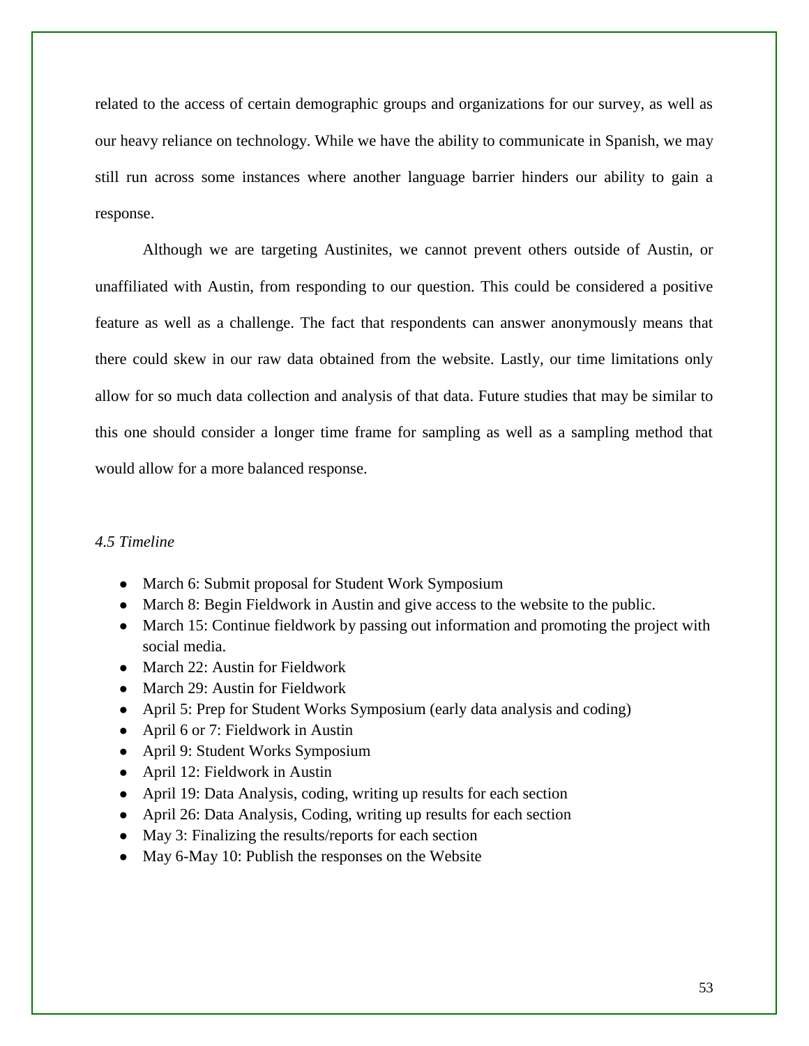related to the access of certain demographic groups and organizations for our survey, as well as our heavy reliance on technology. While we have the ability to communicate in Spanish, we may still run across some instances where another language barrier hinders our ability to gain a response.

Although we are targeting Austinites, we cannot prevent others outside of Austin, or unaffiliated with Austin, from responding to our question. This could be considered a positive feature as well as a challenge. The fact that respondents can answer anonymously means that there could skew in our raw data obtained from the website. Lastly, our time limitations only allow for so much data collection and analysis of that data. Future studies that may be similar to this one should consider a longer time frame for sampling as well as a sampling method that would allow for a more balanced response.

*4.5 Timeline*

- March 6: Submit proposal for Student Work Symposium
- March 8: Begin Fieldwork in Austin and give access to the website to the public.
- March 15: Continue fieldwork by passing out information and promoting the project with social media.
- March 22: Austin for Fieldwork
- March 29: Austin for Fieldwork
- April 5: Prep for Student Works Symposium (early data analysis and coding)
- April 6 or 7: Fieldwork in Austin
- April 9: Student Works Symposium
- April 12: Fieldwork in Austin
- April 19: Data Analysis, coding, writing up results for each section
- April 26: Data Analysis, Coding, writing up results for each section
- May 3: Finalizing the results/reports for each section
- May 6-May 10: Publish the responses on the Website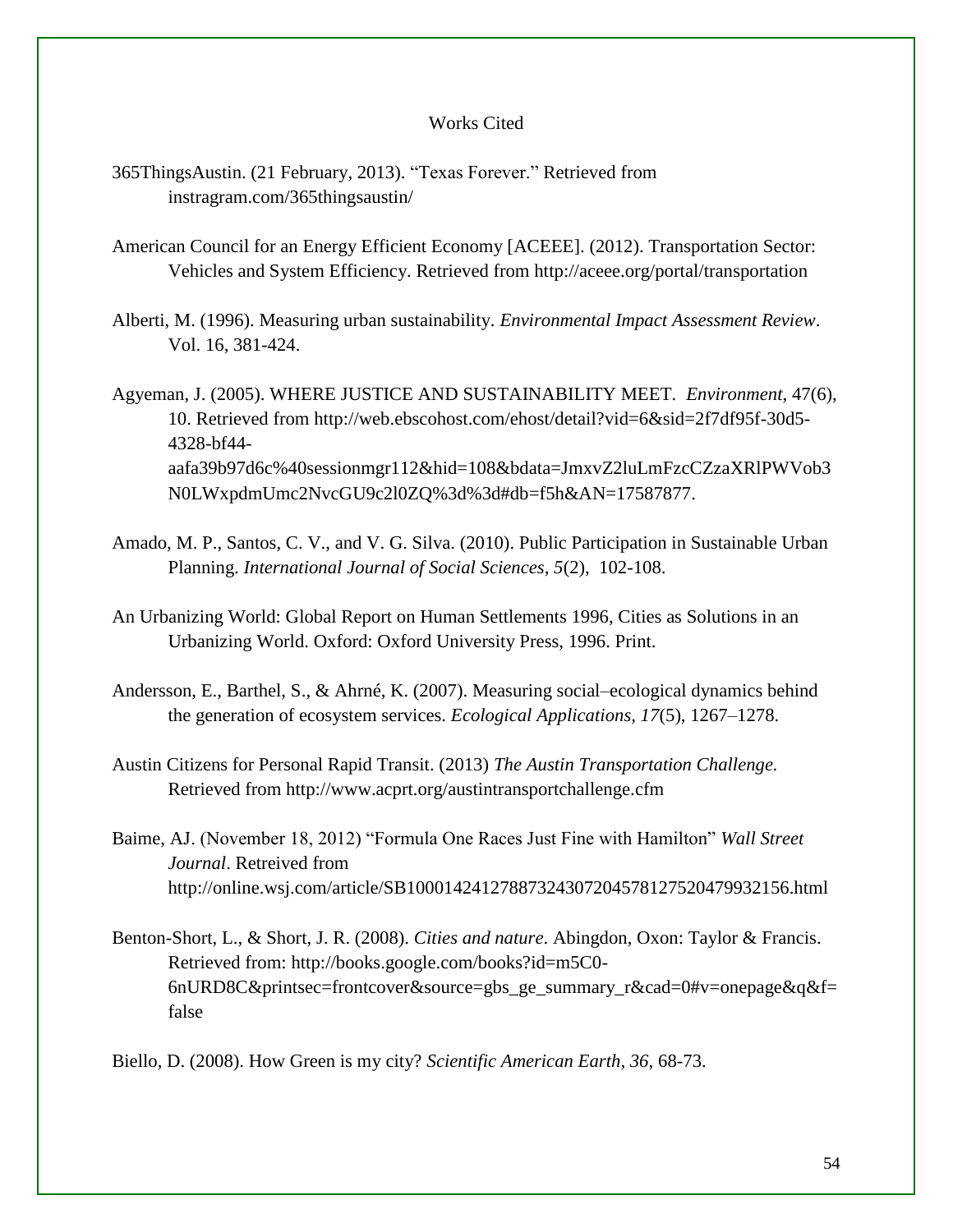# Works Cited

365ThingsAustin. (21 February, 2013). "Texas Forever." Retrieved from instragram.com/365thingsaustin/

American Council for an Energy Efficient Economy [ACEEE]. (2012). Transportation Sector: Vehicles and System Efficiency. Retrieved from http://aceee.org/portal/transportation

Alberti, M. (1996). Measuring urban sustainability. *Environmental Impact Assessment Review*. Vol. 16, 381-424.

Agyeman, J. (2005). WHERE JUSTICE AND SUSTAINABILITY MEET. *Environment*, 47(6), 10. Retrieved from http://web.ebscohost.com/ehost/detail?vid=6&sid=2f7df95f-30d5-4328-bf44-aafa39b97d6c%40sessionmgr112&hid=108&bdata=JmxvZ2luLmFzcCZzaXRlPWVob3N0LWxpdmUmc2NvcGU9c2l0ZQ%3d%3d#db=f5h&AN=17587877.

Amado, M. P., Santos, C. V., and V. G. Silva. (2010). Public Participation in Sustainable Urban Planning. *International Journal of Social Sciences*, *5*(2), 102-108.

An Urbanizing World: Global Report on Human Settlements 1996, Cities as Solutions in an Urbanizing World. Oxford: Oxford University Press, 1996. Print.

Andersson, E., Barthel, S., & Ahrné, K. (2007). Measuring social–ecological dynamics behind the generation of ecosystem services. *Ecological Applications*, *17*(5), 1267–1278.

Austin Citizens for Personal Rapid Transit. (2013) *The Austin Transportation Challenge.* Retrieved from http://www.acprt.org/austintransportchallenge.cfm

Baime, AJ. (November 18, 2012) "Formula One Races Just Fine with Hamilton" *Wall Street Journal*. Retreived from http://online.wsj.com/article/SB10001424127887324307204578127520479932156.html

Benton-Short, L., & Short, J. R. (2008). *Cities and nature*. Abingdon, Oxon: Taylor & Francis. Retrieved from: http://books.google.com/books?id=m5C0-6nURD8C&printsec=frontcover&source=gbs_ge_summary_r&cad=0#v=onepage&q&f=false

Biello, D. (2008). How Green is my city? *Scientific American Earth*, *36*, 68-73.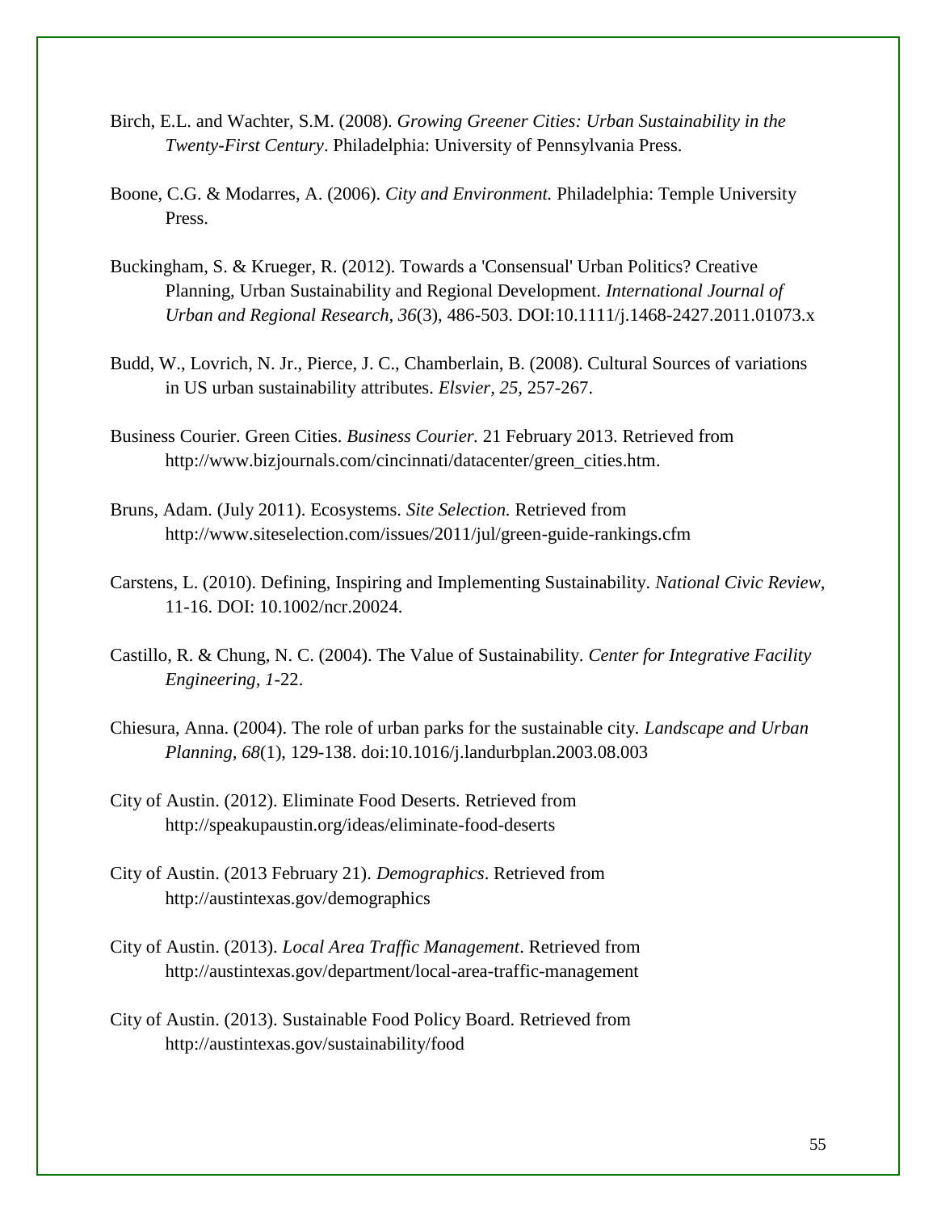Birch, E.L. and Wachter, S.M. (2008). *Growing Greener Cities: Urban Sustainability in the Twenty-First Century*. Philadelphia: University of Pennsylvania Press.

Boone, C.G. & Modarres, A. (2006). *City and Environment.* Philadelphia: Temple University Press.

Buckingham, S. & Krueger, R. (2012). Towards a 'Consensual' Urban Politics? Creative Planning, Urban Sustainability and Regional Development. *International Journal of Urban and Regional Research, 36*(3), 486-503. DOI:10.1111/j.1468-2427.2011.01073.x

Budd, W., Lovrich, N. Jr., Pierce, J. C., Chamberlain, B. (2008). Cultural Sources of variations in US urban sustainability attributes. *Elsvier, 25*, 257-267.

Business Courier. Green Cities. *Business Courier.* 21 February 2013. Retrieved from http://www.bizjournals.com/cincinnati/datacenter/green_cities.htm.

Bruns, Adam. (July 2011). Ecosystems. *Site Selection.* Retrieved from http://www.siteselection.com/issues/2011/jul/green-guide-rankings.cfm

Carstens, L. (2010). Defining, Inspiring and Implementing Sustainability. *National Civic Review,* 11-16. DOI: 10.1002/ncr.20024.

Castillo, R. & Chung, N. C. (2004). The Value of Sustainability. *Center for Integrative Facility Engineering, 1*-22.

Chiesura, Anna. (2004). The role of urban parks for the sustainable city. *Landscape and Urban Planning, 68*(1), 129-138. doi:10.1016/j.landurbplan.2003.08.003

City of Austin. (2012). Eliminate Food Deserts. Retrieved from http://speakupaustin.org/ideas/eliminate-food-deserts

City of Austin. (2013 February 21). *Demographics*. Retrieved from http://austintexas.gov/demographics

City of Austin. (2013). *Local Area Traffic Management*. Retrieved from http://austintexas.gov/department/local-area-traffic-management

City of Austin. (2013). Sustainable Food Policy Board. Retrieved from http://austintexas.gov/sustainability/food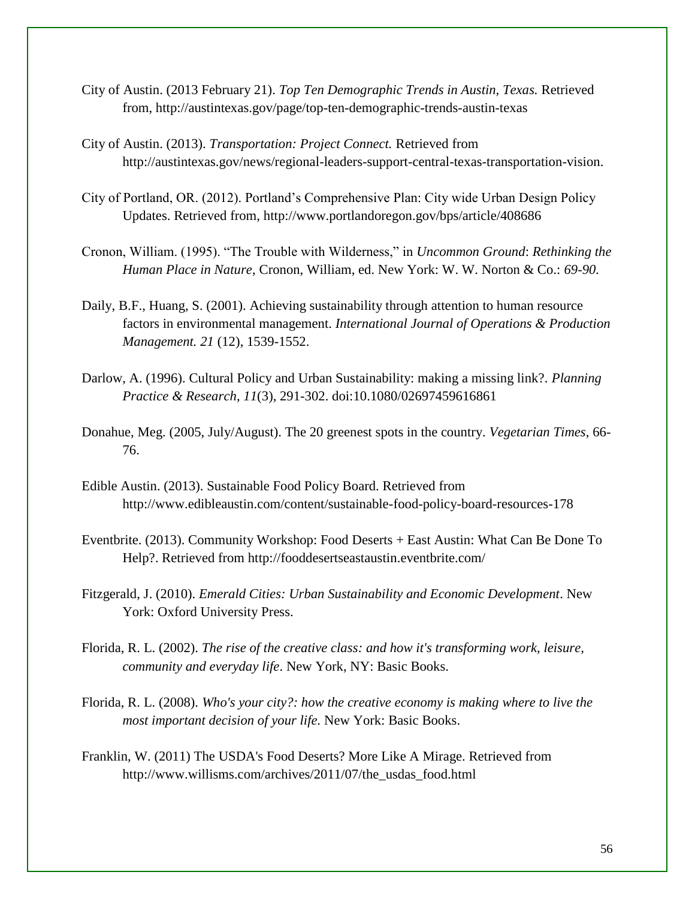City of Austin. (2013 February 21). *Top Ten Demographic Trends in Austin, Texas.* Retrieved from, http://austintexas.gov/page/top-ten-demographic-trends-austin-texas

City of Austin. (2013). *Transportation: Project Connect.* Retrieved from http://austintexas.gov/news/regional-leaders-support-central-texas-transportation-vision.

City of Portland, OR. (2012). Portland's Comprehensive Plan: City wide Urban Design Policy Updates. Retrieved from, http://www.portlandoregon.gov/bps/article/408686

Cronon, William. (1995). "The Trouble with Wilderness," in *Uncommon Ground*: *Rethinking the Human Place in Nature*, Cronon, William, ed. New York: W. W. Norton & Co.: *69-90.*

Daily, B.F., Huang, S. (2001). Achieving sustainability through attention to human resource factors in environmental management. *International Journal of Operations & Production Management. 21* (12), 1539-1552.

Darlow, A. (1996). Cultural Policy and Urban Sustainability: making a missing link?. *Planning Practice & Research*, *11*(3), 291-302. doi:10.1080/02697459616861

Donahue, Meg. (2005, July/August). The 20 greenest spots in the country. *Vegetarian Times*, 66-76.

Edible Austin. (2013). Sustainable Food Policy Board. Retrieved from http://www.edibleaustin.com/content/sustainable-food-policy-board-resources-178

Eventbrite. (2013). Community Workshop: Food Deserts + East Austin: What Can Be Done To Help?. Retrieved from http://fooddesertseastaustin.eventbrite.com/

Fitzgerald, J. (2010). *Emerald Cities: Urban Sustainability and Economic Development*. New York: Oxford University Press.

Florida, R. L. (2002). *The rise of the creative class: and how it's transforming work, leisure, community and everyday life*. New York, NY: Basic Books.

Florida, R. L. (2008). *Who's your city?: how the creative economy is making where to live the most important decision of your life.* New York: Basic Books.

Franklin, W. (2011) The USDA's Food Deserts? More Like A Mirage. Retrieved from http://www.willisms.com/archives/2011/07/the_usdas_food.html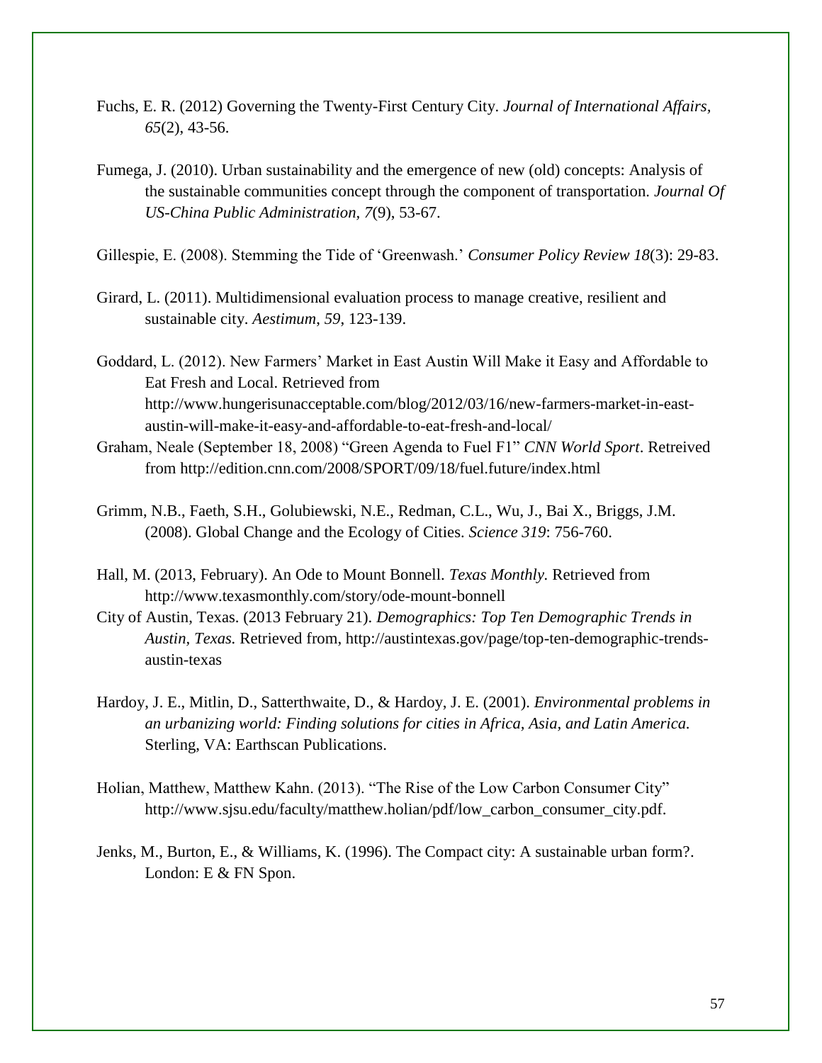Fuchs, E. R. (2012) Governing the Twenty-First Century City. *Journal of International Affairs, 65*(2), 43-56.

Fumega, J. (2010). Urban sustainability and the emergence of new (old) concepts: Analysis of the sustainable communities concept through the component of transportation. *Journal Of US-China Public Administration*, *7*(9), 53-67.

Gillespie, E. (2008). Stemming the Tide of 'Greenwash.' *Consumer Policy Review 18*(3): 29-83.

Girard, L. (2011). Multidimensional evaluation process to manage creative, resilient and sustainable city. *Aestimum*, *59*, 123-139.

Goddard, L. (2012). New Farmers' Market in East Austin Will Make it Easy and Affordable to Eat Fresh and Local. Retrieved from http://www.hungerisunacceptable.com/blog/2012/03/16/new-farmers-market-in-east-austin-will-make-it-easy-and-affordable-to-eat-fresh-and-local/

Graham, Neale (September 18, 2008) "Green Agenda to Fuel F1" *CNN World Sport*. Retreived from http://edition.cnn.com/2008/SPORT/09/18/fuel.future/index.html

Grimm, N.B., Faeth, S.H., Golubiewski, N.E., Redman, C.L., Wu, J., Bai X., Briggs, J.M. (2008). Global Change and the Ecology of Cities. *Science 319*: 756-760.

Hall, M. (2013, February). An Ode to Mount Bonnell. *Texas Monthly.* Retrieved from http://www.texasmonthly.com/story/ode-mount-bonnell

City of Austin, Texas. (2013 February 21). *Demographics: Top Ten Demographic Trends in Austin, Texas.* Retrieved from, http://austintexas.gov/page/top-ten-demographic-trends-austin-texas

Hardoy, J. E., Mitlin, D., Satterthwaite, D., & Hardoy, J. E. (2001). *Environmental problems in an urbanizing world: Finding solutions for cities in Africa, Asia, and Latin America.* Sterling, VA: Earthscan Publications.

Holian, Matthew, Matthew Kahn. (2013). "The Rise of the Low Carbon Consumer City" http://www.sjsu.edu/faculty/matthew.holian/pdf/low_carbon_consumer_city.pdf.

Jenks, M., Burton, E., & Williams, K. (1996). The Compact city: A sustainable urban form?. London: E & FN Spon.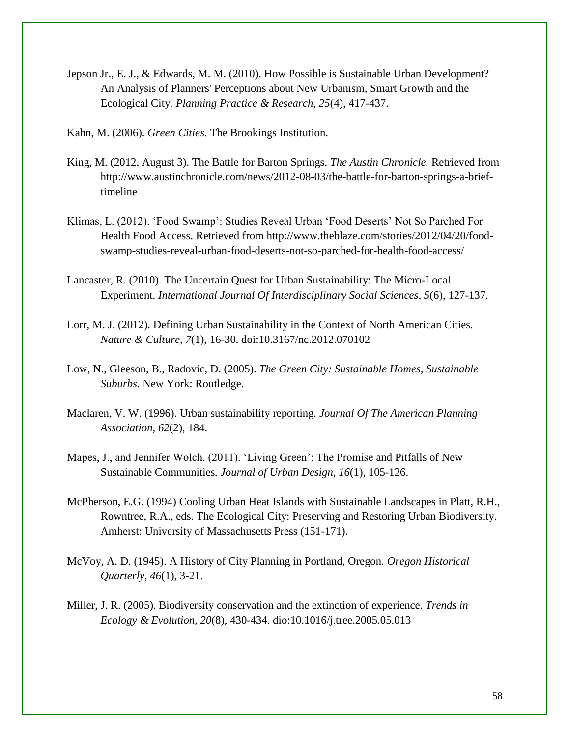Jepson Jr., E. J., & Edwards, M. M. (2010). How Possible is Sustainable Urban Development? An Analysis of Planners' Perceptions about New Urbanism, Smart Growth and the Ecological City. *Planning Practice & Research*, *25*(4), 417-437.

Kahn, M. (2006). *Green Cities*. The Brookings Institution.

King, M. (2012, August 3). The Battle for Barton Springs. *The Austin Chronicle.* Retrieved from http://www.austinchronicle.com/news/2012-08-03/the-battle-for-barton-springs-a-brief-timeline

Klimas, L. (2012). 'Food Swamp': Studies Reveal Urban 'Food Deserts' Not So Parched For Health Food Access. Retrieved from http://www.theblaze.com/stories/2012/04/20/food-swamp-studies-reveal-urban-food-deserts-not-so-parched-for-health-food-access/

Lancaster, R. (2010). The Uncertain Quest for Urban Sustainability: The Micro-Local Experiment. *International Journal Of Interdisciplinary Social Sciences*, *5*(6), 127-137.

Lorr, M. J. (2012). Defining Urban Sustainability in the Context of North American Cities. *Nature & Culture*, *7*(1), 16-30. doi:10.3167/nc.2012.070102

Low, N., Gleeson, B., Radovic, D. (2005). *The Green City: Sustainable Homes, Sustainable Suburbs*. New York: Routledge.

Maclaren, V. W. (1996). Urban sustainability reporting. *Journal Of The American Planning Association*, *62*(2), 184.

Mapes, J., and Jennifer Wolch. (2011). 'Living Green': The Promise and Pitfalls of New Sustainable Communities. *Journal of Urban Design*, *16*(1), 105-126.

McPherson, E.G. (1994) Cooling Urban Heat Islands with Sustainable Landscapes in Platt, R.H., Rowntree, R.A., eds. The Ecological City: Preserving and Restoring Urban Biodiversity. Amherst: University of Massachusetts Press (151-171).

McVoy, A. D. (1945). A History of City Planning in Portland, Oregon. *Oregon Historical Quarterly*, *46*(1), 3-21.

Miller, J. R. (2005). Biodiversity conservation and the extinction of experience. *Trends in Ecology & Evolution*, *20*(8), 430-434. dio:10.1016/j.tree.2005.05.013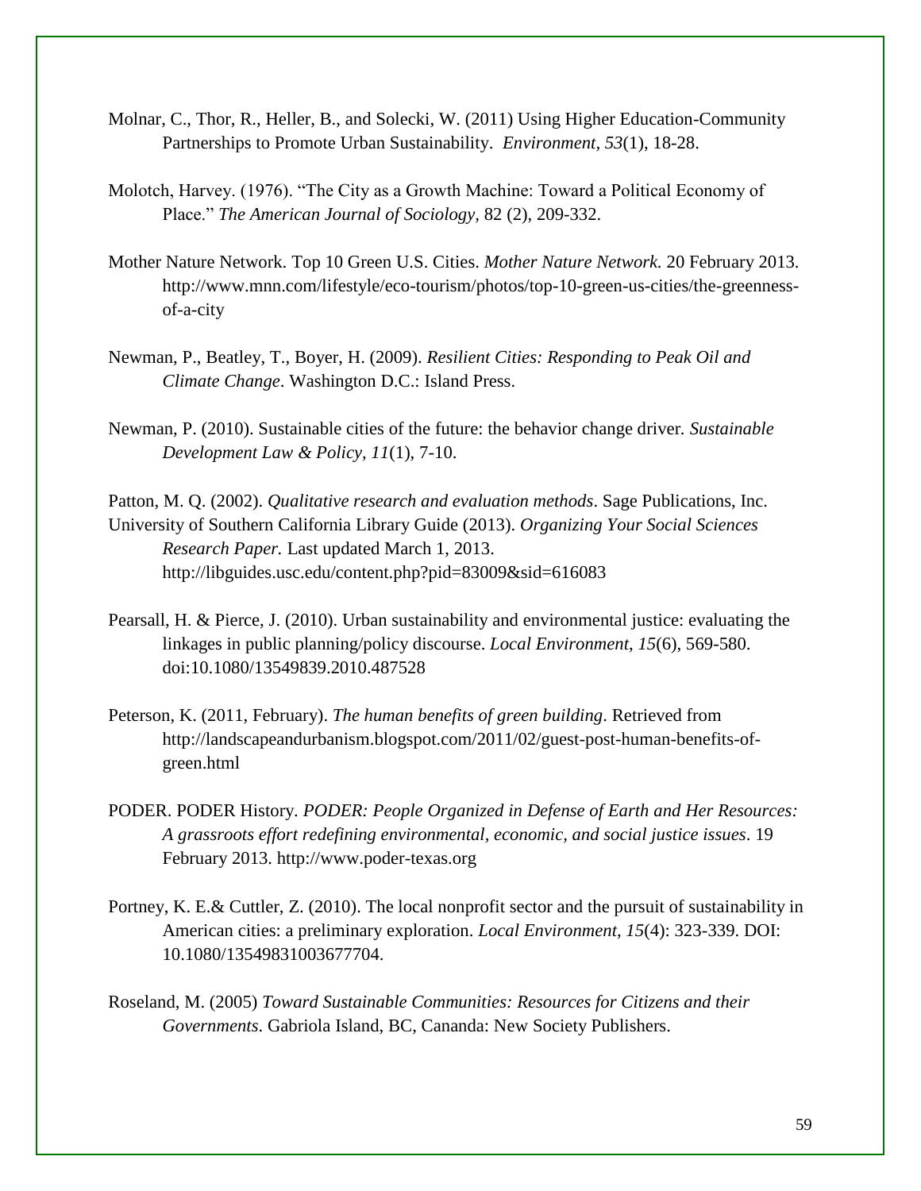Molnar, C., Thor, R., Heller, B., and Solecki, W. (2011) Using Higher Education-Community Partnerships to Promote Urban Sustainability. *Environment*, *53*(1), 18-28.

Molotch, Harvey. (1976). "The City as a Growth Machine: Toward a Political Economy of Place." *The American Journal of Sociology,* 82 (2), 209-332.

Mother Nature Network. Top 10 Green U.S. Cities. *Mother Nature Network.* 20 February 2013. http://www.mnn.com/lifestyle/eco-tourism/photos/top-10-green-us-cities/the-greenness-of-a-city

Newman, P., Beatley, T., Boyer, H. (2009). *Resilient Cities: Responding to Peak Oil and Climate Change*. Washington D.C.: Island Press.

Newman, P. (2010). Sustainable cities of the future: the behavior change driver. *Sustainable Development Law & Policy*, *11*(1), 7-10.

Patton, M. Q. (2002). *Qualitative research and evaluation methods*. Sage Publications, Inc.

University of Southern California Library Guide (2013). *Organizing Your Social Sciences Research Paper.* Last updated March 1, 2013. http://libguides.usc.edu/content.php?pid=83009&sid=616083

Pearsall, H. & Pierce, J. (2010). Urban sustainability and environmental justice: evaluating the linkages in public planning/policy discourse. *Local Environment*, *15*(6), 569-580. doi:10.1080/13549839.2010.487528

Peterson, K. (2011, February). *The human benefits of green building*. Retrieved from http://landscapeandurbanism.blogspot.com/2011/02/guest-post-human-benefits-of-green.html

PODER. PODER History. *PODER: People Organized in Defense of Earth and Her Resources: A grassroots effort redefining environmental, economic, and social justice issues*. 19 February 2013. http://www.poder-texas.org

Portney, K. E.& Cuttler, Z. (2010). The local nonprofit sector and the pursuit of sustainability in American cities: a preliminary exploration. *Local Environment, 15*(4): 323-339. DOI: 10.1080/13549831003677704.

Roseland, M. (2005) *Toward Sustainable Communities: Resources for Citizens and their Governments*. Gabriola Island, BC, Cananda: New Society Publishers.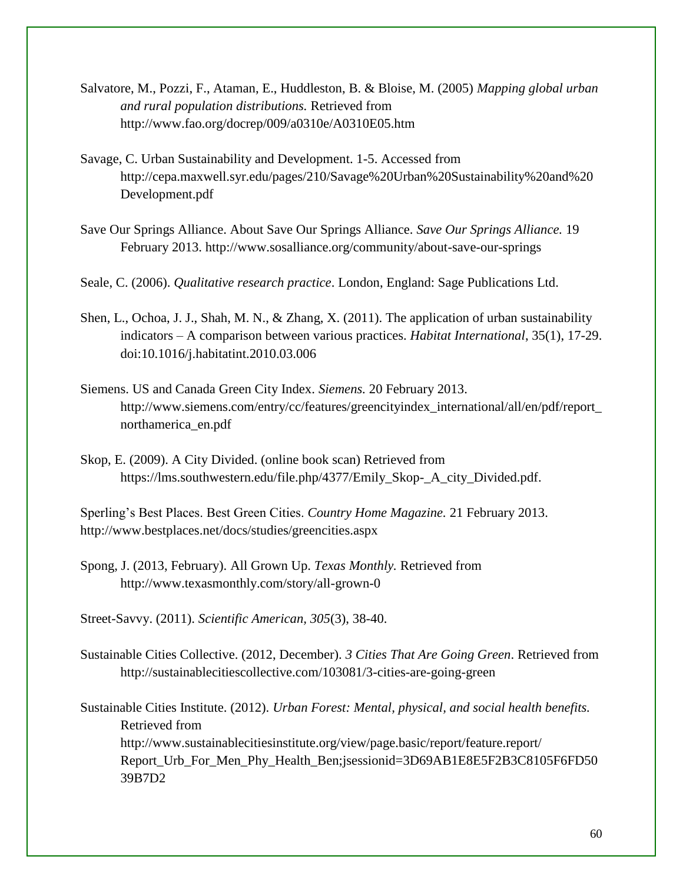Salvatore, M., Pozzi, F., Ataman, E., Huddleston, B. & Bloise, M. (2005) *Mapping global urban and rural population distributions.* Retrieved from http://www.fao.org/docrep/009/a0310e/A0310E05.htm

Savage, C. Urban Sustainability and Development. 1-5. Accessed from http://cepa.maxwell.syr.edu/pages/210/Savage%20Urban%20Sustainability%20and%20Development.pdf

Save Our Springs Alliance. About Save Our Springs Alliance. *Save Our Springs Alliance.* 19 February 2013. http://www.sosalliance.org/community/about-save-our-springs

Seale, C. (2006). *Qualitative research practice*. London, England: Sage Publications Ltd.

Shen, L., Ochoa, J. J., Shah, M. N., & Zhang, X. (2011). The application of urban sustainability indicators – A comparison between various practices. *Habitat International*, 35(1), 17-29. doi:10.1016/j.habitatint.2010.03.006

Siemens. US and Canada Green City Index. *Siemens.* 20 February 2013. http://www.siemens.com/entry/cc/features/greencityindex_international/all/en/pdf/report_northamerica_en.pdf

Skop, E. (2009). A City Divided. (online book scan) Retrieved from https://lms.southwestern.edu/file.php/4377/Emily_Skop-_A_city_Divided.pdf.

Sperling's Best Places. Best Green Cities. *Country Home Magazine.* 21 February 2013. http://www.bestplaces.net/docs/studies/greencities.aspx

Spong, J. (2013, February). All Grown Up. *Texas Monthly.* Retrieved from http://www.texasmonthly.com/story/all-grown-0

Street-Savvy. (2011). *Scientific American, 305*(3), 38-40.

Sustainable Cities Collective. (2012, December). *3 Cities That Are Going Green*. Retrieved from http://sustainablecitiescollective.com/103081/3-cities-are-going-green

Sustainable Cities Institute. (2012). *Urban Forest: Mental, physical, and social health benefits.* Retrieved from http://www.sustainablecitiesinstitute.org/view/page.basic/report/feature.report/Report_Urb_For_Men_Phy_Health_Ben;jsessionid=3D69AB1E8E5F2B3C8105F6FD5039B7D2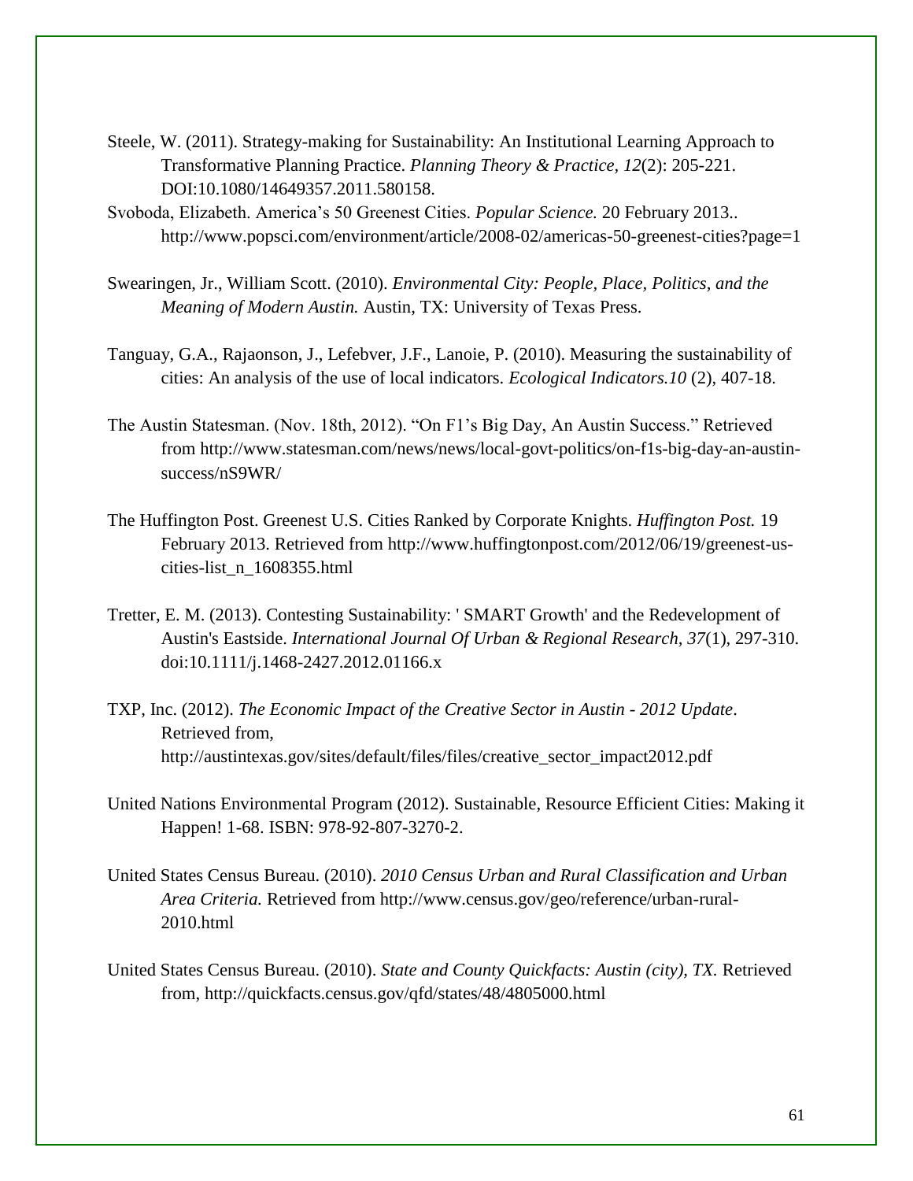Steele, W. (2011). Strategy-making for Sustainability: An Institutional Learning Approach to Transformative Planning Practice. *Planning Theory & Practice, 12*(2): 205-221. DOI:10.1080/14649357.2011.580158.

Svoboda, Elizabeth. America's 50 Greenest Cities. *Popular Science.* 20 February 2013.. http://www.popsci.com/environment/article/2008-02/americas-50-greenest-cities?page=1

Swearingen, Jr., William Scott. (2010). *Environmental City: People, Place, Politics, and the Meaning of Modern Austin.* Austin, TX: University of Texas Press.

Tanguay, G.A., Rajaonson, J., Lefebver, J.F., Lanoie, P. (2010). Measuring the sustainability of cities: An analysis of the use of local indicators. *Ecological Indicators.10* (2), 407-18.

The Austin Statesman. (Nov. 18th, 2012). "On F1's Big Day, An Austin Success." Retrieved from http://www.statesman.com/news/news/local-govt-politics/on-f1s-big-day-an-austin-success/nS9WR/

The Huffington Post. Greenest U.S. Cities Ranked by Corporate Knights. *Huffington Post.* 19 February 2013. Retrieved from http://www.huffingtonpost.com/2012/06/19/greenest-us-cities-list_n_1608355.html

Tretter, E. M. (2013). Contesting Sustainability: ' SMART Growth' and the Redevelopment of Austin's Eastside. *International Journal Of Urban & Regional Research*, *37*(1), 297-310. doi:10.1111/j.1468-2427.2012.01166.x

TXP, Inc. (2012). *The Economic Impact of the Creative Sector in Austin - 2012 Update*. Retrieved from, http://austintexas.gov/sites/default/files/files/creative_sector_impact2012.pdf

United Nations Environmental Program (2012). Sustainable, Resource Efficient Cities: Making it Happen! 1-68. ISBN: 978-92-807-3270-2.

United States Census Bureau. (2010). *2010 Census Urban and Rural Classification and Urban Area Criteria.* Retrieved from http://www.census.gov/geo/reference/urban-rural-2010.html

United States Census Bureau. (2010). *State and County Quickfacts: Austin (city), TX*. Retrieved from, http://quickfacts.census.gov/qfd/states/48/4805000.html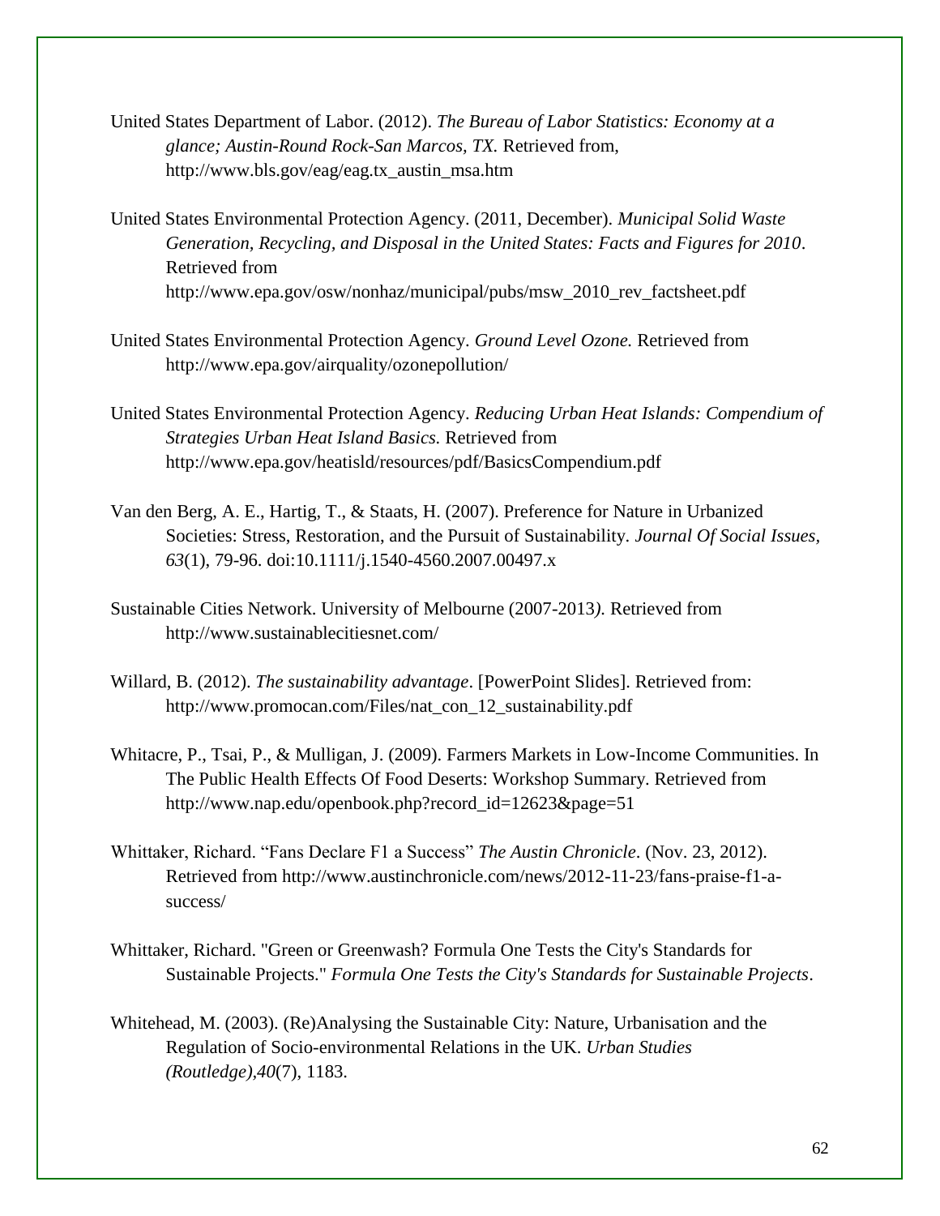United States Department of Labor. (2012). *The Bureau of Labor Statistics: Economy at a glance; Austin-Round Rock-San Marcos, TX.* Retrieved from, http://www.bls.gov/eag/eag.tx_austin_msa.htm

United States Environmental Protection Agency. (2011, December). *Municipal Solid Waste Generation, Recycling, and Disposal in the United States: Facts and Figures for 2010*. Retrieved from http://www.epa.gov/osw/nonhaz/municipal/pubs/msw_2010_rev_factsheet.pdf

United States Environmental Protection Agency. *Ground Level Ozone.* Retrieved from http://www.epa.gov/airquality/ozonepollution/

United States Environmental Protection Agency. *Reducing Urban Heat Islands: Compendium of Strategies Urban Heat Island Basics.* Retrieved from http://www.epa.gov/heatisld/resources/pdf/BasicsCompendium.pdf

Van den Berg, A. E., Hartig, T., & Staats, H. (2007). Preference for Nature in Urbanized Societies: Stress, Restoration, and the Pursuit of Sustainability. *Journal Of Social Issues, 63*(1), 79-96. doi:10.1111/j.1540-4560.2007.00497.x

Sustainable Cities Network. University of Melbourne (2007-2013*).* Retrieved from http://www.sustainablecitiesnet.com/

Willard, B. (2012). *The sustainability advantage*. [PowerPoint Slides]. Retrieved from: http://www.promocan.com/Files/nat_con_12_sustainability.pdf

Whitacre, P., Tsai, P., & Mulligan, J. (2009). Farmers Markets in Low-Income Communities. In The Public Health Effects Of Food Deserts: Workshop Summary. Retrieved from http://www.nap.edu/openbook.php?record_id=12623&page=51

Whittaker, Richard. "Fans Declare F1 a Success" *The Austin Chronicle*. (Nov. 23, 2012). Retrieved from http://www.austinchronicle.com/news/2012-11-23/fans-praise-f1-a-success/

Whittaker, Richard. "Green or Greenwash? Formula One Tests the City's Standards for Sustainable Projects." *Formula One Tests the City's Standards for Sustainable Projects*.

Whitehead, M. (2003). (Re)Analysing the Sustainable City: Nature, Urbanisation and the Regulation of Socio-environmental Relations in the UK. *Urban Studies (Routledge),40*(7), 1183.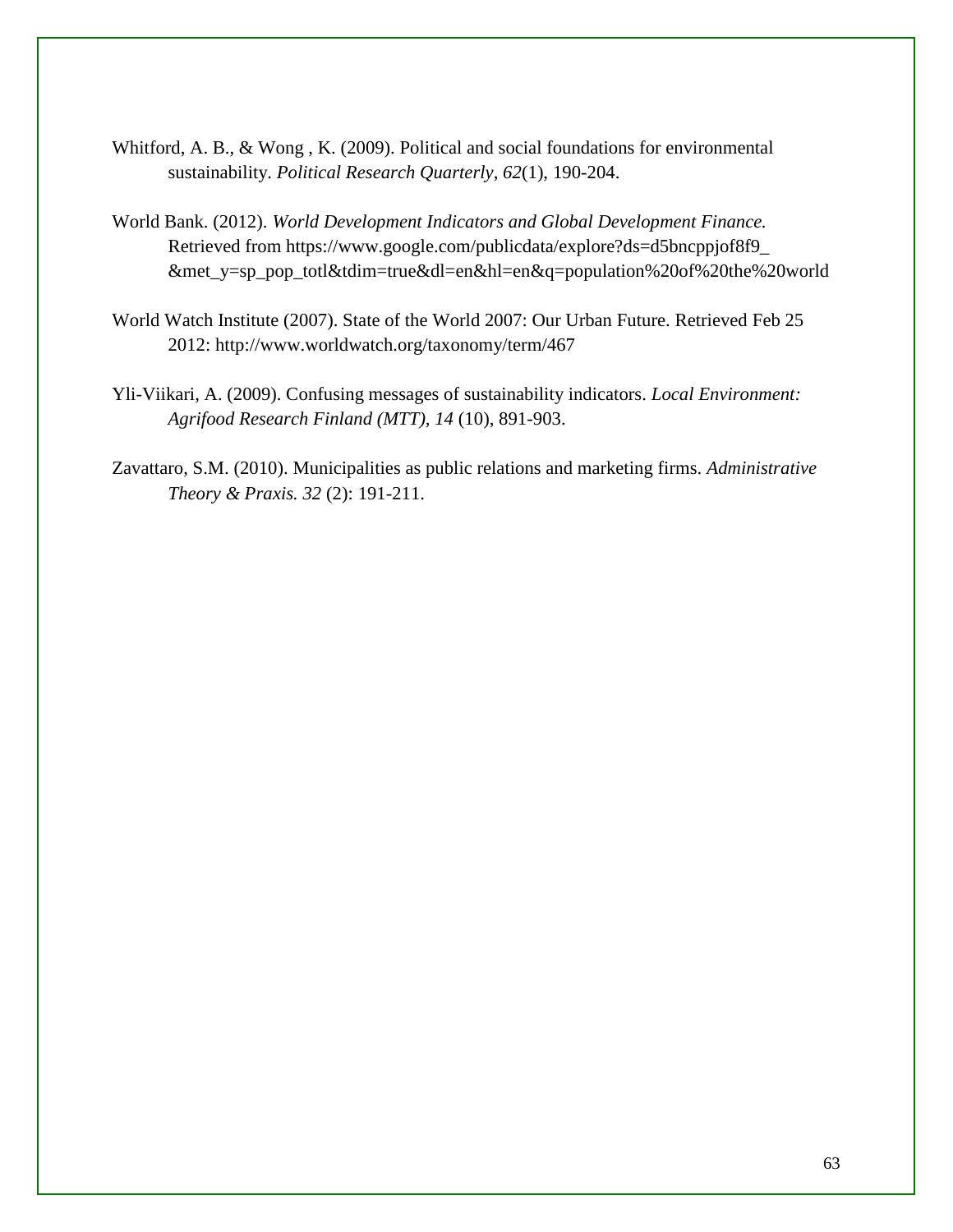Whitford, A. B., & Wong , K. (2009). Political and social foundations for environmental sustainability. *Political Research Quarterly*, *62*(1), 190-204.

World Bank. (2012). *World Development Indicators and Global Development Finance.* Retrieved from https://www.google.com/publicdata/explore?ds=d5bncppjof8f9_ &met_y=sp_pop_totl&tdim=true&dl=en&hl=en&q=population%20of%20the%20world

World Watch Institute (2007). State of the World 2007: Our Urban Future. Retrieved Feb 25 2012: http://www.worldwatch.org/taxonomy/term/467

Yli-Viikari, A. (2009). Confusing messages of sustainability indicators. *Local Environment: Agrifood Research Finland (MTT), 14* (10), 891-903.

Zavattaro, S.M. (2010). Municipalities as public relations and marketing firms. *Administrative Theory & Praxis. 32* (2): 191-211.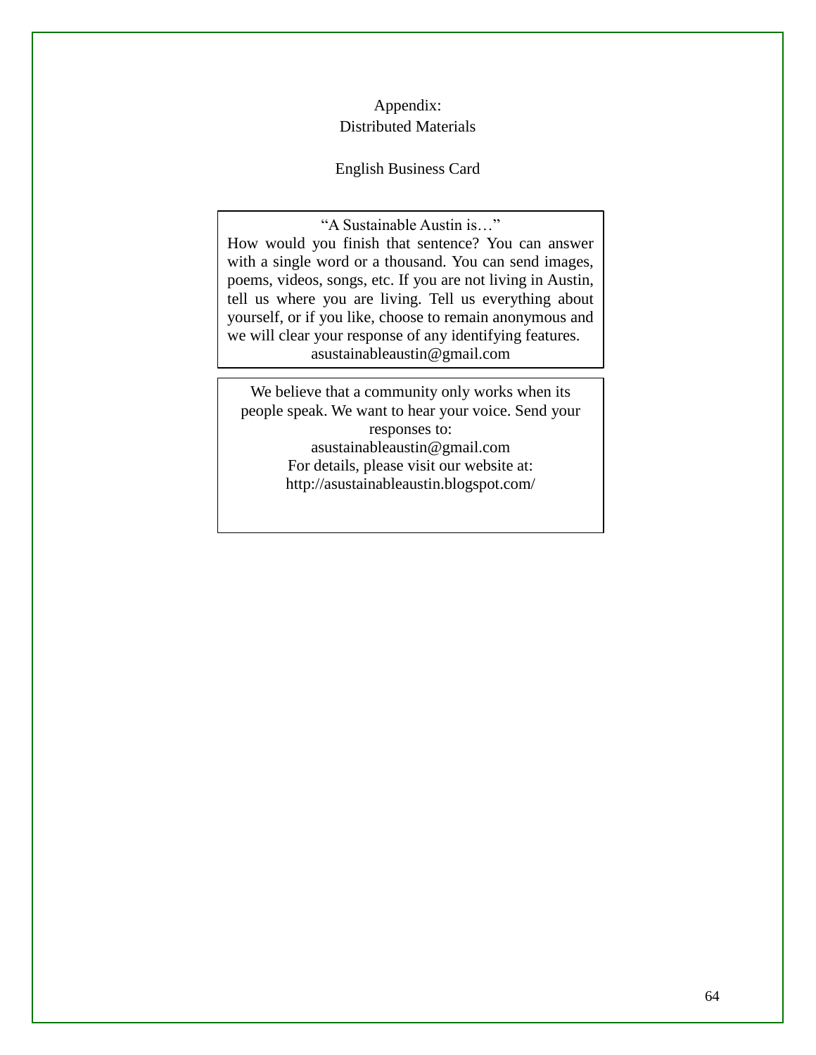# Appendix:
# Distributed Materials

## English Business Card

"A Sustainable Austin is…"

How would you finish that sentence? You can answer with a single word or a thousand. You can send images, poems, videos, songs, etc. If you are not living in Austin, tell us where you are living. Tell us everything about yourself, or if you like, choose to remain anonymous and we will clear your response of any identifying features.

asustainableaustin@gmail.com

---

We believe that a community only works when its people speak. We want to hear your voice. Send your responses to:

asustainableaustin@gmail.com

For details, please visit our website at:

http://asustainableaustin.blogspot.com/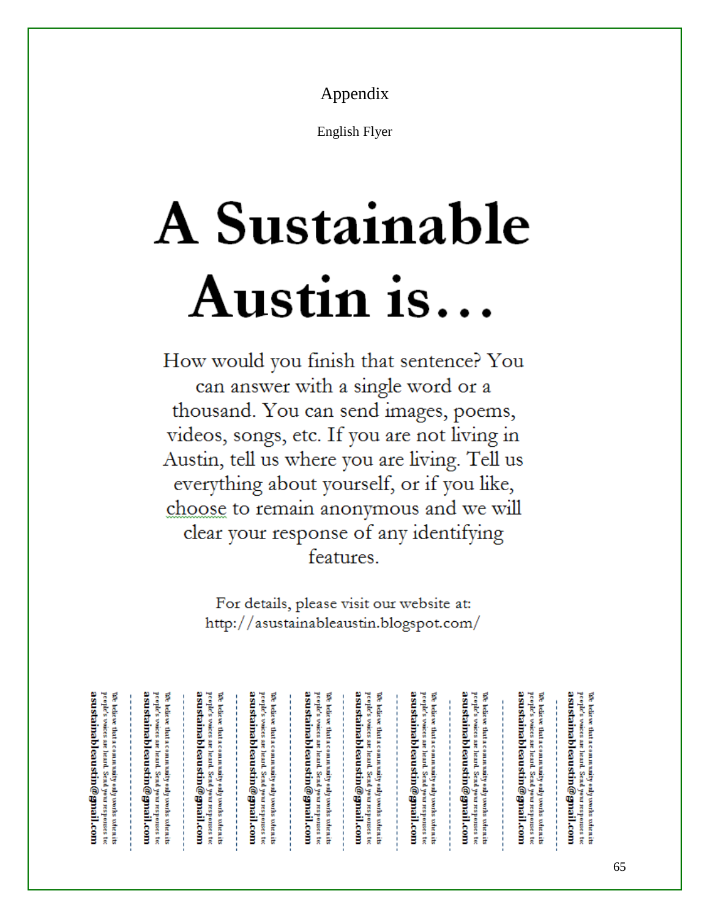# Appendix

## English Flyer

# A Sustainable Austin is…

How would you finish that sentence? You can answer with a single word or a thousand. You can send images, poems, videos, songs, etc. If you are not living in Austin, tell us where you are living. Tell us everything about yourself, or if you like, choose to remain anonymous and we will clear your response of any identifying features.

For details, please visit our website at:
http://asustainableaustin.blogspot.com/

We believe that a community only works when its people's voices are heard. Send you responses to: **asustainableaustin@gmail.com**

We believe that a community only works when its people's voices are heard. Send you responses to: **asustainableaustin@gmail.com**

We believe that a community only works when its people's voices are heard. Send you responses to: **asustainableaustin@gmail.com**

We believe that a community only works when its people's voices are heard. Send you responses to: **asustainableaustin@gmail.com**

We believe that a community only works when its people's voices are heard. Send you responses to: **asustainableaustin@gmail.com**

We believe that a community only works when its people's voices are heard. Send you responses to: **asustainableaustin@gmail.com**

We believe that a community only works when its people's voices are heard. Send you responses to: **asustainableaustin@gmail.com**

We believe that a community only works when its people's voices are heard. Send you responses to: **asustainableaustin@gmail.com**

We believe that a community only works when its people's voices are heard. Send you responses to: **asustainableaustin@gmail.com**

We believe that a community only works when its people's voices are heard. Send you responses to: **asustainableaustin@gmail.com**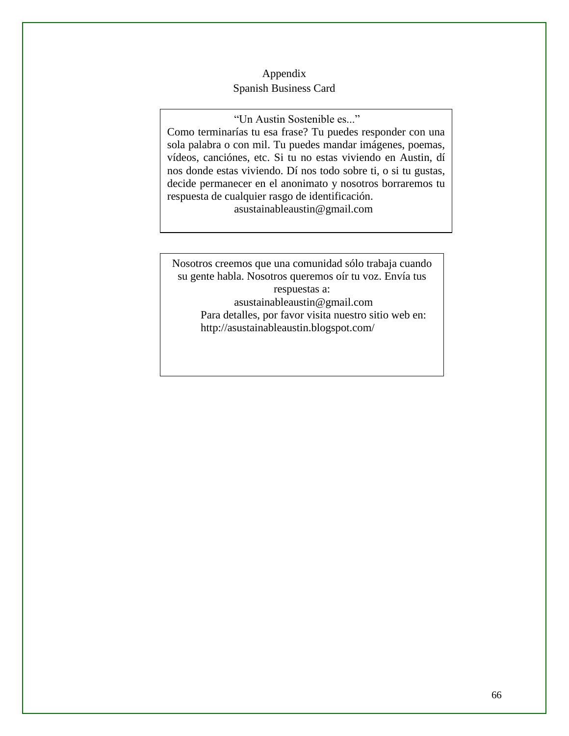# Appendix

## Spanish Business Card

"Un Austin Sostenible es..."

Como terminarías tu esa frase? Tu puedes responder con una sola palabra o con mil. Tu puedes mandar imágenes, poemas, vídeos, canciónes, etc. Si tu no estas viviendo en Austin, dí nos donde estas viviendo. Dí nos todo sobre ti, o si tu gustas, decide permanecer en el anonimato y nosotros borraremos tu respuesta de cualquier rasgo de identificación.

asustainableaustin@gmail.com

Nosotros creemos que una comunidad sólo trabaja cuando su gente habla. Nosotros queremos oír tu voz. Envía tus respuestas a:

asustainableaustin@gmail.com

Para detalles, por favor visita nuestro sitio web en:
http://asustainableaustin.blogspot.com/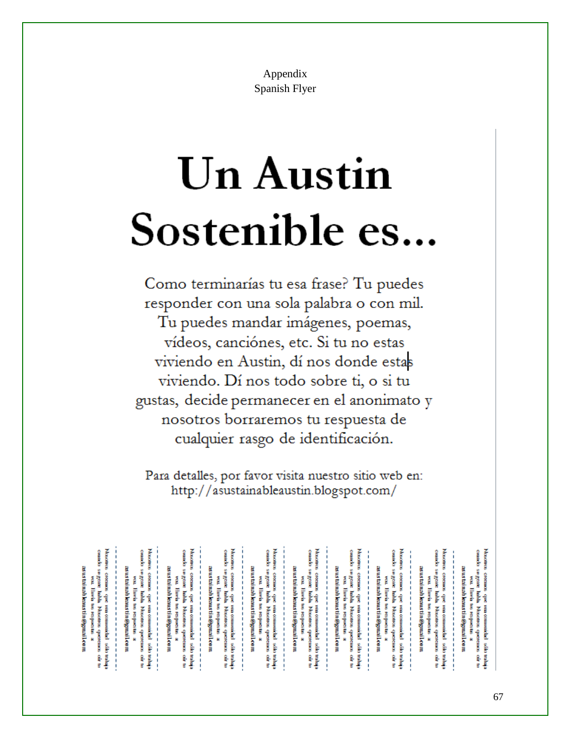Appendix
Spanish Flyer

# Un Austin Sostenible es...

Como terminarías tu esa frase? Tu puedes responder con una sola palabra o con mil. Tu puedes mandar imágenes, poemas, vídeos, canciónes, etc. Si tu no estas viviendo en Austin, dí nos donde estas viviendo. Dí nos todo sobre ti, o si tu gustas, decide permanecer en el anonimato y nosotros borraremos tu respuesta de cualquier rasgo de identificación.

Para detalles, por favor visita nuestro sitio web en:
http://asustainableaustin.blogspot.com/

Nosotros creemos que una comunidad sólo trabaja cuando su gente habla. Nosotros queremos oír tu voz. Envía tus respuestas a: asustainableaustin@gmail.com

Nosotros creemos que una comunidad sólo trabaja cuando su gente habla. Nosotros queremos oír tu voz. Envía tus respuestas a: asustainableaustin@gmail.com

Nosotros creemos que una comunidad sólo trabaja cuando su gente habla. Nosotros queremos oír tu voz. Envía tus respuestas a: asustainableaustin@gmail.com

Nosotros creemos que una comunidad sólo trabaja cuando su gente habla. Nosotros queremos oír tu voz. Envía tus respuestas a: asustainableaustin@gmail.com

Nosotros creemos que una comunidad sólo trabaja cuando su gente habla. Nosotros queremos oír tu voz. Envía tus respuestas a: asustainableaustin@gmail.com

Nosotros creemos que una comunidad sólo trabaja cuando su gente habla. Nosotros queremos oír tu voz. Envía tus respuestas a: asustainableaustin@gmail.com

Nosotros creemos que una comunidad sólo trabaja cuando su gente habla. Nosotros queremos oír tu voz. Envía tus respuestas a: asustainableaustin@gmail.com

Nosotros creemos que una comunidad sólo trabaja cuando su gente habla. Nosotros queremos oír tu voz. Envía tus respuestas a: asustainableaustin@gmail.com

Nosotros creemos que una comunidad sólo trabaja cuando su gente habla. Nosotros queremos oír tu voz. Envía tus respuestas a: asustainableaustin@gmail.com

Nosotros creemos que una comunidad sólo trabaja cuando su gente habla. Nosotros queremos oír tu voz. Envía tus respuestas a: asustainableaustin@gmail.com